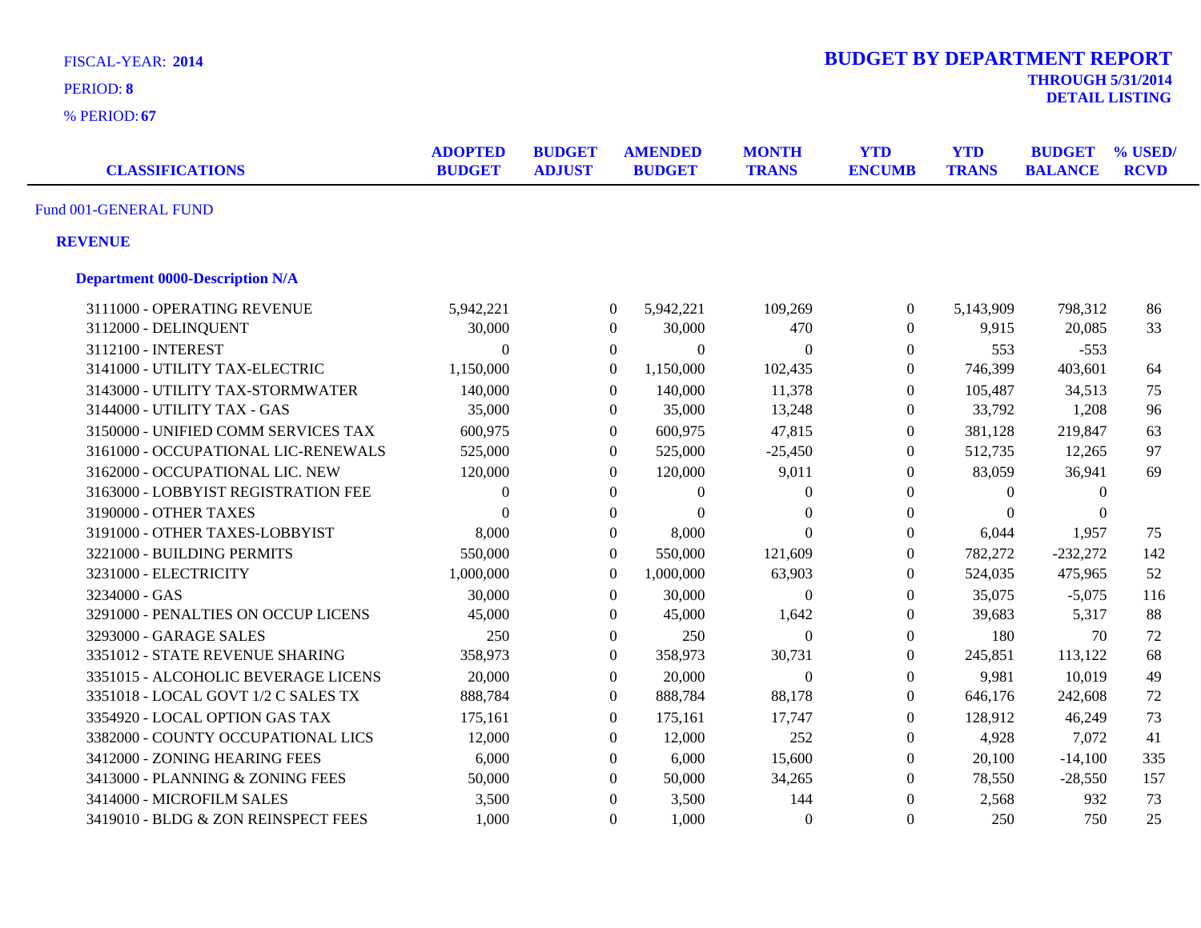FISCAL-YEAR: **2014**

PERIOD: **8**

% PERIOD: **67**

# BUDGET BY DEPARTMENT REPORT

**THROUGH 5/31/2014**

**DETAIL LISTING**

| CLASSIFICATIONS | ADOPTED BUDGET | BUDGET ADJUST | AMENDED BUDGET | MONTH TRANS | YTD ENCUMB | YTD TRANS | BUDGET BALANCE | % USED/ RCVD |
|---|---|---|---|---|---|---|---|---|
| Fund 001-GENERAL FUND | | | | | | | | |
| **REVENUE** | | | | | | | | |
| **Department 0000-Description N/A** | | | | | | | | |
| 3111000 - OPERATING REVENUE | 5,942,221 | 0 | 5,942,221 | 109,269 | 0 | 5,143,909 | 798,312 | 86 |
| 3112000 - DELINQUENT | 30,000 | 0 | 30,000 | 470 | 0 | 9,915 | 20,085 | 33 |
| 3112100 - INTEREST | 0 | 0 | 0 | 0 | 0 | 553 | -553 | |
| 3141000 - UTILITY TAX-ELECTRIC | 1,150,000 | 0 | 1,150,000 | 102,435 | 0 | 746,399 | 403,601 | 64 |
| 3143000 - UTILITY TAX-STORMWATER | 140,000 | 0 | 140,000 | 11,378 | 0 | 105,487 | 34,513 | 75 |
| 3144000 - UTILITY TAX - GAS | 35,000 | 0 | 35,000 | 13,248 | 0 | 33,792 | 1,208 | 96 |
| 3150000 - UNIFIED COMM SERVICES TAX | 600,975 | 0 | 600,975 | 47,815 | 0 | 381,128 | 219,847 | 63 |
| 3161000 - OCCUPATIONAL LIC-RENEWALS | 525,000 | 0 | 525,000 | -25,450 | 0 | 512,735 | 12,265 | 97 |
| 3162000 - OCCUPATIONAL LIC. NEW | 120,000 | 0 | 120,000 | 9,011 | 0 | 83,059 | 36,941 | 69 |
| 3163000 - LOBBYIST REGISTRATION FEE | 0 | 0 | 0 | 0 | 0 | 0 | 0 | |
| 3190000 - OTHER TAXES | 0 | 0 | 0 | 0 | 0 | 0 | 0 | |
| 3191000 - OTHER TAXES-LOBBYIST | 8,000 | 0 | 8,000 | 0 | 0 | 6,044 | 1,957 | 75 |
| 3221000 - BUILDING PERMITS | 550,000 | 0 | 550,000 | 121,609 | 0 | 782,272 | -232,272 | 142 |
| 3231000 - ELECTRICITY | 1,000,000 | 0 | 1,000,000 | 63,903 | 0 | 524,035 | 475,965 | 52 |
| 3234000 - GAS | 30,000 | 0 | 30,000 | 0 | 0 | 35,075 | -5,075 | 116 |
| 3291000 - PENALTIES ON OCCUP LICENS | 45,000 | 0 | 45,000 | 1,642 | 0 | 39,683 | 5,317 | 88 |
| 3293000 - GARAGE SALES | 250 | 0 | 250 | 0 | 0 | 180 | 70 | 72 |
| 3351012 - STATE REVENUE SHARING | 358,973 | 0 | 358,973 | 30,731 | 0 | 245,851 | 113,122 | 68 |
| 3351015 - ALCOHOLIC BEVERAGE LICENS | 20,000 | 0 | 20,000 | 0 | 0 | 9,981 | 10,019 | 49 |
| 3351018 - LOCAL GOVT 1/2 C SALES TX | 888,784 | 0 | 888,784 | 88,178 | 0 | 646,176 | 242,608 | 72 |
| 3354920 - LOCAL OPTION GAS TAX | 175,161 | 0 | 175,161 | 17,747 | 0 | 128,912 | 46,249 | 73 |
| 3382000 - COUNTY OCCUPATIONAL LICS | 12,000 | 0 | 12,000 | 252 | 0 | 4,928 | 7,072 | 41 |
| 3412000 - ZONING HEARING FEES | 6,000 | 0 | 6,000 | 15,600 | 0 | 20,100 | -14,100 | 335 |
| 3413000 - PLANNING & ZONING FEES | 50,000 | 0 | 50,000 | 34,265 | 0 | 78,550 | -28,550 | 157 |
| 3414000 - MICROFILM SALES | 3,500 | 0 | 3,500 | 144 | 0 | 2,568 | 932 | 73 |
| 3419010 - BLDG & ZON REINSPECT FEES | 1,000 | 0 | 1,000 | 0 | 0 | 250 | 750 | 25 |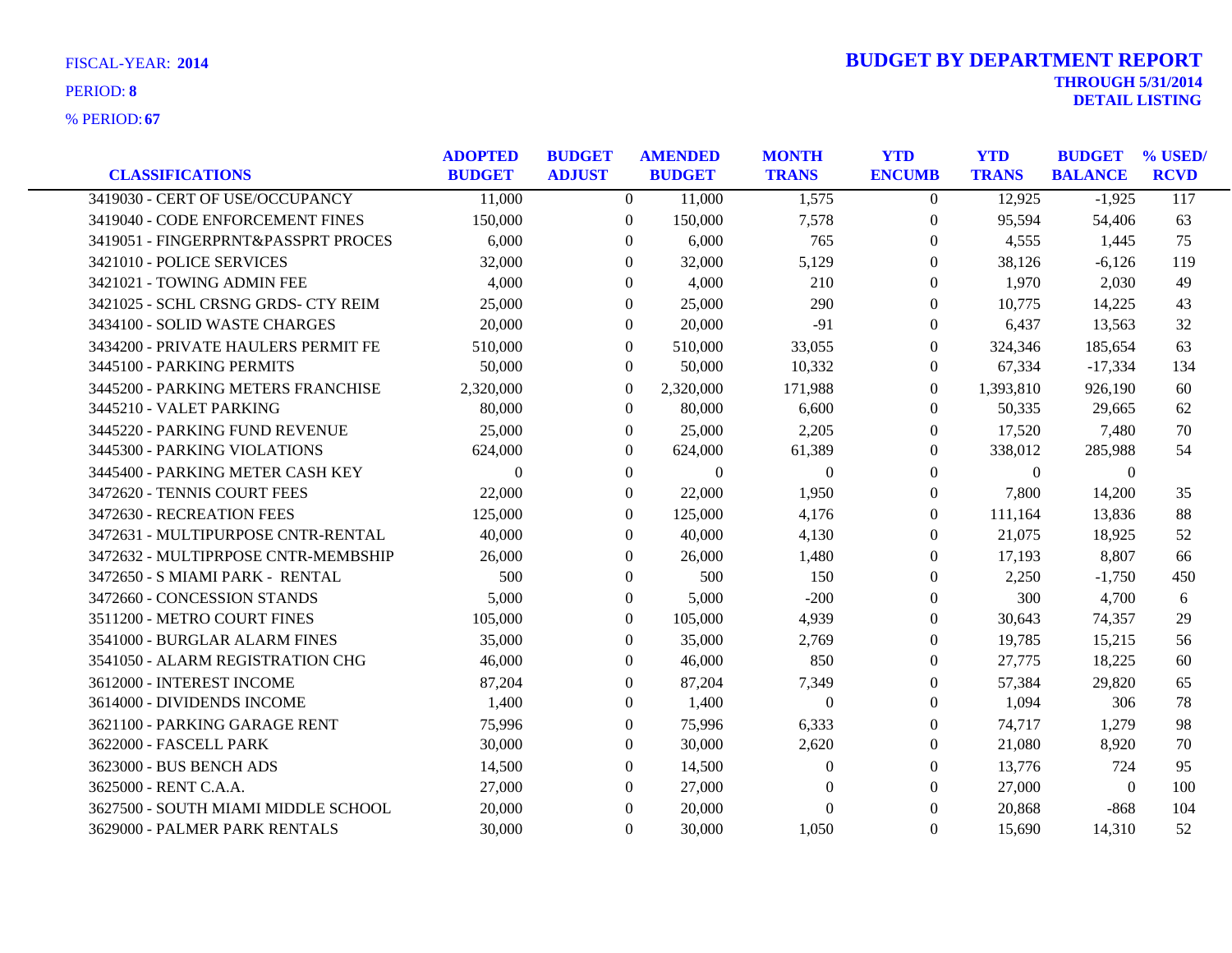FISCAL-YEAR: **2014**

PERIOD: **8**

% PERIOD: **67**

# BUDGET BY DEPARTMENT REPORT

**THROUGH 5/31/2014**

**DETAIL LISTING**

| CLASSIFICATIONS | ADOPTED BUDGET | BUDGET ADJUST | AMENDED BUDGET | MONTH TRANS | YTD ENCUMB | YTD TRANS | BUDGET BALANCE | % USED/ RCVD |
|---|---|---|---|---|---|---|---|---|
| 3419030 - CERT OF USE/OCCUPANCY | 11,000 | 0 | 11,000 | 1,575 | 0 | 12,925 | -1,925 | 117 |
| 3419040 - CODE ENFORCEMENT FINES | 150,000 | 0 | 150,000 | 7,578 | 0 | 95,594 | 54,406 | 63 |
| 3419051 - FINGERPRNT&PASSPRT PROCES | 6,000 | 0 | 6,000 | 765 | 0 | 4,555 | 1,445 | 75 |
| 3421010 - POLICE SERVICES | 32,000 | 0 | 32,000 | 5,129 | 0 | 38,126 | -6,126 | 119 |
| 3421021 - TOWING ADMIN FEE | 4,000 | 0 | 4,000 | 210 | 0 | 1,970 | 2,030 | 49 |
| 3421025 - SCHL CRSNG GRDS- CTY REIM | 25,000 | 0 | 25,000 | 290 | 0 | 10,775 | 14,225 | 43 |
| 3434100 - SOLID WASTE CHARGES | 20,000 | 0 | 20,000 | -91 | 0 | 6,437 | 13,563 | 32 |
| 3434200 - PRIVATE HAULERS PERMIT FE | 510,000 | 0 | 510,000 | 33,055 | 0 | 324,346 | 185,654 | 63 |
| 3445100 - PARKING PERMITS | 50,000 | 0 | 50,000 | 10,332 | 0 | 67,334 | -17,334 | 134 |
| 3445200 - PARKING METERS FRANCHISE | 2,320,000 | 0 | 2,320,000 | 171,988 | 0 | 1,393,810 | 926,190 | 60 |
| 3445210 - VALET PARKING | 80,000 | 0 | 80,000 | 6,600 | 0 | 50,335 | 29,665 | 62 |
| 3445220 - PARKING FUND REVENUE | 25,000 | 0 | 25,000 | 2,205 | 0 | 17,520 | 7,480 | 70 |
| 3445300 - PARKING VIOLATIONS | 624,000 | 0 | 624,000 | 61,389 | 0 | 338,012 | 285,988 | 54 |
| 3445400 - PARKING METER CASH KEY | 0 | 0 | 0 | 0 | 0 | 0 | 0 | |
| 3472620 - TENNIS COURT FEES | 22,000 | 0 | 22,000 | 1,950 | 0 | 7,800 | 14,200 | 35 |
| 3472630 - RECREATION FEES | 125,000 | 0 | 125,000 | 4,176 | 0 | 111,164 | 13,836 | 88 |
| 3472631 - MULTIPURPOSE CNTR-RENTAL | 40,000 | 0 | 40,000 | 4,130 | 0 | 21,075 | 18,925 | 52 |
| 3472632 - MULTIPRPOSE CNTR-MEMBSHIP | 26,000 | 0 | 26,000 | 1,480 | 0 | 17,193 | 8,807 | 66 |
| 3472650 - S MIAMI PARK - RENTAL | 500 | 0 | 500 | 150 | 0 | 2,250 | -1,750 | 450 |
| 3472660 - CONCESSION STANDS | 5,000 | 0 | 5,000 | -200 | 0 | 300 | 4,700 | 6 |
| 3511200 - METRO COURT FINES | 105,000 | 0 | 105,000 | 4,939 | 0 | 30,643 | 74,357 | 29 |
| 3541000 - BURGLAR ALARM FINES | 35,000 | 0 | 35,000 | 2,769 | 0 | 19,785 | 15,215 | 56 |
| 3541050 - ALARM REGISTRATION CHG | 46,000 | 0 | 46,000 | 850 | 0 | 27,775 | 18,225 | 60 |
| 3612000 - INTEREST INCOME | 87,204 | 0 | 87,204 | 7,349 | 0 | 57,384 | 29,820 | 65 |
| 3614000 - DIVIDENDS INCOME | 1,400 | 0 | 1,400 | 0 | 0 | 1,094 | 306 | 78 |
| 3621100 - PARKING GARAGE RENT | 75,996 | 0 | 75,996 | 6,333 | 0 | 74,717 | 1,279 | 98 |
| 3622000 - FASCELL PARK | 30,000 | 0 | 30,000 | 2,620 | 0 | 21,080 | 8,920 | 70 |
| 3623000 - BUS BENCH ADS | 14,500 | 0 | 14,500 | 0 | 0 | 13,776 | 724 | 95 |
| 3625000 - RENT C.A.A. | 27,000 | 0 | 27,000 | 0 | 0 | 27,000 | 0 | 100 |
| 3627500 - SOUTH MIAMI MIDDLE SCHOOL | 20,000 | 0 | 20,000 | 0 | 0 | 20,868 | -868 | 104 |
| 3629000 - PALMER PARK RENTALS | 30,000 | 0 | 30,000 | 1,050 | 0 | 15,690 | 14,310 | 52 |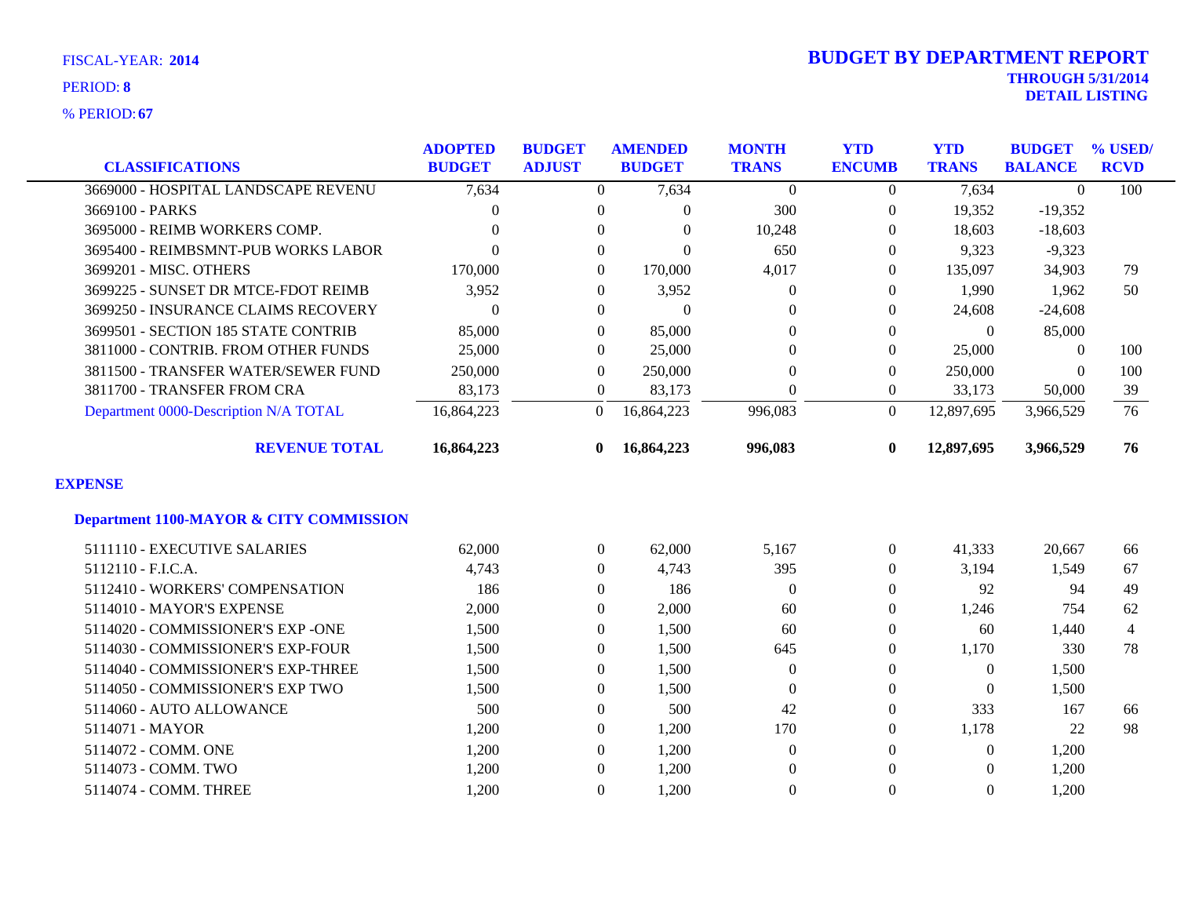FISCAL-YEAR: **2014**

PERIOD: **8**

% PERIOD: **67**

# BUDGET BY DEPARTMENT REPORT

**THROUGH 5/31/2014**
**DETAIL LISTING**

| CLASSIFICATIONS | ADOPTED BUDGET | BUDGET ADJUST | AMENDED BUDGET | MONTH TRANS | YTD ENCUMB | YTD TRANS | BUDGET BALANCE | % USED/ RCVD |
|---|---|---|---|---|---|---|---|---|
| 3669000 - HOSPITAL LANDSCAPE REVENU | 7,634 | 0 | 7,634 | 0 | 0 | 7,634 | 0 | 100 |
| 3669100 - PARKS | 0 | 0 | 0 | 300 | 0 | 19,352 | -19,352 | |
| 3695000 - REIMB WORKERS COMP. | 0 | 0 | 0 | 10,248 | 0 | 18,603 | -18,603 | |
| 3695400 - REIMBSMNT-PUB WORKS LABOR | 0 | 0 | 0 | 650 | 0 | 9,323 | -9,323 | |
| 3699201 - MISC. OTHERS | 170,000 | 0 | 170,000 | 4,017 | 0 | 135,097 | 34,903 | 79 |
| 3699225 - SUNSET DR MTCE-FDOT REIMB | 3,952 | 0 | 3,952 | 0 | 0 | 1,990 | 1,962 | 50 |
| 3699250 - INSURANCE CLAIMS RECOVERY | 0 | 0 | 0 | 0 | 0 | 24,608 | -24,608 | |
| 3699501 - SECTION 185 STATE CONTRIB | 85,000 | 0 | 85,000 | 0 | 0 | 0 | 85,000 | |
| 3811000 - CONTRIB. FROM OTHER FUNDS | 25,000 | 0 | 25,000 | 0 | 0 | 25,000 | 0 | 100 |
| 3811500 - TRANSFER WATER/SEWER FUND | 250,000 | 0 | 250,000 | 0 | 0 | 250,000 | 0 | 100 |
| 3811700 - TRANSFER FROM CRA | 83,173 | 0 | 83,173 | 0 | 0 | 33,173 | 50,000 | 39 |
| Department 0000-Description N/A TOTAL | 16,864,223 | 0 | 16,864,223 | 996,083 | 0 | 12,897,695 | 3,966,529 | 76 |
| **REVENUE TOTAL** | **16,864,223** | **0** | **16,864,223** | **996,083** | **0** | **12,897,695** | **3,966,529** | **76** |

## EXPENSE

### Department 1100-MAYOR & CITY COMMISSION

| CLASSIFICATIONS | ADOPTED BUDGET | BUDGET ADJUST | AMENDED BUDGET | MONTH TRANS | YTD ENCUMB | YTD TRANS | BUDGET BALANCE | % USED/ RCVD |
|---|---|---|---|---|---|---|---|---|
| 5111110 - EXECUTIVE SALARIES | 62,000 | 0 | 62,000 | 5,167 | 0 | 41,333 | 20,667 | 66 |
| 5112110 - F.I.C.A. | 4,743 | 0 | 4,743 | 395 | 0 | 3,194 | 1,549 | 67 |
| 5112410 - WORKERS' COMPENSATION | 186 | 0 | 186 | 0 | 0 | 92 | 94 | 49 |
| 5114010 - MAYOR'S EXPENSE | 2,000 | 0 | 2,000 | 60 | 0 | 1,246 | 754 | 62 |
| 5114020 - COMMISSIONER'S EXP -ONE | 1,500 | 0 | 1,500 | 60 | 0 | 60 | 1,440 | 4 |
| 5114030 - COMMISSIONER'S EXP-FOUR | 1,500 | 0 | 1,500 | 645 | 0 | 1,170 | 330 | 78 |
| 5114040 - COMMISSIONER'S EXP-THREE | 1,500 | 0 | 1,500 | 0 | 0 | 0 | 1,500 | |
| 5114050 - COMMISSIONER'S EXP TWO | 1,500 | 0 | 1,500 | 0 | 0 | 0 | 1,500 | |
| 5114060 - AUTO ALLOWANCE | 500 | 0 | 500 | 42 | 0 | 333 | 167 | 66 |
| 5114071 - MAYOR | 1,200 | 0 | 1,200 | 170 | 0 | 1,178 | 22 | 98 |
| 5114072 - COMM. ONE | 1,200 | 0 | 1,200 | 0 | 0 | 0 | 1,200 | |
| 5114073 - COMM. TWO | 1,200 | 0 | 1,200 | 0 | 0 | 0 | 1,200 | |
| 5114074 - COMM. THREE | 1,200 | 0 | 1,200 | 0 | 0 | 0 | 1,200 | |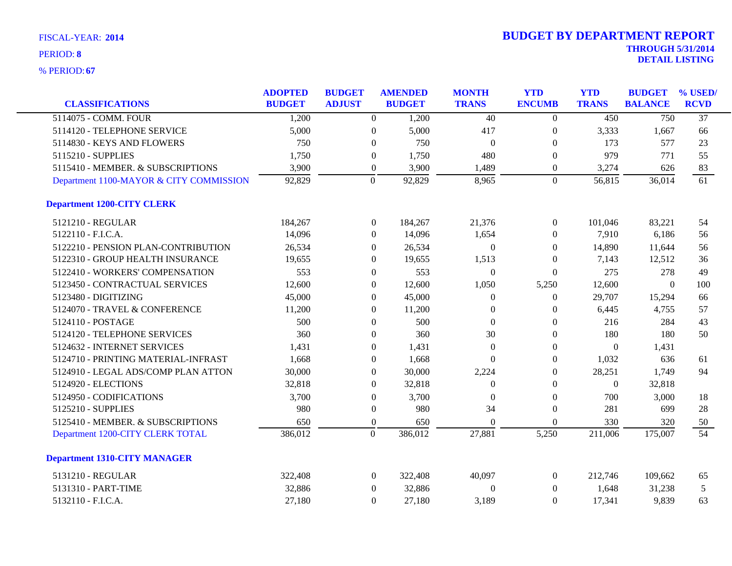FISCAL-YEAR: **2014**

PERIOD: **8**

% PERIOD: **67**

# BUDGET BY DEPARTMENT REPORT

**THROUGH 5/31/2014**

**DETAIL LISTING**

| CLASSIFICATIONS | ADOPTED BUDGET | BUDGET ADJUST | AMENDED BUDGET | MONTH TRANS | YTD ENCUMB | YTD TRANS | BUDGET BALANCE | % USED/ RCVD |
|---|---|---|---|---|---|---|---|---|
| 5114075 - COMM. FOUR | 1,200 | 0 | 1,200 | 40 | 0 | 450 | 750 | 37 |
| 5114120 - TELEPHONE SERVICE | 5,000 | 0 | 5,000 | 417 | 0 | 3,333 | 1,667 | 66 |
| 5114830 - KEYS AND FLOWERS | 750 | 0 | 750 | 0 | 0 | 173 | 577 | 23 |
| 5115210 - SUPPLIES | 1,750 | 0 | 1,750 | 480 | 0 | 979 | 771 | 55 |
| 5115410 - MEMBER. & SUBSCRIPTIONS | 3,900 | 0 | 3,900 | 1,489 | 0 | 3,274 | 626 | 83 |
| Department 1100-MAYOR & CITY COMMISSION | 92,829 | 0 | 92,829 | 8,965 | 0 | 56,815 | 36,014 | 61 |
| **Department 1200-CITY CLERK** | | | | | | | | |
| 5121210 - REGULAR | 184,267 | 0 | 184,267 | 21,376 | 0 | 101,046 | 83,221 | 54 |
| 5122110 - F.I.C.A. | 14,096 | 0 | 14,096 | 1,654 | 0 | 7,910 | 6,186 | 56 |
| 5122210 - PENSION PLAN-CONTRIBUTION | 26,534 | 0 | 26,534 | 0 | 0 | 14,890 | 11,644 | 56 |
| 5122310 - GROUP HEALTH INSURANCE | 19,655 | 0 | 19,655 | 1,513 | 0 | 7,143 | 12,512 | 36 |
| 5122410 - WORKERS' COMPENSATION | 553 | 0 | 553 | 0 | 0 | 275 | 278 | 49 |
| 5123450 - CONTRACTUAL SERVICES | 12,600 | 0 | 12,600 | 1,050 | 5,250 | 12,600 | 0 | 100 |
| 5123480 - DIGITIZING | 45,000 | 0 | 45,000 | 0 | 0 | 29,707 | 15,294 | 66 |
| 5124070 - TRAVEL & CONFERENCE | 11,200 | 0 | 11,200 | 0 | 0 | 6,445 | 4,755 | 57 |
| 5124110 - POSTAGE | 500 | 0 | 500 | 0 | 0 | 216 | 284 | 43 |
| 5124120 - TELEPHONE SERVICES | 360 | 0 | 360 | 30 | 0 | 180 | 180 | 50 |
| 5124632 - INTERNET SERVICES | 1,431 | 0 | 1,431 | 0 | 0 | 0 | 1,431 | |
| 5124710 - PRINTING MATERIAL-INFRAST | 1,668 | 0 | 1,668 | 0 | 0 | 1,032 | 636 | 61 |
| 5124910 - LEGAL ADS/COMP PLAN ATTON | 30,000 | 0 | 30,000 | 2,224 | 0 | 28,251 | 1,749 | 94 |
| 5124920 - ELECTIONS | 32,818 | 0 | 32,818 | 0 | 0 | 0 | 32,818 | |
| 5124950 - CODIFICATIONS | 3,700 | 0 | 3,700 | 0 | 0 | 700 | 3,000 | 18 |
| 5125210 - SUPPLIES | 980 | 0 | 980 | 34 | 0 | 281 | 699 | 28 |
| 5125410 - MEMBER. & SUBSCRIPTIONS | 650 | 0 | 650 | 0 | 0 | 330 | 320 | 50 |
| Department 1200-CITY CLERK TOTAL | 386,012 | 0 | 386,012 | 27,881 | 5,250 | 211,006 | 175,007 | 54 |
| **Department 1310-CITY MANAGER** | | | | | | | | |
| 5131210 - REGULAR | 322,408 | 0 | 322,408 | 40,097 | 0 | 212,746 | 109,662 | 65 |
| 5131310 - PART-TIME | 32,886 | 0 | 32,886 | 0 | 0 | 1,648 | 31,238 | 5 |
| 5132110 - F.I.C.A. | 27,180 | 0 | 27,180 | 3,189 | 0 | 17,341 | 9,839 | 63 |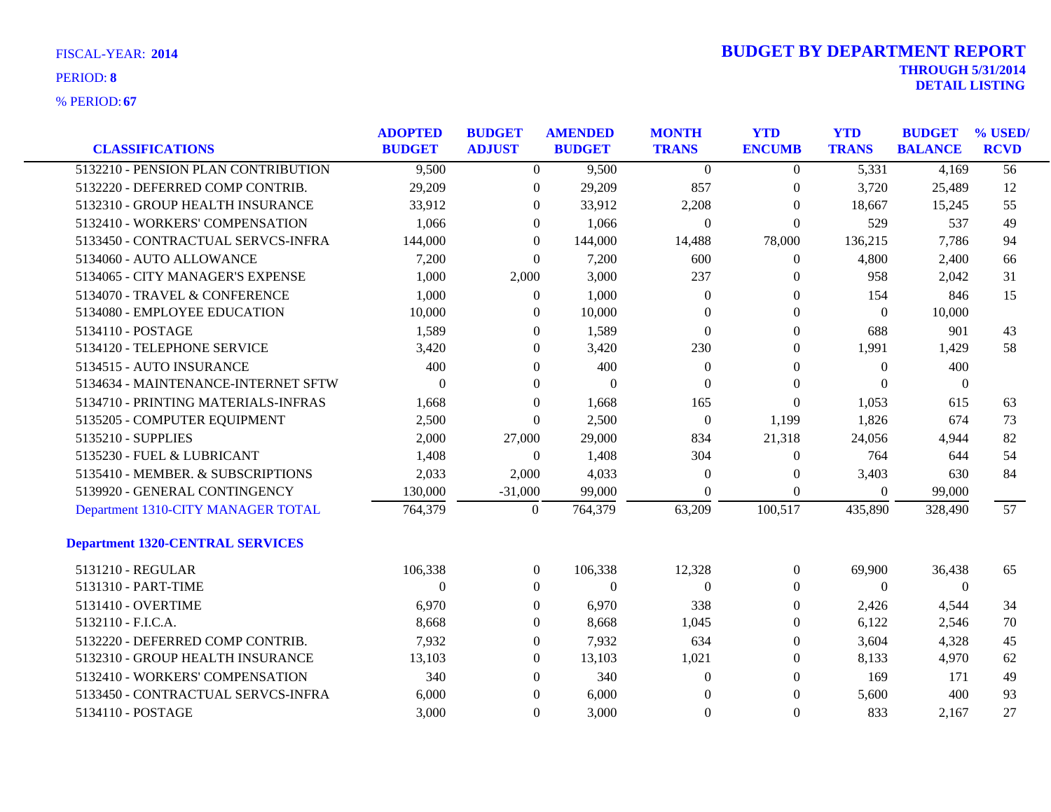FISCAL-YEAR: **2014**

PERIOD: **8**

% PERIOD: **67**

# BUDGET BY DEPARTMENT REPORT

**THROUGH 5/31/2014**

**DETAIL LISTING**

| CLASSIFICATIONS | ADOPTED BUDGET | BUDGET ADJUST | AMENDED BUDGET | MONTH TRANS | YTD ENCUMB | YTD TRANS | BUDGET BALANCE | % USED/ RCVD |
|---|---|---|---|---|---|---|---|---|
| 5132210 - PENSION PLAN CONTRIBUTION | 9,500 | 0 | 9,500 | 0 | 0 | 5,331 | 4,169 | 56 |
| 5132220 - DEFERRED COMP CONTRIB. | 29,209 | 0 | 29,209 | 857 | 0 | 3,720 | 25,489 | 12 |
| 5132310 - GROUP HEALTH INSURANCE | 33,912 | 0 | 33,912 | 2,208 | 0 | 18,667 | 15,245 | 55 |
| 5132410 - WORKERS' COMPENSATION | 1,066 | 0 | 1,066 | 0 | 0 | 529 | 537 | 49 |
| 5133450 - CONTRACTUAL SERVCS-INFRA | 144,000 | 0 | 144,000 | 14,488 | 78,000 | 136,215 | 7,786 | 94 |
| 5134060 - AUTO ALLOWANCE | 7,200 | 0 | 7,200 | 600 | 0 | 4,800 | 2,400 | 66 |
| 5134065 - CITY MANAGER'S EXPENSE | 1,000 | 2,000 | 3,000 | 237 | 0 | 958 | 2,042 | 31 |
| 5134070 - TRAVEL & CONFERENCE | 1,000 | 0 | 1,000 | 0 | 0 | 154 | 846 | 15 |
| 5134080 - EMPLOYEE EDUCATION | 10,000 | 0 | 10,000 | 0 | 0 | 0 | 10,000 | |
| 5134110 - POSTAGE | 1,589 | 0 | 1,589 | 0 | 0 | 688 | 901 | 43 |
| 5134120 - TELEPHONE SERVICE | 3,420 | 0 | 3,420 | 230 | 0 | 1,991 | 1,429 | 58 |
| 5134515 - AUTO INSURANCE | 400 | 0 | 400 | 0 | 0 | 0 | 400 | |
| 5134634 - MAINTENANCE-INTERNET SFTW | 0 | 0 | 0 | 0 | 0 | 0 | 0 | |
| 5134710 - PRINTING MATERIALS-INFRAS | 1,668 | 0 | 1,668 | 165 | 0 | 1,053 | 615 | 63 |
| 5135205 - COMPUTER EQUIPMENT | 2,500 | 0 | 2,500 | 0 | 1,199 | 1,826 | 674 | 73 |
| 5135210 - SUPPLIES | 2,000 | 27,000 | 29,000 | 834 | 21,318 | 24,056 | 4,944 | 82 |
| 5135230 - FUEL & LUBRICANT | 1,408 | 0 | 1,408 | 304 | 0 | 764 | 644 | 54 |
| 5135410 - MEMBER. & SUBSCRIPTIONS | 2,033 | 2,000 | 4,033 | 0 | 0 | 3,403 | 630 | 84 |
| 5139920 - GENERAL CONTINGENCY | 130,000 | -31,000 | 99,000 | 0 | 0 | 0 | 99,000 | |
| Department 1310-CITY MANAGER TOTAL | 764,379 | 0 | 764,379 | 63,209 | 100,517 | 435,890 | 328,490 | 57 |

**Department 1320-CENTRAL SERVICES**

| CLASSIFICATIONS | ADOPTED BUDGET | BUDGET ADJUST | AMENDED BUDGET | MONTH TRANS | YTD ENCUMB | YTD TRANS | BUDGET BALANCE | % USED/ RCVD |
|---|---|---|---|---|---|---|---|---|
| 5131210 - REGULAR | 106,338 | 0 | 106,338 | 12,328 | 0 | 69,900 | 36,438 | 65 |
| 5131310 - PART-TIME | 0 | 0 | 0 | 0 | 0 | 0 | 0 | |
| 5131410 - OVERTIME | 6,970 | 0 | 6,970 | 338 | 0 | 2,426 | 4,544 | 34 |
| 5132110 - F.I.C.A. | 8,668 | 0 | 8,668 | 1,045 | 0 | 6,122 | 2,546 | 70 |
| 5132220 - DEFERRED COMP CONTRIB. | 7,932 | 0 | 7,932 | 634 | 0 | 3,604 | 4,328 | 45 |
| 5132310 - GROUP HEALTH INSURANCE | 13,103 | 0 | 13,103 | 1,021 | 0 | 8,133 | 4,970 | 62 |
| 5132410 - WORKERS' COMPENSATION | 340 | 0 | 340 | 0 | 0 | 169 | 171 | 49 |
| 5133450 - CONTRACTUAL SERVCS-INFRA | 6,000 | 0 | 6,000 | 0 | 0 | 5,600 | 400 | 93 |
| 5134110 - POSTAGE | 3,000 | 0 | 3,000 | 0 | 0 | 833 | 2,167 | 27 |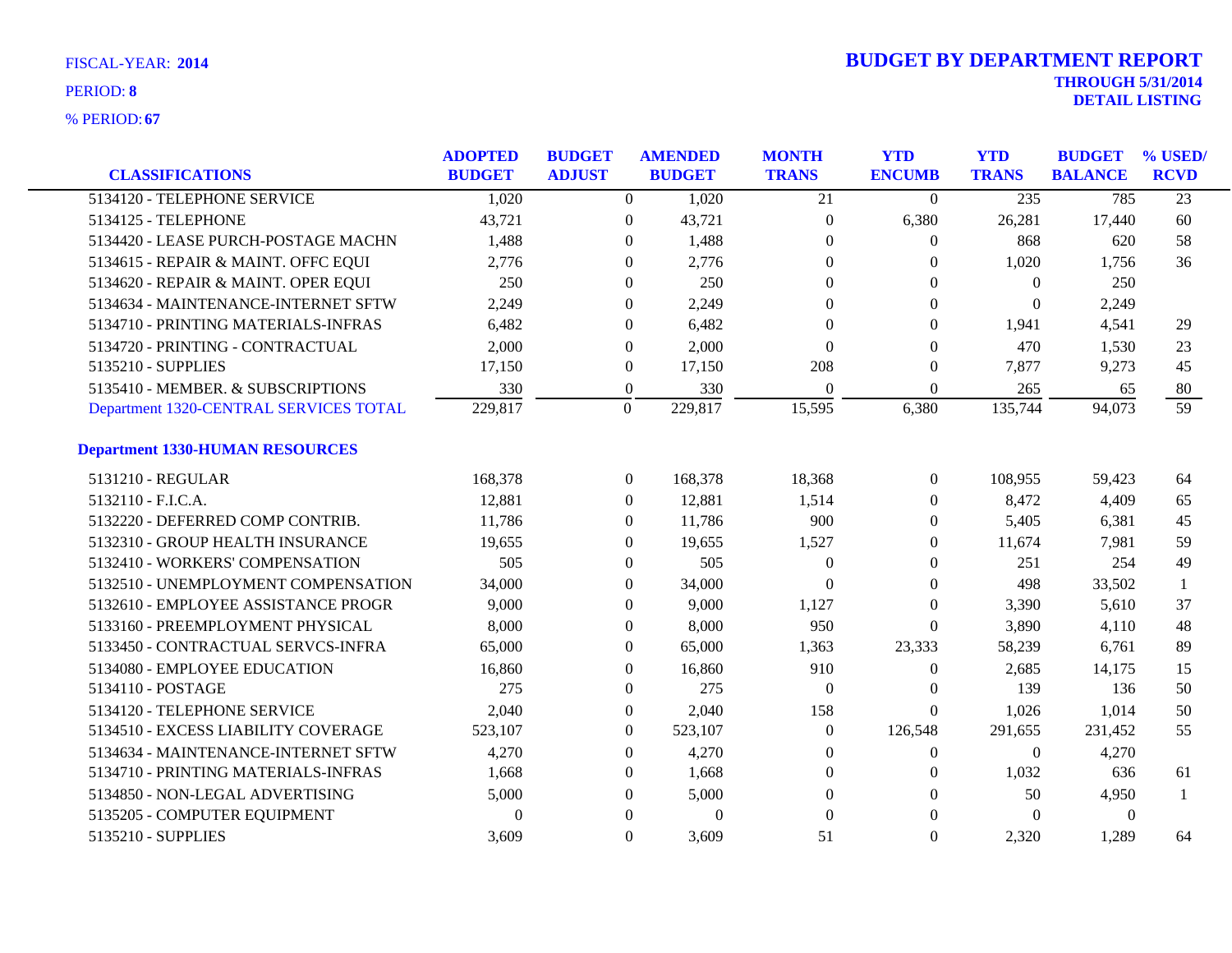FISCAL-YEAR: **2014**

PERIOD: **8**

% PERIOD: **67**

## BUDGET BY DEPARTMENT REPORT

**THROUGH 5/31/2014**

**DETAIL LISTING**

| CLASSIFICATIONS | ADOPTED BUDGET | BUDGET ADJUST | AMENDED BUDGET | MONTH TRANS | YTD ENCUMB | YTD TRANS | BUDGET BALANCE | % USED/ RCVD |
|---|---|---|---|---|---|---|---|---|
| 5134120 - TELEPHONE SERVICE | 1,020 | 0 | 1,020 | 21 | 0 | 235 | 785 | 23 |
| 5134125 - TELEPHONE | 43,721 | 0 | 43,721 | 0 | 6,380 | 26,281 | 17,440 | 60 |
| 5134420 - LEASE PURCH-POSTAGE MACHN | 1,488 | 0 | 1,488 | 0 | 0 | 868 | 620 | 58 |
| 5134615 - REPAIR & MAINT. OFFC EQUI | 2,776 | 0 | 2,776 | 0 | 0 | 1,020 | 1,756 | 36 |
| 5134620 - REPAIR & MAINT. OPER EQUI | 250 | 0 | 250 | 0 | 0 | 0 | 250 | |
| 5134634 - MAINTENANCE-INTERNET SFTW | 2,249 | 0 | 2,249 | 0 | 0 | 0 | 2,249 | |
| 5134710 - PRINTING MATERIALS-INFRAS | 6,482 | 0 | 6,482 | 0 | 0 | 1,941 | 4,541 | 29 |
| 5134720 - PRINTING - CONTRACTUAL | 2,000 | 0 | 2,000 | 0 | 0 | 470 | 1,530 | 23 |
| 5135210 - SUPPLIES | 17,150 | 0 | 17,150 | 208 | 0 | 7,877 | 9,273 | 45 |
| 5135410 - MEMBER. & SUBSCRIPTIONS | 330 | 0 | 330 | 0 | 0 | 265 | 65 | 80 |
| Department 1320-CENTRAL SERVICES TOTAL | 229,817 | 0 | 229,817 | 15,595 | 6,380 | 135,744 | 94,073 | 59 |
| **Department 1330-HUMAN RESOURCES** | | | | | | | | |
| 5131210 - REGULAR | 168,378 | 0 | 168,378 | 18,368 | 0 | 108,955 | 59,423 | 64 |
| 5132110 - F.I.C.A. | 12,881 | 0 | 12,881 | 1,514 | 0 | 8,472 | 4,409 | 65 |
| 5132220 - DEFERRED COMP CONTRIB. | 11,786 | 0 | 11,786 | 900 | 0 | 5,405 | 6,381 | 45 |
| 5132310 - GROUP HEALTH INSURANCE | 19,655 | 0 | 19,655 | 1,527 | 0 | 11,674 | 7,981 | 59 |
| 5132410 - WORKERS' COMPENSATION | 505 | 0 | 505 | 0 | 0 | 251 | 254 | 49 |
| 5132510 - UNEMPLOYMENT COMPENSATION | 34,000 | 0 | 34,000 | 0 | 0 | 498 | 33,502 | 1 |
| 5132610 - EMPLOYEE ASSISTANCE PROGR | 9,000 | 0 | 9,000 | 1,127 | 0 | 3,390 | 5,610 | 37 |
| 5133160 - PREEMPLOYMENT PHYSICAL | 8,000 | 0 | 8,000 | 950 | 0 | 3,890 | 4,110 | 48 |
| 5133450 - CONTRACTUAL SERVCS-INFRA | 65,000 | 0 | 65,000 | 1,363 | 23,333 | 58,239 | 6,761 | 89 |
| 5134080 - EMPLOYEE EDUCATION | 16,860 | 0 | 16,860 | 910 | 0 | 2,685 | 14,175 | 15 |
| 5134110 - POSTAGE | 275 | 0 | 275 | 0 | 0 | 139 | 136 | 50 |
| 5134120 - TELEPHONE SERVICE | 2,040 | 0 | 2,040 | 158 | 0 | 1,026 | 1,014 | 50 |
| 5134510 - EXCESS LIABILITY COVERAGE | 523,107 | 0 | 523,107 | 0 | 126,548 | 291,655 | 231,452 | 55 |
| 5134634 - MAINTENANCE-INTERNET SFTW | 4,270 | 0 | 4,270 | 0 | 0 | 0 | 4,270 | |
| 5134710 - PRINTING MATERIALS-INFRAS | 1,668 | 0 | 1,668 | 0 | 0 | 1,032 | 636 | 61 |
| 5134850 - NON-LEGAL ADVERTISING | 5,000 | 0 | 5,000 | 0 | 0 | 50 | 4,950 | 1 |
| 5135205 - COMPUTER EQUIPMENT | 0 | 0 | 0 | 0 | 0 | 0 | 0 | |
| 5135210 - SUPPLIES | 3,609 | 0 | 3,609 | 51 | 0 | 2,320 | 1,289 | 64 |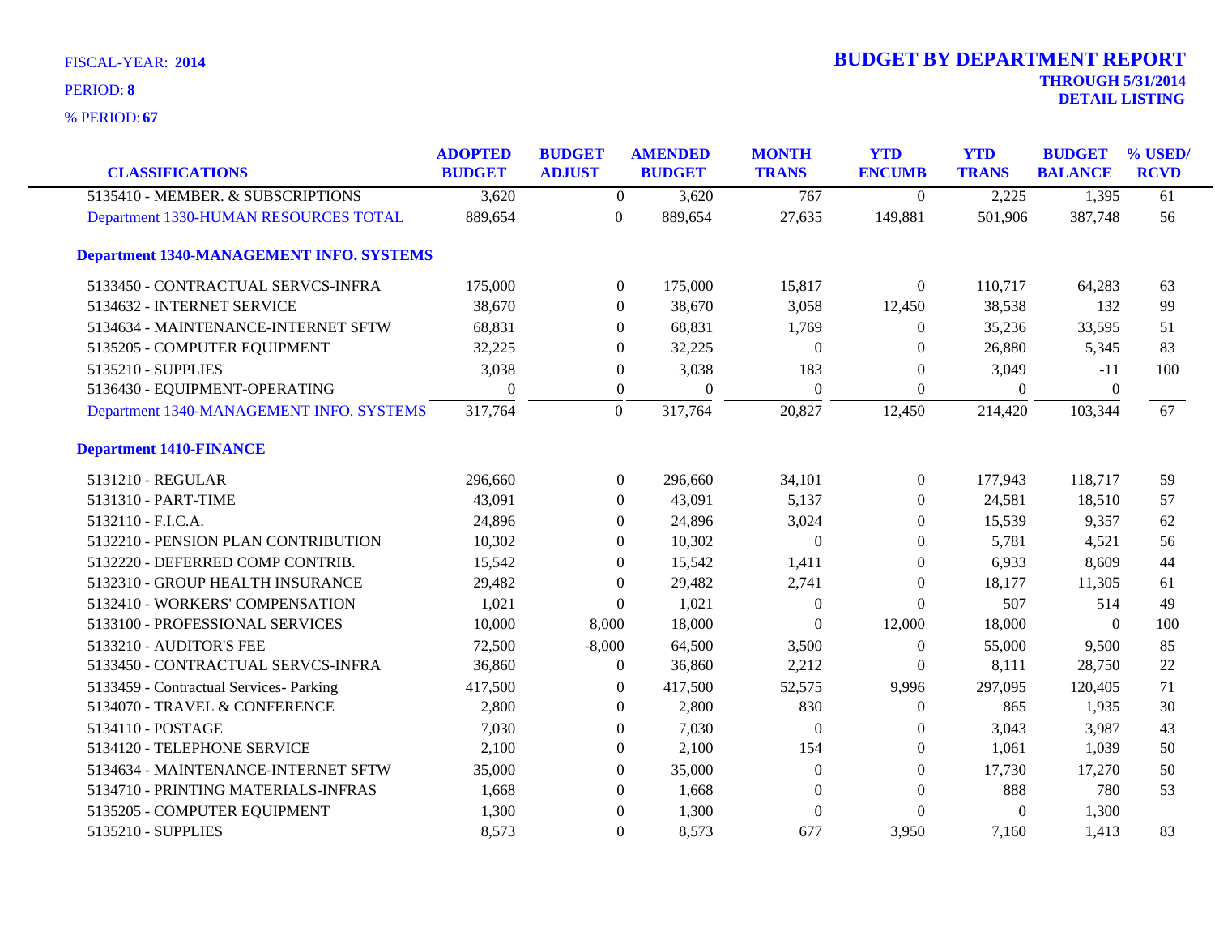FISCAL-YEAR: **2014**

PERIOD: **8**

% PERIOD: **67**

# BUDGET BY DEPARTMENT REPORT

**THROUGH 5/31/2014**

**DETAIL LISTING**

| CLASSIFICATIONS | ADOPTED BUDGET | BUDGET ADJUST | AMENDED BUDGET | MONTH TRANS | YTD ENCUMB | YTD TRANS | BUDGET BALANCE | % USED/ RCVD |
|---|---|---|---|---|---|---|---|---|
| 5135410 - MEMBER. & SUBSCRIPTIONS | 3,620 | 0 | 3,620 | 767 | 0 | 2,225 | 1,395 | 61 |
| Department 1330-HUMAN RESOURCES TOTAL | 889,654 | 0 | 889,654 | 27,635 | 149,881 | 501,906 | 387,748 | 56 |
| **Department 1340-MANAGEMENT INFO. SYSTEMS** | | | | | | | | |
| 5133450 - CONTRACTUAL SERVCS-INFRA | 175,000 | 0 | 175,000 | 15,817 | 0 | 110,717 | 64,283 | 63 |
| 5134632 - INTERNET SERVICE | 38,670 | 0 | 38,670 | 3,058 | 12,450 | 38,538 | 132 | 99 |
| 5134634 - MAINTENANCE-INTERNET SFTW | 68,831 | 0 | 68,831 | 1,769 | 0 | 35,236 | 33,595 | 51 |
| 5135205 - COMPUTER EQUIPMENT | 32,225 | 0 | 32,225 | 0 | 0 | 26,880 | 5,345 | 83 |
| 5135210 - SUPPLIES | 3,038 | 0 | 3,038 | 183 | 0 | 3,049 | -11 | 100 |
| 5136430 - EQUIPMENT-OPERATING | 0 | 0 | 0 | 0 | 0 | 0 | 0 | |
| Department 1340-MANAGEMENT INFO. SYSTEMS | 317,764 | 0 | 317,764 | 20,827 | 12,450 | 214,420 | 103,344 | 67 |
| **Department 1410-FINANCE** | | | | | | | | |
| 5131210 - REGULAR | 296,660 | 0 | 296,660 | 34,101 | 0 | 177,943 | 118,717 | 59 |
| 5131310 - PART-TIME | 43,091 | 0 | 43,091 | 5,137 | 0 | 24,581 | 18,510 | 57 |
| 5132110 - F.I.C.A. | 24,896 | 0 | 24,896 | 3,024 | 0 | 15,539 | 9,357 | 62 |
| 5132210 - PENSION PLAN CONTRIBUTION | 10,302 | 0 | 10,302 | 0 | 0 | 5,781 | 4,521 | 56 |
| 5132220 - DEFERRED COMP CONTRIB. | 15,542 | 0 | 15,542 | 1,411 | 0 | 6,933 | 8,609 | 44 |
| 5132310 - GROUP HEALTH INSURANCE | 29,482 | 0 | 29,482 | 2,741 | 0 | 18,177 | 11,305 | 61 |
| 5132410 - WORKERS' COMPENSATION | 1,021 | 0 | 1,021 | 0 | 0 | 507 | 514 | 49 |
| 5133100 - PROFESSIONAL SERVICES | 10,000 | 8,000 | 18,000 | 0 | 12,000 | 18,000 | 0 | 100 |
| 5133210 - AUDITOR'S FEE | 72,500 | -8,000 | 64,500 | 3,500 | 0 | 55,000 | 9,500 | 85 |
| 5133450 - CONTRACTUAL SERVCS-INFRA | 36,860 | 0 | 36,860 | 2,212 | 0 | 8,111 | 28,750 | 22 |
| 5133459 - Contractual Services- Parking | 417,500 | 0 | 417,500 | 52,575 | 9,996 | 297,095 | 120,405 | 71 |
| 5134070 - TRAVEL & CONFERENCE | 2,800 | 0 | 2,800 | 830 | 0 | 865 | 1,935 | 30 |
| 5134110 - POSTAGE | 7,030 | 0 | 7,030 | 0 | 0 | 3,043 | 3,987 | 43 |
| 5134120 - TELEPHONE SERVICE | 2,100 | 0 | 2,100 | 154 | 0 | 1,061 | 1,039 | 50 |
| 5134634 - MAINTENANCE-INTERNET SFTW | 35,000 | 0 | 35,000 | 0 | 0 | 17,730 | 17,270 | 50 |
| 5134710 - PRINTING MATERIALS-INFRAS | 1,668 | 0 | 1,668 | 0 | 0 | 888 | 780 | 53 |
| 5135205 - COMPUTER EQUIPMENT | 1,300 | 0 | 1,300 | 0 | 0 | 0 | 1,300 | |
| 5135210 - SUPPLIES | 8,573 | 0 | 8,573 | 677 | 3,950 | 7,160 | 1,413 | 83 |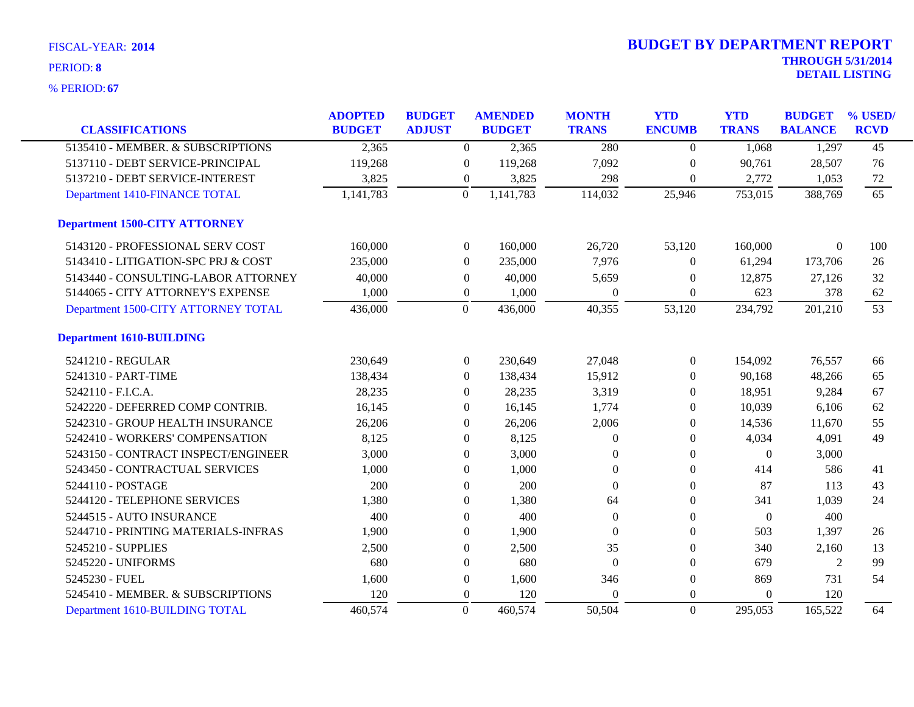FISCAL-YEAR: **2014**

PERIOD: **8**

% PERIOD: **67**

# BUDGET BY DEPARTMENT REPORT

**THROUGH 5/31/2014**

**DETAIL LISTING**

| CLASSIFICATIONS | ADOPTED BUDGET | BUDGET ADJUST | AMENDED BUDGET | MONTH TRANS | YTD ENCUMB | YTD TRANS | BUDGET BALANCE | % USED/ RCVD |
|---|---|---|---|---|---|---|---|---|
| 5135410 - MEMBER. & SUBSCRIPTIONS | 2,365 | 0 | 2,365 | 280 | 0 | 1,068 | 1,297 | 45 |
| 5137110 - DEBT SERVICE-PRINCIPAL | 119,268 | 0 | 119,268 | 7,092 | 0 | 90,761 | 28,507 | 76 |
| 5137210 - DEBT SERVICE-INTEREST | 3,825 | 0 | 3,825 | 298 | 0 | 2,772 | 1,053 | 72 |
| Department 1410-FINANCE TOTAL | 1,141,783 | 0 | 1,141,783 | 114,032 | 25,946 | 753,015 | 388,769 | 65 |
| **Department 1500-CITY ATTORNEY** | | | | | | | | |
| 5143120 - PROFESSIONAL SERV COST | 160,000 | 0 | 160,000 | 26,720 | 53,120 | 160,000 | 0 | 100 |
| 5143410 - LITIGATION-SPC PRJ & COST | 235,000 | 0 | 235,000 | 7,976 | 0 | 61,294 | 173,706 | 26 |
| 5143440 - CONSULTING-LABOR ATTORNEY | 40,000 | 0 | 40,000 | 5,659 | 0 | 12,875 | 27,126 | 32 |
| 5144065 - CITY ATTORNEY'S EXPENSE | 1,000 | 0 | 1,000 | 0 | 0 | 623 | 378 | 62 |
| Department 1500-CITY ATTORNEY TOTAL | 436,000 | 0 | 436,000 | 40,355 | 53,120 | 234,792 | 201,210 | 53 |
| **Department 1610-BUILDING** | | | | | | | | |
| 5241210 - REGULAR | 230,649 | 0 | 230,649 | 27,048 | 0 | 154,092 | 76,557 | 66 |
| 5241310 - PART-TIME | 138,434 | 0 | 138,434 | 15,912 | 0 | 90,168 | 48,266 | 65 |
| 5242110 - F.I.C.A. | 28,235 | 0 | 28,235 | 3,319 | 0 | 18,951 | 9,284 | 67 |
| 5242220 - DEFERRED COMP CONTRIB. | 16,145 | 0 | 16,145 | 1,774 | 0 | 10,039 | 6,106 | 62 |
| 5242310 - GROUP HEALTH INSURANCE | 26,206 | 0 | 26,206 | 2,006 | 0 | 14,536 | 11,670 | 55 |
| 5242410 - WORKERS' COMPENSATION | 8,125 | 0 | 8,125 | 0 | 0 | 4,034 | 4,091 | 49 |
| 5243150 - CONTRACT INSPECT/ENGINEER | 3,000 | 0 | 3,000 | 0 | 0 | 0 | 3,000 | |
| 5243450 - CONTRACTUAL SERVICES | 1,000 | 0 | 1,000 | 0 | 0 | 414 | 586 | 41 |
| 5244110 - POSTAGE | 200 | 0 | 200 | 0 | 0 | 87 | 113 | 43 |
| 5244120 - TELEPHONE SERVICES | 1,380 | 0 | 1,380 | 64 | 0 | 341 | 1,039 | 24 |
| 5244515 - AUTO INSURANCE | 400 | 0 | 400 | 0 | 0 | 0 | 400 | |
| 5244710 - PRINTING MATERIALS-INFRAS | 1,900 | 0 | 1,900 | 0 | 0 | 503 | 1,397 | 26 |
| 5245210 - SUPPLIES | 2,500 | 0 | 2,500 | 35 | 0 | 340 | 2,160 | 13 |
| 5245220 - UNIFORMS | 680 | 0 | 680 | 0 | 0 | 679 | 2 | 99 |
| 5245230 - FUEL | 1,600 | 0 | 1,600 | 346 | 0 | 869 | 731 | 54 |
| 5245410 - MEMBER. & SUBSCRIPTIONS | 120 | 0 | 120 | 0 | 0 | 0 | 120 | |
| Department 1610-BUILDING TOTAL | 460,574 | 0 | 460,574 | 50,504 | 0 | 295,053 | 165,522 | 64 |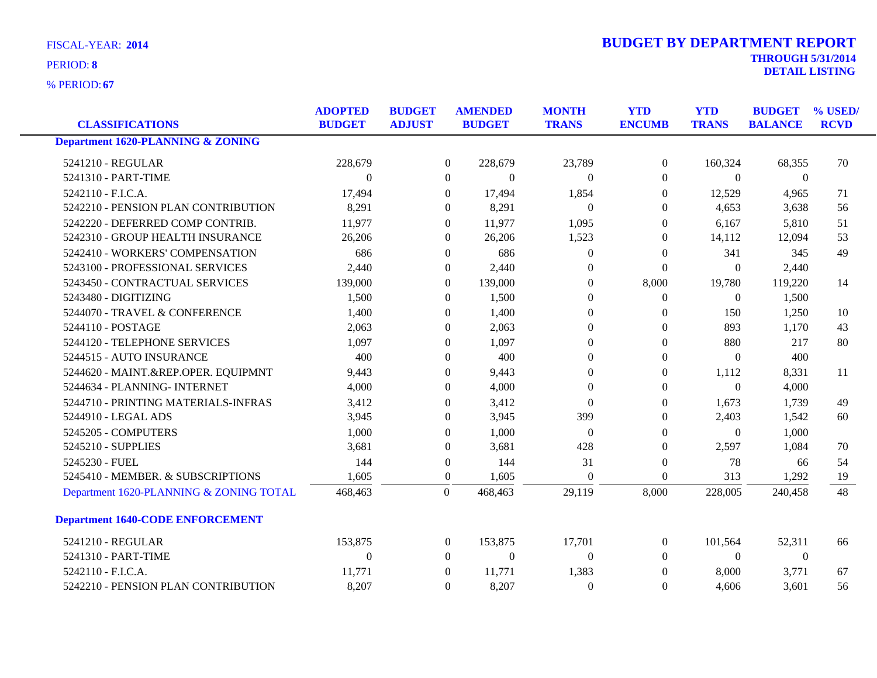FISCAL-YEAR: **2014**

PERIOD: **8**

% PERIOD: **67**

# BUDGET BY DEPARTMENT REPORT

**THROUGH 5/31/2014**

**DETAIL LISTING**

| CLASSIFICATIONS | ADOPTED BUDGET | BUDGET ADJUST | AMENDED BUDGET | MONTH TRANS | YTD ENCUMB | YTD TRANS | BUDGET BALANCE | % USED/ RCVD |
|---|---|---|---|---|---|---|---|---|
| **Department 1620-PLANNING & ZONING** | | | | | | | | |
| 5241210 - REGULAR | 228,679 | 0 | 228,679 | 23,789 | 0 | 160,324 | 68,355 | 70 |
| 5241310 - PART-TIME | 0 | 0 | 0 | 0 | 0 | 0 | 0 | |
| 5242110 - F.I.C.A. | 17,494 | 0 | 17,494 | 1,854 | 0 | 12,529 | 4,965 | 71 |
| 5242210 - PENSION PLAN CONTRIBUTION | 8,291 | 0 | 8,291 | 0 | 0 | 4,653 | 3,638 | 56 |
| 5242220 - DEFERRED COMP CONTRIB. | 11,977 | 0 | 11,977 | 1,095 | 0 | 6,167 | 5,810 | 51 |
| 5242310 - GROUP HEALTH INSURANCE | 26,206 | 0 | 26,206 | 1,523 | 0 | 14,112 | 12,094 | 53 |
| 5242410 - WORKERS' COMPENSATION | 686 | 0 | 686 | 0 | 0 | 341 | 345 | 49 |
| 5243100 - PROFESSIONAL SERVICES | 2,440 | 0 | 2,440 | 0 | 0 | 0 | 2,440 | |
| 5243450 - CONTRACTUAL SERVICES | 139,000 | 0 | 139,000 | 0 | 8,000 | 19,780 | 119,220 | 14 |
| 5243480 - DIGITIZING | 1,500 | 0 | 1,500 | 0 | 0 | 0 | 1,500 | |
| 5244070 - TRAVEL & CONFERENCE | 1,400 | 0 | 1,400 | 0 | 0 | 150 | 1,250 | 10 |
| 5244110 - POSTAGE | 2,063 | 0 | 2,063 | 0 | 0 | 893 | 1,170 | 43 |
| 5244120 - TELEPHONE SERVICES | 1,097 | 0 | 1,097 | 0 | 0 | 880 | 217 | 80 |
| 5244515 - AUTO INSURANCE | 400 | 0 | 400 | 0 | 0 | 0 | 400 | |
| 5244620 - MAINT.&REP.OPER. EQUIPMNT | 9,443 | 0 | 9,443 | 0 | 0 | 1,112 | 8,331 | 11 |
| 5244634 - PLANNING- INTERNET | 4,000 | 0 | 4,000 | 0 | 0 | 0 | 4,000 | |
| 5244710 - PRINTING MATERIALS-INFRAS | 3,412 | 0 | 3,412 | 0 | 0 | 1,673 | 1,739 | 49 |
| 5244910 - LEGAL ADS | 3,945 | 0 | 3,945 | 399 | 0 | 2,403 | 1,542 | 60 |
| 5245205 - COMPUTERS | 1,000 | 0 | 1,000 | 0 | 0 | 0 | 1,000 | |
| 5245210 - SUPPLIES | 3,681 | 0 | 3,681 | 428 | 0 | 2,597 | 1,084 | 70 |
| 5245230 - FUEL | 144 | 0 | 144 | 31 | 0 | 78 | 66 | 54 |
| 5245410 - MEMBER. & SUBSCRIPTIONS | 1,605 | 0 | 1,605 | 0 | 0 | 313 | 1,292 | 19 |
| Department 1620-PLANNING & ZONING TOTAL | 468,463 | 0 | 468,463 | 29,119 | 8,000 | 228,005 | 240,458 | 48 |
| **Department 1640-CODE ENFORCEMENT** | | | | | | | | |
| 5241210 - REGULAR | 153,875 | 0 | 153,875 | 17,701 | 0 | 101,564 | 52,311 | 66 |
| 5241310 - PART-TIME | 0 | 0 | 0 | 0 | 0 | 0 | 0 | |
| 5242110 - F.I.C.A. | 11,771 | 0 | 11,771 | 1,383 | 0 | 8,000 | 3,771 | 67 |
| 5242210 - PENSION PLAN CONTRIBUTION | 8,207 | 0 | 8,207 | 0 | 0 | 4,606 | 3,601 | 56 |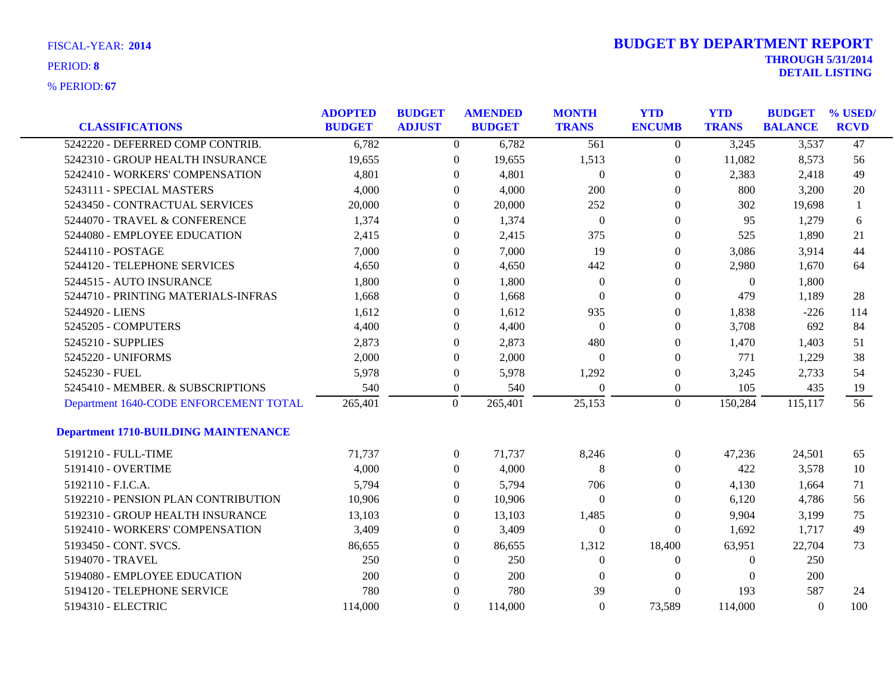FISCAL-YEAR: **2014**

PERIOD: **8**

% PERIOD: **67**

# BUDGET BY DEPARTMENT REPORT

**THROUGH 5/31/2014**

**DETAIL LISTING**

| CLASSIFICATIONS | ADOPTED BUDGET | BUDGET ADJUST | AMENDED BUDGET | MONTH TRANS | YTD ENCUMB | YTD TRANS | BUDGET BALANCE | % USED/ RCVD |
|---|---|---|---|---|---|---|---|---|
| 5242220 - DEFERRED COMP CONTRIB. | 6,782 | 0 | 6,782 | 561 | 0 | 3,245 | 3,537 | 47 |
| 5242310 - GROUP HEALTH INSURANCE | 19,655 | 0 | 19,655 | 1,513 | 0 | 11,082 | 8,573 | 56 |
| 5242410 - WORKERS' COMPENSATION | 4,801 | 0 | 4,801 | 0 | 0 | 2,383 | 2,418 | 49 |
| 5243111 - SPECIAL MASTERS | 4,000 | 0 | 4,000 | 200 | 0 | 800 | 3,200 | 20 |
| 5243450 - CONTRACTUAL SERVICES | 20,000 | 0 | 20,000 | 252 | 0 | 302 | 19,698 | 1 |
| 5244070 - TRAVEL & CONFERENCE | 1,374 | 0 | 1,374 | 0 | 0 | 95 | 1,279 | 6 |
| 5244080 - EMPLOYEE EDUCATION | 2,415 | 0 | 2,415 | 375 | 0 | 525 | 1,890 | 21 |
| 5244110 - POSTAGE | 7,000 | 0 | 7,000 | 19 | 0 | 3,086 | 3,914 | 44 |
| 5244120 - TELEPHONE SERVICES | 4,650 | 0 | 4,650 | 442 | 0 | 2,980 | 1,670 | 64 |
| 5244515 - AUTO INSURANCE | 1,800 | 0 | 1,800 | 0 | 0 | 0 | 1,800 | |
| 5244710 - PRINTING MATERIALS-INFRAS | 1,668 | 0 | 1,668 | 0 | 0 | 479 | 1,189 | 28 |
| 5244920 - LIENS | 1,612 | 0 | 1,612 | 935 | 0 | 1,838 | -226 | 114 |
| 5245205 - COMPUTERS | 4,400 | 0 | 4,400 | 0 | 0 | 3,708 | 692 | 84 |
| 5245210 - SUPPLIES | 2,873 | 0 | 2,873 | 480 | 0 | 1,470 | 1,403 | 51 |
| 5245220 - UNIFORMS | 2,000 | 0 | 2,000 | 0 | 0 | 771 | 1,229 | 38 |
| 5245230 - FUEL | 5,978 | 0 | 5,978 | 1,292 | 0 | 3,245 | 2,733 | 54 |
| 5245410 - MEMBER. & SUBSCRIPTIONS | 540 | 0 | 540 | 0 | 0 | 105 | 435 | 19 |
| Department 1640-CODE ENFORCEMENT TOTAL | 265,401 | 0 | 265,401 | 25,153 | 0 | 150,284 | 115,117 | 56 |
| **Department 1710-BUILDING MAINTENANCE** | | | | | | | | |
| 5191210 - FULL-TIME | 71,737 | 0 | 71,737 | 8,246 | 0 | 47,236 | 24,501 | 65 |
| 5191410 - OVERTIME | 4,000 | 0 | 4,000 | 8 | 0 | 422 | 3,578 | 10 |
| 5192110 - F.I.C.A. | 5,794 | 0 | 5,794 | 706 | 0 | 4,130 | 1,664 | 71 |
| 5192210 - PENSION PLAN CONTRIBUTION | 10,906 | 0 | 10,906 | 0 | 0 | 6,120 | 4,786 | 56 |
| 5192310 - GROUP HEALTH INSURANCE | 13,103 | 0 | 13,103 | 1,485 | 0 | 9,904 | 3,199 | 75 |
| 5192410 - WORKERS' COMPENSATION | 3,409 | 0 | 3,409 | 0 | 0 | 1,692 | 1,717 | 49 |
| 5193450 - CONT. SVCS. | 86,655 | 0 | 86,655 | 1,312 | 18,400 | 63,951 | 22,704 | 73 |
| 5194070 - TRAVEL | 250 | 0 | 250 | 0 | 0 | 0 | 250 | |
| 5194080 - EMPLOYEE EDUCATION | 200 | 0 | 200 | 0 | 0 | 0 | 200 | |
| 5194120 - TELEPHONE SERVICE | 780 | 0 | 780 | 39 | 0 | 193 | 587 | 24 |
| 5194310 - ELECTRIC | 114,000 | 0 | 114,000 | 0 | 73,589 | 114,000 | 0 | 100 |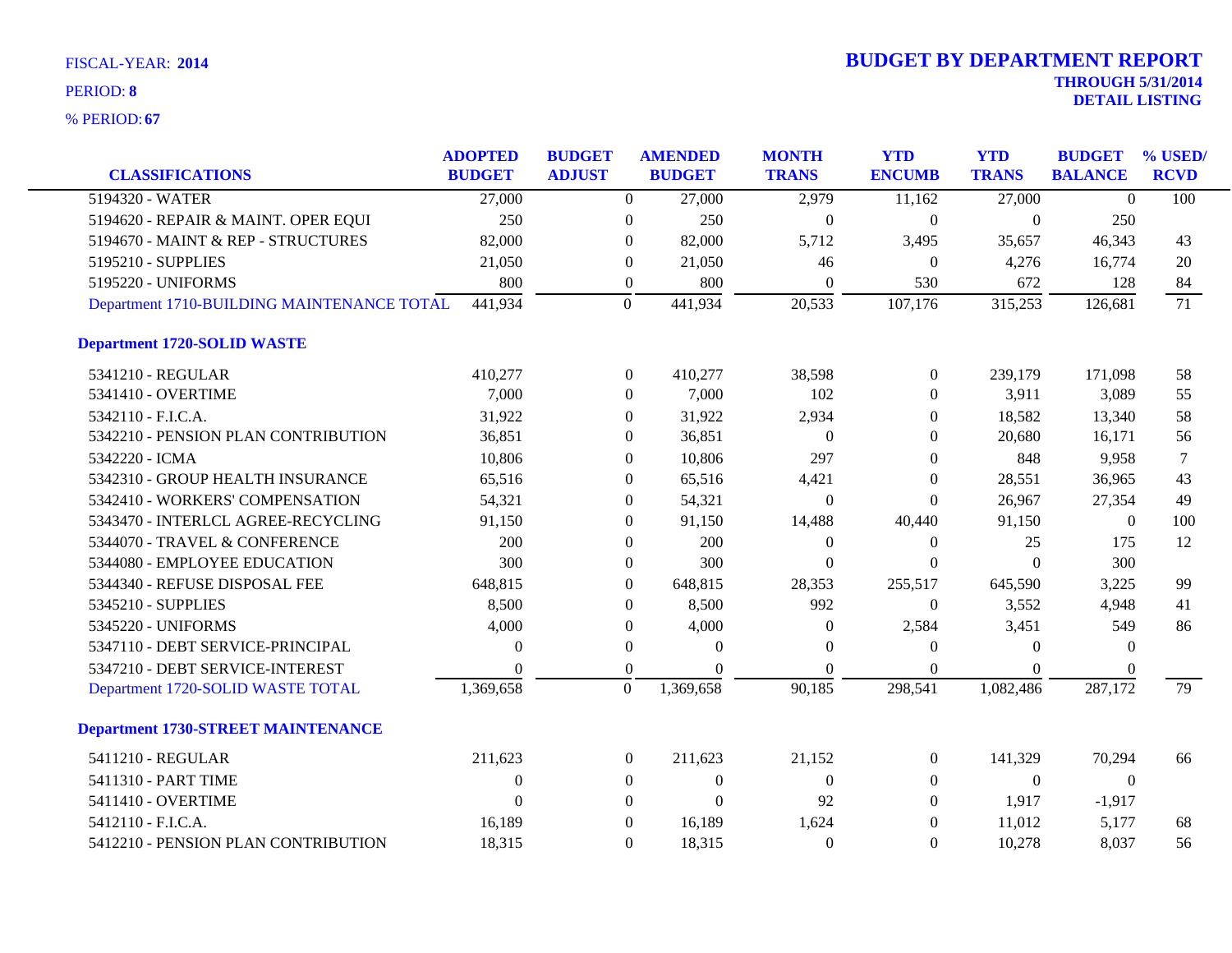FISCAL-YEAR: **2014**

PERIOD: **8**

% PERIOD: **67**

# BUDGET BY DEPARTMENT REPORT

**THROUGH 5/31/2014**
**DETAIL LISTING**

| CLASSIFICATIONS | ADOPTED BUDGET | BUDGET ADJUST | AMENDED BUDGET | MONTH TRANS | YTD ENCUMB | YTD TRANS | BUDGET BALANCE | % USED/ RCVD |
|---|---|---|---|---|---|---|---|---|
| 5194320 - WATER | 27,000 | 0 | 27,000 | 2,979 | 11,162 | 27,000 | 0 | 100 |
| 5194620 - REPAIR & MAINT. OPER EQUI | 250 | 0 | 250 | 0 | 0 | 0 | 250 | |
| 5194670 - MAINT & REP - STRUCTURES | 82,000 | 0 | 82,000 | 5,712 | 3,495 | 35,657 | 46,343 | 43 |
| 5195210 - SUPPLIES | 21,050 | 0 | 21,050 | 46 | 0 | 4,276 | 16,774 | 20 |
| 5195220 - UNIFORMS | 800 | 0 | 800 | 0 | 530 | 672 | 128 | 84 |
| Department 1710-BUILDING MAINTENANCE TOTAL | 441,934 | 0 | 441,934 | 20,533 | 107,176 | 315,253 | 126,681 | 71 |
| **Department 1720-SOLID WASTE** | | | | | | | | |
| 5341210 - REGULAR | 410,277 | 0 | 410,277 | 38,598 | 0 | 239,179 | 171,098 | 58 |
| 5341410 - OVERTIME | 7,000 | 0 | 7,000 | 102 | 0 | 3,911 | 3,089 | 55 |
| 5342110 - F.I.C.A. | 31,922 | 0 | 31,922 | 2,934 | 0 | 18,582 | 13,340 | 58 |
| 5342210 - PENSION PLAN CONTRIBUTION | 36,851 | 0 | 36,851 | 0 | 0 | 20,680 | 16,171 | 56 |
| 5342220 - ICMA | 10,806 | 0 | 10,806 | 297 | 0 | 848 | 9,958 | 7 |
| 5342310 - GROUP HEALTH INSURANCE | 65,516 | 0 | 65,516 | 4,421 | 0 | 28,551 | 36,965 | 43 |
| 5342410 - WORKERS' COMPENSATION | 54,321 | 0 | 54,321 | 0 | 0 | 26,967 | 27,354 | 49 |
| 5343470 - INTERLCL AGREE-RECYCLING | 91,150 | 0 | 91,150 | 14,488 | 40,440 | 91,150 | 0 | 100 |
| 5344070 - TRAVEL & CONFERENCE | 200 | 0 | 200 | 0 | 0 | 25 | 175 | 12 |
| 5344080 - EMPLOYEE EDUCATION | 300 | 0 | 300 | 0 | 0 | 0 | 300 | |
| 5344340 - REFUSE DISPOSAL FEE | 648,815 | 0 | 648,815 | 28,353 | 255,517 | 645,590 | 3,225 | 99 |
| 5345210 - SUPPLIES | 8,500 | 0 | 8,500 | 992 | 0 | 3,552 | 4,948 | 41 |
| 5345220 - UNIFORMS | 4,000 | 0 | 4,000 | 0 | 2,584 | 3,451 | 549 | 86 |
| 5347110 - DEBT SERVICE-PRINCIPAL | 0 | 0 | 0 | 0 | 0 | 0 | 0 | |
| 5347210 - DEBT SERVICE-INTEREST | 0 | 0 | 0 | 0 | 0 | 0 | 0 | |
| Department 1720-SOLID WASTE TOTAL | 1,369,658 | 0 | 1,369,658 | 90,185 | 298,541 | 1,082,486 | 287,172 | 79 |
| **Department 1730-STREET MAINTENANCE** | | | | | | | | |
| 5411210 - REGULAR | 211,623 | 0 | 211,623 | 21,152 | 0 | 141,329 | 70,294 | 66 |
| 5411310 - PART TIME | 0 | 0 | 0 | 0 | 0 | 0 | 0 | |
| 5411410 - OVERTIME | 0 | 0 | 0 | 92 | 0 | 1,917 | -1,917 | |
| 5412110 - F.I.C.A. | 16,189 | 0 | 16,189 | 1,624 | 0 | 11,012 | 5,177 | 68 |
| 5412210 - PENSION PLAN CONTRIBUTION | 18,315 | 0 | 18,315 | 0 | 0 | 10,278 | 8,037 | 56 |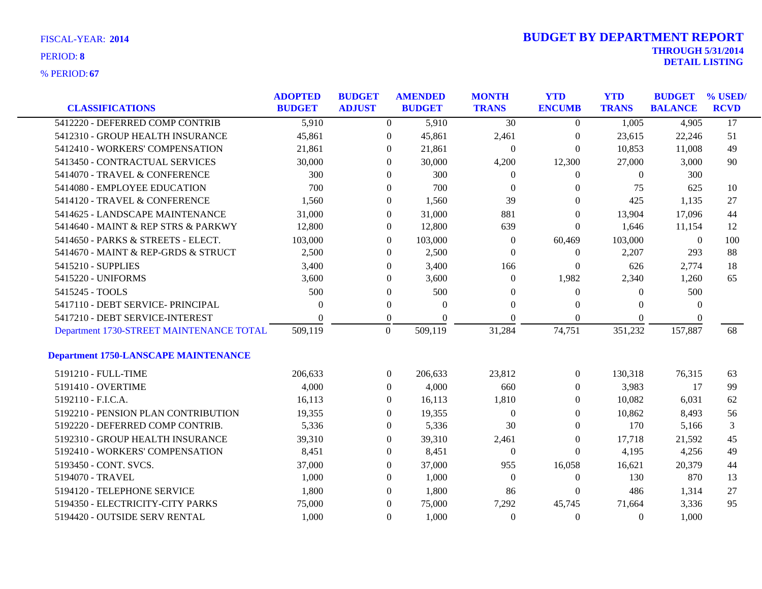FISCAL-YEAR: **2014**

PERIOD: **8**

% PERIOD: **67**

# BUDGET BY DEPARTMENT REPORT

**THROUGH 5/31/2014**

**DETAIL LISTING**

| CLASSIFICATIONS | ADOPTED BUDGET | BUDGET ADJUST | AMENDED BUDGET | MONTH TRANS | YTD ENCUMB | YTD TRANS | BUDGET BALANCE | % USED/ RCVD |
|---|---|---|---|---|---|---|---|---|
| 5412220 - DEFERRED COMP CONTRIB | 5,910 | 0 | 5,910 | 30 | 0 | 1,005 | 4,905 | 17 |
| 5412310 - GROUP HEALTH INSURANCE | 45,861 | 0 | 45,861 | 2,461 | 0 | 23,615 | 22,246 | 51 |
| 5412410 - WORKERS' COMPENSATION | 21,861 | 0 | 21,861 | 0 | 0 | 10,853 | 11,008 | 49 |
| 5413450 - CONTRACTUAL SERVICES | 30,000 | 0 | 30,000 | 4,200 | 12,300 | 27,000 | 3,000 | 90 |
| 5414070 - TRAVEL & CONFERENCE | 300 | 0 | 300 | 0 | 0 | 0 | 300 | |
| 5414080 - EMPLOYEE EDUCATION | 700 | 0 | 700 | 0 | 0 | 75 | 625 | 10 |
| 5414120 - TRAVEL & CONFERENCE | 1,560 | 0 | 1,560 | 39 | 0 | 425 | 1,135 | 27 |
| 5414625 - LANDSCAPE MAINTENANCE | 31,000 | 0 | 31,000 | 881 | 0 | 13,904 | 17,096 | 44 |
| 5414640 - MAINT & REP STRS & PARKWY | 12,800 | 0 | 12,800 | 639 | 0 | 1,646 | 11,154 | 12 |
| 5414650 - PARKS & STREETS - ELECT. | 103,000 | 0 | 103,000 | 0 | 60,469 | 103,000 | 0 | 100 |
| 5414670 - MAINT & REP-GRDS & STRUCT | 2,500 | 0 | 2,500 | 0 | 0 | 2,207 | 293 | 88 |
| 5415210 - SUPPLIES | 3,400 | 0 | 3,400 | 166 | 0 | 626 | 2,774 | 18 |
| 5415220 - UNIFORMS | 3,600 | 0 | 3,600 | 0 | 1,982 | 2,340 | 1,260 | 65 |
| 5415245 - TOOLS | 500 | 0 | 500 | 0 | 0 | 0 | 500 | |
| 5417110 - DEBT SERVICE- PRINCIPAL | 0 | 0 | 0 | 0 | 0 | 0 | 0 | |
| 5417210 - DEBT SERVICE-INTEREST | 0 | 0 | 0 | 0 | 0 | 0 | 0 | |
| Department 1730-STREET MAINTENANCE TOTAL | 509,119 | 0 | 509,119 | 31,284 | 74,751 | 351,232 | 157,887 | 68 |
| **Department 1750-LANSCAPE MAINTENANCE** | | | | | | | | |
| 5191210 - FULL-TIME | 206,633 | 0 | 206,633 | 23,812 | 0 | 130,318 | 76,315 | 63 |
| 5191410 - OVERTIME | 4,000 | 0 | 4,000 | 660 | 0 | 3,983 | 17 | 99 |
| 5192110 - F.I.C.A. | 16,113 | 0 | 16,113 | 1,810 | 0 | 10,082 | 6,031 | 62 |
| 5192210 - PENSION PLAN CONTRIBUTION | 19,355 | 0 | 19,355 | 0 | 0 | 10,862 | 8,493 | 56 |
| 5192220 - DEFERRED COMP CONTRIB. | 5,336 | 0 | 5,336 | 30 | 0 | 170 | 5,166 | 3 |
| 5192310 - GROUP HEALTH INSURANCE | 39,310 | 0 | 39,310 | 2,461 | 0 | 17,718 | 21,592 | 45 |
| 5192410 - WORKERS' COMPENSATION | 8,451 | 0 | 8,451 | 0 | 0 | 4,195 | 4,256 | 49 |
| 5193450 - CONT. SVCS. | 37,000 | 0 | 37,000 | 955 | 16,058 | 16,621 | 20,379 | 44 |
| 5194070 - TRAVEL | 1,000 | 0 | 1,000 | 0 | 0 | 130 | 870 | 13 |
| 5194120 - TELEPHONE SERVICE | 1,800 | 0 | 1,800 | 86 | 0 | 486 | 1,314 | 27 |
| 5194350 - ELECTRICITY-CITY PARKS | 75,000 | 0 | 75,000 | 7,292 | 45,745 | 71,664 | 3,336 | 95 |
| 5194420 - OUTSIDE SERV RENTAL | 1,000 | 0 | 1,000 | 0 | 0 | 0 | 1,000 | |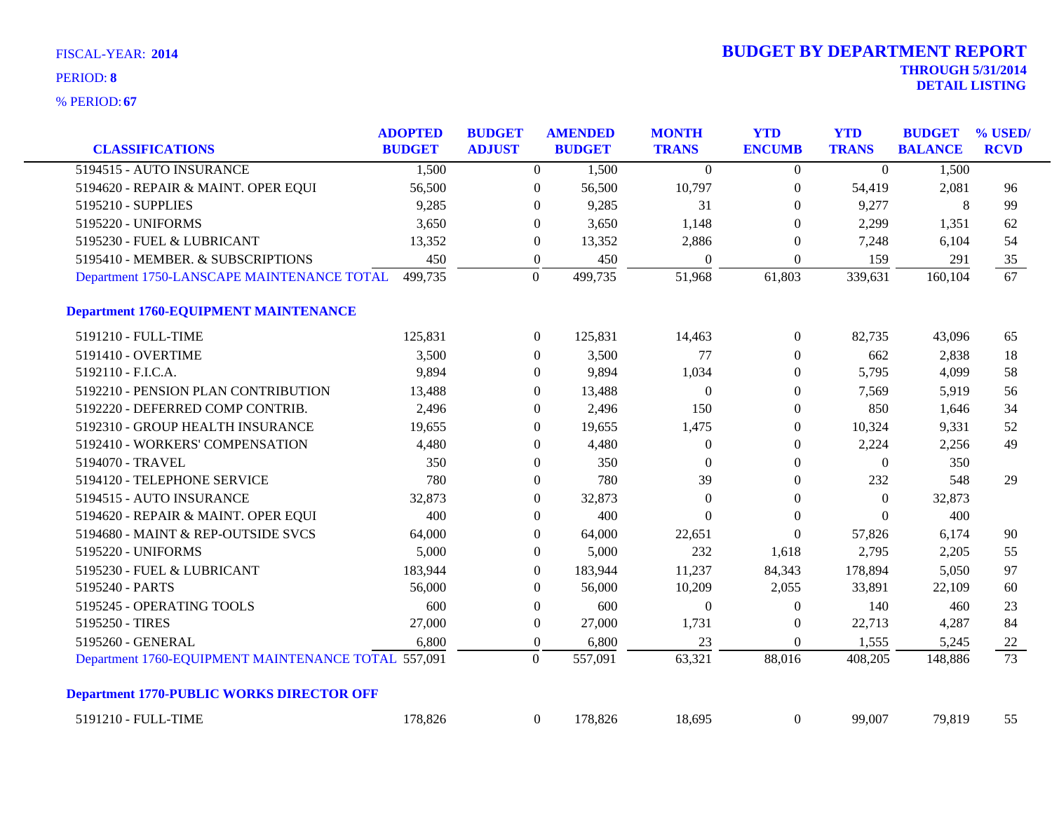FISCAL-YEAR: **2014**

PERIOD: **8**

% PERIOD: **67**

# BUDGET BY DEPARTMENT REPORT

**THROUGH 5/31/2014**

**DETAIL LISTING**

| CLASSIFICATIONS | ADOPTED BUDGET | BUDGET ADJUST | AMENDED BUDGET | MONTH TRANS | YTD ENCUMB | YTD TRANS | BUDGET BALANCE | % USED/ RCVD |
|---|---|---|---|---|---|---|---|---|
| 5194515 - AUTO INSURANCE | 1,500 | 0 | 1,500 | 0 | 0 | 0 | 1,500 | |
| 5194620 - REPAIR & MAINT. OPER EQUI | 56,500 | 0 | 56,500 | 10,797 | 0 | 54,419 | 2,081 | 96 |
| 5195210 - SUPPLIES | 9,285 | 0 | 9,285 | 31 | 0 | 9,277 | 8 | 99 |
| 5195220 - UNIFORMS | 3,650 | 0 | 3,650 | 1,148 | 0 | 2,299 | 1,351 | 62 |
| 5195230 - FUEL & LUBRICANT | 13,352 | 0 | 13,352 | 2,886 | 0 | 7,248 | 6,104 | 54 |
| 5195410 - MEMBER. & SUBSCRIPTIONS | 450 | 0 | 450 | 0 | 0 | 159 | 291 | 35 |
| Department 1750-LANSCAPE MAINTENANCE TOTAL | 499,735 | 0 | 499,735 | 51,968 | 61,803 | 339,631 | 160,104 | 67 |
| **Department 1760-EQUIPMENT MAINTENANCE** | | | | | | | | |
| 5191210 - FULL-TIME | 125,831 | 0 | 125,831 | 14,463 | 0 | 82,735 | 43,096 | 65 |
| 5191410 - OVERTIME | 3,500 | 0 | 3,500 | 77 | 0 | 662 | 2,838 | 18 |
| 5192110 - F.I.C.A. | 9,894 | 0 | 9,894 | 1,034 | 0 | 5,795 | 4,099 | 58 |
| 5192210 - PENSION PLAN CONTRIBUTION | 13,488 | 0 | 13,488 | 0 | 0 | 7,569 | 5,919 | 56 |
| 5192220 - DEFERRED COMP CONTRIB. | 2,496 | 0 | 2,496 | 150 | 0 | 850 | 1,646 | 34 |
| 5192310 - GROUP HEALTH INSURANCE | 19,655 | 0 | 19,655 | 1,475 | 0 | 10,324 | 9,331 | 52 |
| 5192410 - WORKERS' COMPENSATION | 4,480 | 0 | 4,480 | 0 | 0 | 2,224 | 2,256 | 49 |
| 5194070 - TRAVEL | 350 | 0 | 350 | 0 | 0 | 0 | 350 | |
| 5194120 - TELEPHONE SERVICE | 780 | 0 | 780 | 39 | 0 | 232 | 548 | 29 |
| 5194515 - AUTO INSURANCE | 32,873 | 0 | 32,873 | 0 | 0 | 0 | 32,873 | |
| 5194620 - REPAIR & MAINT. OPER EQUI | 400 | 0 | 400 | 0 | 0 | 0 | 400 | |
| 5194680 - MAINT & REP-OUTSIDE SVCS | 64,000 | 0 | 64,000 | 22,651 | 0 | 57,826 | 6,174 | 90 |
| 5195220 - UNIFORMS | 5,000 | 0 | 5,000 | 232 | 1,618 | 2,795 | 2,205 | 55 |
| 5195230 - FUEL & LUBRICANT | 183,944 | 0 | 183,944 | 11,237 | 84,343 | 178,894 | 5,050 | 97 |
| 5195240 - PARTS | 56,000 | 0 | 56,000 | 10,209 | 2,055 | 33,891 | 22,109 | 60 |
| 5195245 - OPERATING TOOLS | 600 | 0 | 600 | 0 | 0 | 140 | 460 | 23 |
| 5195250 - TIRES | 27,000 | 0 | 27,000 | 1,731 | 0 | 22,713 | 4,287 | 84 |
| 5195260 - GENERAL | 6,800 | 0 | 6,800 | 23 | 0 | 1,555 | 5,245 | 22 |
| Department 1760-EQUIPMENT MAINTENANCE TOTAL | 557,091 | 0 | 557,091 | 63,321 | 88,016 | 408,205 | 148,886 | 73 |
| **Department 1770-PUBLIC WORKS DIRECTOR OFF** | | | | | | | | |
| 5191210 - FULL-TIME | 178,826 | 0 | 178,826 | 18,695 | 0 | 99,007 | 79,819 | 55 |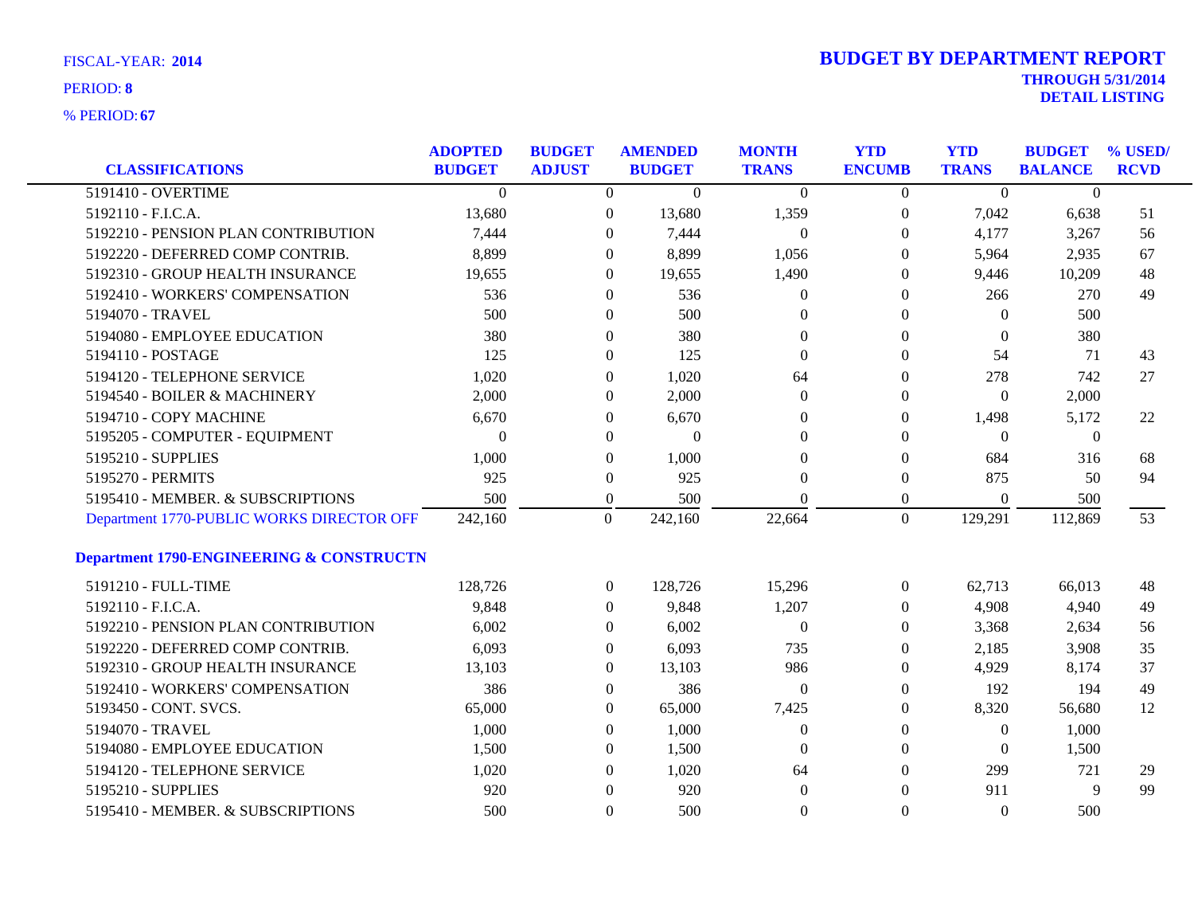FISCAL-YEAR: **2014**

PERIOD: **8**

% PERIOD: **67**

# BUDGET BY DEPARTMENT REPORT

**THROUGH 5/31/2014**

**DETAIL LISTING**

| CLASSIFICATIONS | ADOPTED BUDGET | BUDGET ADJUST | AMENDED BUDGET | MONTH TRANS | YTD ENCUMB | YTD TRANS | BUDGET BALANCE | % USED/ RCVD |
|---|---|---|---|---|---|---|---|---|
| 5191410 - OVERTIME | 0 | 0 | 0 | 0 | 0 | 0 | 0 | |
| 5192110 - F.I.C.A. | 13,680 | 0 | 13,680 | 1,359 | 0 | 7,042 | 6,638 | 51 |
| 5192210 - PENSION PLAN CONTRIBUTION | 7,444 | 0 | 7,444 | 0 | 0 | 4,177 | 3,267 | 56 |
| 5192220 - DEFERRED COMP CONTRIB. | 8,899 | 0 | 8,899 | 1,056 | 0 | 5,964 | 2,935 | 67 |
| 5192310 - GROUP HEALTH INSURANCE | 19,655 | 0 | 19,655 | 1,490 | 0 | 9,446 | 10,209 | 48 |
| 5192410 - WORKERS' COMPENSATION | 536 | 0 | 536 | 0 | 0 | 266 | 270 | 49 |
| 5194070 - TRAVEL | 500 | 0 | 500 | 0 | 0 | 0 | 500 | |
| 5194080 - EMPLOYEE EDUCATION | 380 | 0 | 380 | 0 | 0 | 0 | 380 | |
| 5194110 - POSTAGE | 125 | 0 | 125 | 0 | 0 | 54 | 71 | 43 |
| 5194120 - TELEPHONE SERVICE | 1,020 | 0 | 1,020 | 64 | 0 | 278 | 742 | 27 |
| 5194540 - BOILER & MACHINERY | 2,000 | 0 | 2,000 | 0 | 0 | 0 | 2,000 | |
| 5194710 - COPY MACHINE | 6,670 | 0 | 6,670 | 0 | 0 | 1,498 | 5,172 | 22 |
| 5195205 - COMPUTER - EQUIPMENT | 0 | 0 | 0 | 0 | 0 | 0 | 0 | |
| 5195210 - SUPPLIES | 1,000 | 0 | 1,000 | 0 | 0 | 684 | 316 | 68 |
| 5195270 - PERMITS | 925 | 0 | 925 | 0 | 0 | 875 | 50 | 94 |
| 5195410 - MEMBER. & SUBSCRIPTIONS | 500 | 0 | 500 | 0 | 0 | 0 | 500 | |
| Department 1770-PUBLIC WORKS DIRECTOR OFF | 242,160 | 0 | 242,160 | 22,664 | 0 | 129,291 | 112,869 | 53 |

**Department 1790-ENGINEERING & CONSTRUCTN**

| CLASSIFICATIONS | ADOPTED BUDGET | BUDGET ADJUST | AMENDED BUDGET | MONTH TRANS | YTD ENCUMB | YTD TRANS | BUDGET BALANCE | % USED/ RCVD |
|---|---|---|---|---|---|---|---|---|
| 5191210 - FULL-TIME | 128,726 | 0 | 128,726 | 15,296 | 0 | 62,713 | 66,013 | 48 |
| 5192110 - F.I.C.A. | 9,848 | 0 | 9,848 | 1,207 | 0 | 4,908 | 4,940 | 49 |
| 5192210 - PENSION PLAN CONTRIBUTION | 6,002 | 0 | 6,002 | 0 | 0 | 3,368 | 2,634 | 56 |
| 5192220 - DEFERRED COMP CONTRIB. | 6,093 | 0 | 6,093 | 735 | 0 | 2,185 | 3,908 | 35 |
| 5192310 - GROUP HEALTH INSURANCE | 13,103 | 0 | 13,103 | 986 | 0 | 4,929 | 8,174 | 37 |
| 5192410 - WORKERS' COMPENSATION | 386 | 0 | 386 | 0 | 0 | 192 | 194 | 49 |
| 5193450 - CONT. SVCS. | 65,000 | 0 | 65,000 | 7,425 | 0 | 8,320 | 56,680 | 12 |
| 5194070 - TRAVEL | 1,000 | 0 | 1,000 | 0 | 0 | 0 | 1,000 | |
| 5194080 - EMPLOYEE EDUCATION | 1,500 | 0 | 1,500 | 0 | 0 | 0 | 1,500 | |
| 5194120 - TELEPHONE SERVICE | 1,020 | 0 | 1,020 | 64 | 0 | 299 | 721 | 29 |
| 5195210 - SUPPLIES | 920 | 0 | 920 | 0 | 0 | 911 | 9 | 99 |
| 5195410 - MEMBER. & SUBSCRIPTIONS | 500 | 0 | 500 | 0 | 0 | 0 | 500 | |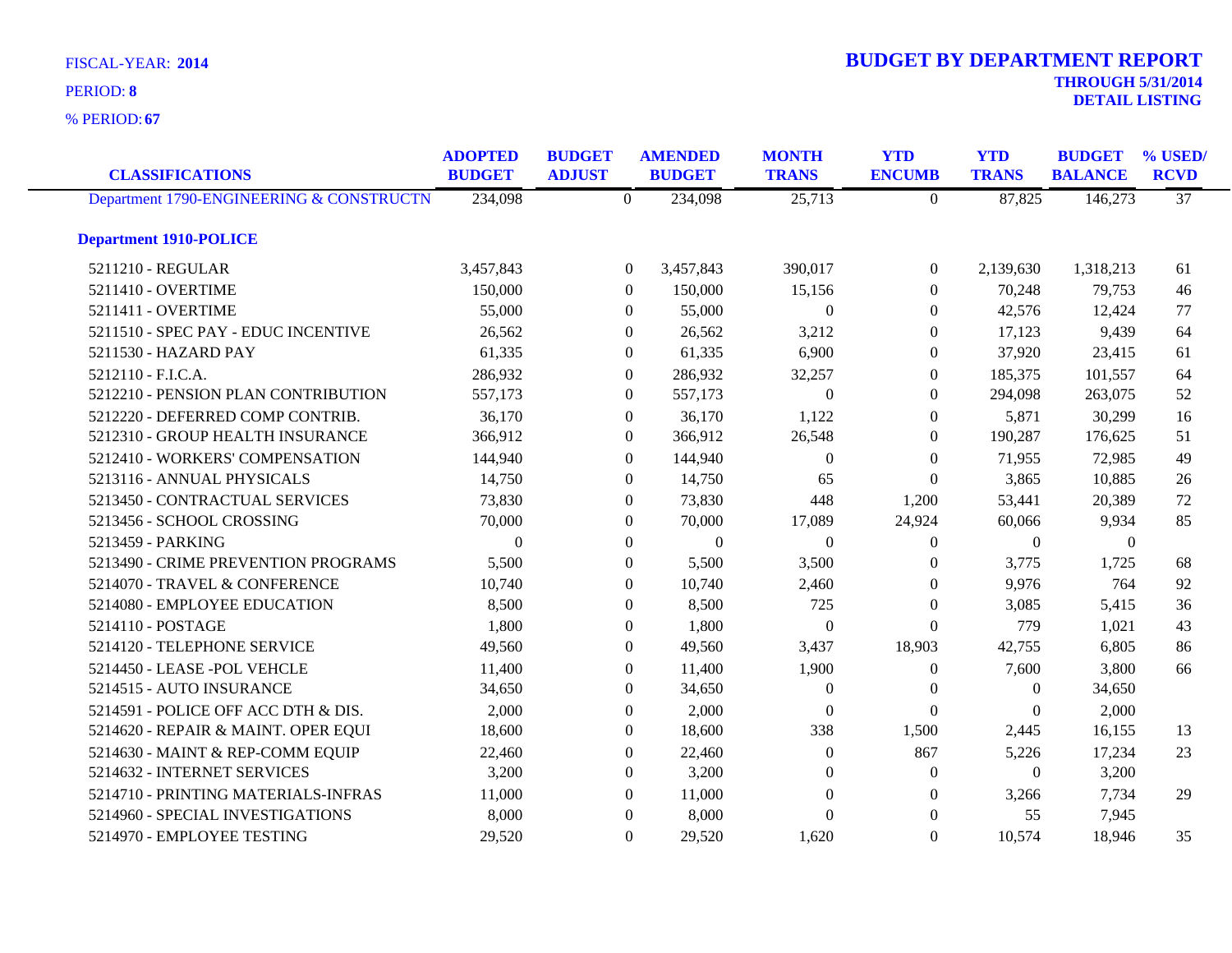FISCAL-YEAR: **2014**

PERIOD: **8**

% PERIOD: **67**

# BUDGET BY DEPARTMENT REPORT

**THROUGH 5/31/2014**

**DETAIL LISTING**

| CLASSIFICATIONS | ADOPTED BUDGET | BUDGET ADJUST | AMENDED BUDGET | MONTH TRANS | YTD ENCUMB | YTD TRANS | BUDGET BALANCE | % USED/ RCVD |
|---|---|---|---|---|---|---|---|---|
| Department 1790-ENGINEERING & CONSTRUCTN | 234,098 | 0 | 234,098 | 25,713 | 0 | 87,825 | 146,273 | 37 |
| **Department 1910-POLICE** | | | | | | | | |
| 5211210 - REGULAR | 3,457,843 | 0 | 3,457,843 | 390,017 | 0 | 2,139,630 | 1,318,213 | 61 |
| 5211410 - OVERTIME | 150,000 | 0 | 150,000 | 15,156 | 0 | 70,248 | 79,753 | 46 |
| 5211411 - OVERTIME | 55,000 | 0 | 55,000 | 0 | 0 | 42,576 | 12,424 | 77 |
| 5211510 - SPEC PAY - EDUC INCENTIVE | 26,562 | 0 | 26,562 | 3,212 | 0 | 17,123 | 9,439 | 64 |
| 5211530 - HAZARD PAY | 61,335 | 0 | 61,335 | 6,900 | 0 | 37,920 | 23,415 | 61 |
| 5212110 - F.I.C.A. | 286,932 | 0 | 286,932 | 32,257 | 0 | 185,375 | 101,557 | 64 |
| 5212210 - PENSION PLAN CONTRIBUTION | 557,173 | 0 | 557,173 | 0 | 0 | 294,098 | 263,075 | 52 |
| 5212220 - DEFERRED COMP CONTRIB. | 36,170 | 0 | 36,170 | 1,122 | 0 | 5,871 | 30,299 | 16 |
| 5212310 - GROUP HEALTH INSURANCE | 366,912 | 0 | 366,912 | 26,548 | 0 | 190,287 | 176,625 | 51 |
| 5212410 - WORKERS' COMPENSATION | 144,940 | 0 | 144,940 | 0 | 0 | 71,955 | 72,985 | 49 |
| 5213116 - ANNUAL PHYSICALS | 14,750 | 0 | 14,750 | 65 | 0 | 3,865 | 10,885 | 26 |
| 5213450 - CONTRACTUAL SERVICES | 73,830 | 0 | 73,830 | 448 | 1,200 | 53,441 | 20,389 | 72 |
| 5213456 - SCHOOL CROSSING | 70,000 | 0 | 70,000 | 17,089 | 24,924 | 60,066 | 9,934 | 85 |
| 5213459 - PARKING | 0 | 0 | 0 | 0 | 0 | 0 | 0 | |
| 5213490 - CRIME PREVENTION PROGRAMS | 5,500 | 0 | 5,500 | 3,500 | 0 | 3,775 | 1,725 | 68 |
| 5214070 - TRAVEL & CONFERENCE | 10,740 | 0 | 10,740 | 2,460 | 0 | 9,976 | 764 | 92 |
| 5214080 - EMPLOYEE EDUCATION | 8,500 | 0 | 8,500 | 725 | 0 | 3,085 | 5,415 | 36 |
| 5214110 - POSTAGE | 1,800 | 0 | 1,800 | 0 | 0 | 779 | 1,021 | 43 |
| 5214120 - TELEPHONE SERVICE | 49,560 | 0 | 49,560 | 3,437 | 18,903 | 42,755 | 6,805 | 86 |
| 5214450 - LEASE -POL VEHCLE | 11,400 | 0 | 11,400 | 1,900 | 0 | 7,600 | 3,800 | 66 |
| 5214515 - AUTO INSURANCE | 34,650 | 0 | 34,650 | 0 | 0 | 0 | 34,650 | |
| 5214591 - POLICE OFF ACC DTH & DIS. | 2,000 | 0 | 2,000 | 0 | 0 | 0 | 2,000 | |
| 5214620 - REPAIR & MAINT. OPER EQUI | 18,600 | 0 | 18,600 | 338 | 1,500 | 2,445 | 16,155 | 13 |
| 5214630 - MAINT & REP-COMM EQUIP | 22,460 | 0 | 22,460 | 0 | 867 | 5,226 | 17,234 | 23 |
| 5214632 - INTERNET SERVICES | 3,200 | 0 | 3,200 | 0 | 0 | 0 | 3,200 | |
| 5214710 - PRINTING MATERIALS-INFRAS | 11,000 | 0 | 11,000 | 0 | 0 | 3,266 | 7,734 | 29 |
| 5214960 - SPECIAL INVESTIGATIONS | 8,000 | 0 | 8,000 | 0 | 0 | 55 | 7,945 | |
| 5214970 - EMPLOYEE TESTING | 29,520 | 0 | 29,520 | 1,620 | 0 | 10,574 | 18,946 | 35 |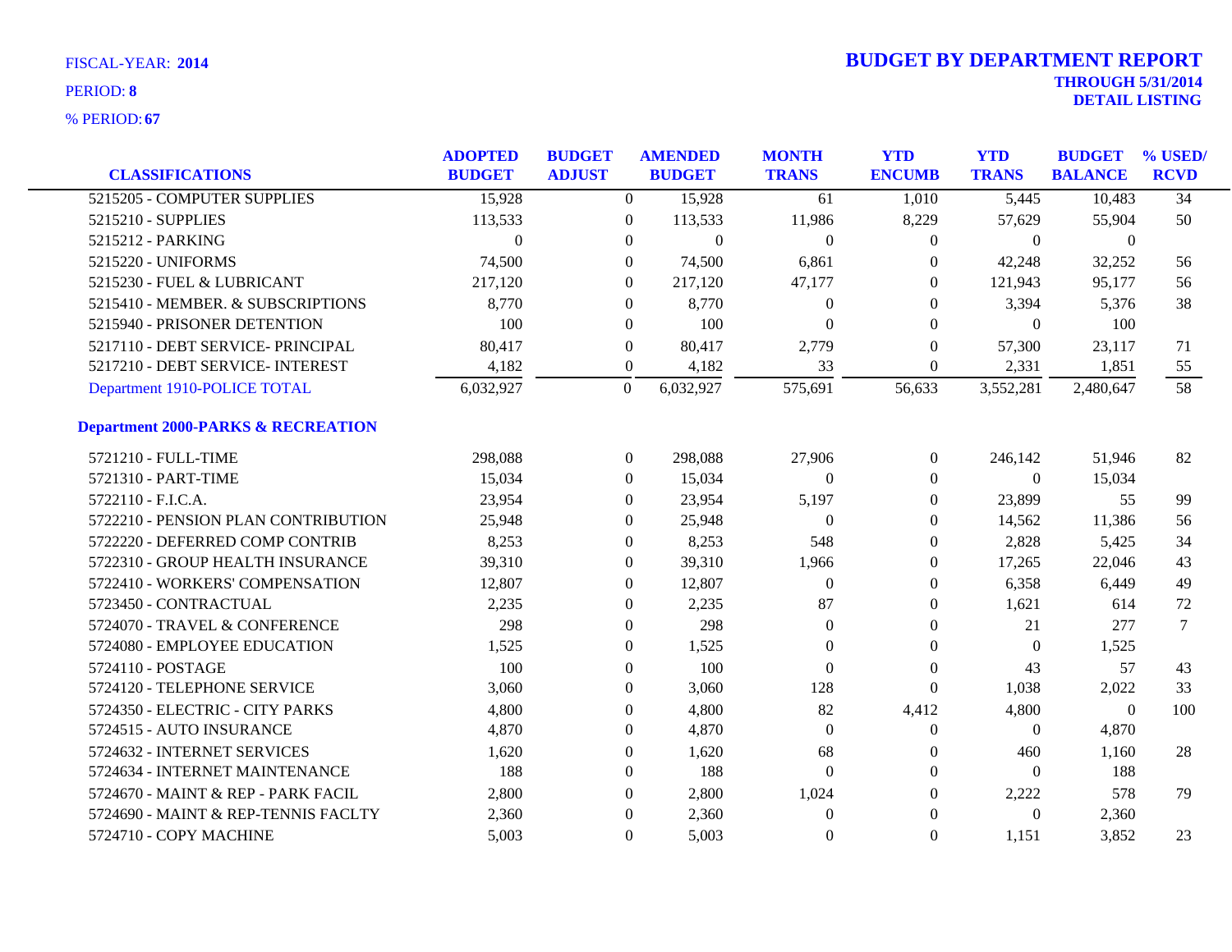FISCAL-YEAR: **2014**

PERIOD: **8**

% PERIOD: **67**

# BUDGET BY DEPARTMENT REPORT

**THROUGH 5/31/2014**

**DETAIL LISTING**

| CLASSIFICATIONS | ADOPTED BUDGET | BUDGET ADJUST | AMENDED BUDGET | MONTH TRANS | YTD ENCUMB | YTD TRANS | BUDGET BALANCE | % USED/ RCVD |
|---|---|---|---|---|---|---|---|---|
| 5215205 - COMPUTER SUPPLIES | 15,928 | 0 | 15,928 | 61 | 1,010 | 5,445 | 10,483 | 34 |
| 5215210 - SUPPLIES | 113,533 | 0 | 113,533 | 11,986 | 8,229 | 57,629 | 55,904 | 50 |
| 5215212 - PARKING | 0 | 0 | 0 | 0 | 0 | 0 | 0 | |
| 5215220 - UNIFORMS | 74,500 | 0 | 74,500 | 6,861 | 0 | 42,248 | 32,252 | 56 |
| 5215230 - FUEL & LUBRICANT | 217,120 | 0 | 217,120 | 47,177 | 0 | 121,943 | 95,177 | 56 |
| 5215410 - MEMBER. & SUBSCRIPTIONS | 8,770 | 0 | 8,770 | 0 | 0 | 3,394 | 5,376 | 38 |
| 5215940 - PRISONER DETENTION | 100 | 0 | 100 | 0 | 0 | 0 | 100 | |
| 5217110 - DEBT SERVICE- PRINCIPAL | 80,417 | 0 | 80,417 | 2,779 | 0 | 57,300 | 23,117 | 71 |
| 5217210 - DEBT SERVICE- INTEREST | 4,182 | 0 | 4,182 | 33 | 0 | 2,331 | 1,851 | 55 |
| Department 1910-POLICE TOTAL | 6,032,927 | 0 | 6,032,927 | 575,691 | 56,633 | 3,552,281 | 2,480,647 | 58 |
| **Department 2000-PARKS & RECREATION** | | | | | | | | |
| 5721210 - FULL-TIME | 298,088 | 0 | 298,088 | 27,906 | 0 | 246,142 | 51,946 | 82 |
| 5721310 - PART-TIME | 15,034 | 0 | 15,034 | 0 | 0 | 0 | 15,034 | |
| 5722110 - F.I.C.A. | 23,954 | 0 | 23,954 | 5,197 | 0 | 23,899 | 55 | 99 |
| 5722210 - PENSION PLAN CONTRIBUTION | 25,948 | 0 | 25,948 | 0 | 0 | 14,562 | 11,386 | 56 |
| 5722220 - DEFERRED COMP CONTRIB | 8,253 | 0 | 8,253 | 548 | 0 | 2,828 | 5,425 | 34 |
| 5722310 - GROUP HEALTH INSURANCE | 39,310 | 0 | 39,310 | 1,966 | 0 | 17,265 | 22,046 | 43 |
| 5722410 - WORKERS' COMPENSATION | 12,807 | 0 | 12,807 | 0 | 0 | 6,358 | 6,449 | 49 |
| 5723450 - CONTRACTUAL | 2,235 | 0 | 2,235 | 87 | 0 | 1,621 | 614 | 72 |
| 5724070 - TRAVEL & CONFERENCE | 298 | 0 | 298 | 0 | 0 | 21 | 277 | 7 |
| 5724080 - EMPLOYEE EDUCATION | 1,525 | 0 | 1,525 | 0 | 0 | 0 | 1,525 | |
| 5724110 - POSTAGE | 100 | 0 | 100 | 0 | 0 | 43 | 57 | 43 |
| 5724120 - TELEPHONE SERVICE | 3,060 | 0 | 3,060 | 128 | 0 | 1,038 | 2,022 | 33 |
| 5724350 - ELECTRIC - CITY PARKS | 4,800 | 0 | 4,800 | 82 | 4,412 | 4,800 | 0 | 100 |
| 5724515 - AUTO INSURANCE | 4,870 | 0 | 4,870 | 0 | 0 | 0 | 4,870 | |
| 5724632 - INTERNET SERVICES | 1,620 | 0 | 1,620 | 68 | 0 | 460 | 1,160 | 28 |
| 5724634 - INTERNET MAINTENANCE | 188 | 0 | 188 | 0 | 0 | 0 | 188 | |
| 5724670 - MAINT & REP - PARK FACIL | 2,800 | 0 | 2,800 | 1,024 | 0 | 2,222 | 578 | 79 |
| 5724690 - MAINT & REP-TENNIS FACLTY | 2,360 | 0 | 2,360 | 0 | 0 | 0 | 2,360 | |
| 5724710 - COPY MACHINE | 5,003 | 0 | 5,003 | 0 | 0 | 1,151 | 3,852 | 23 |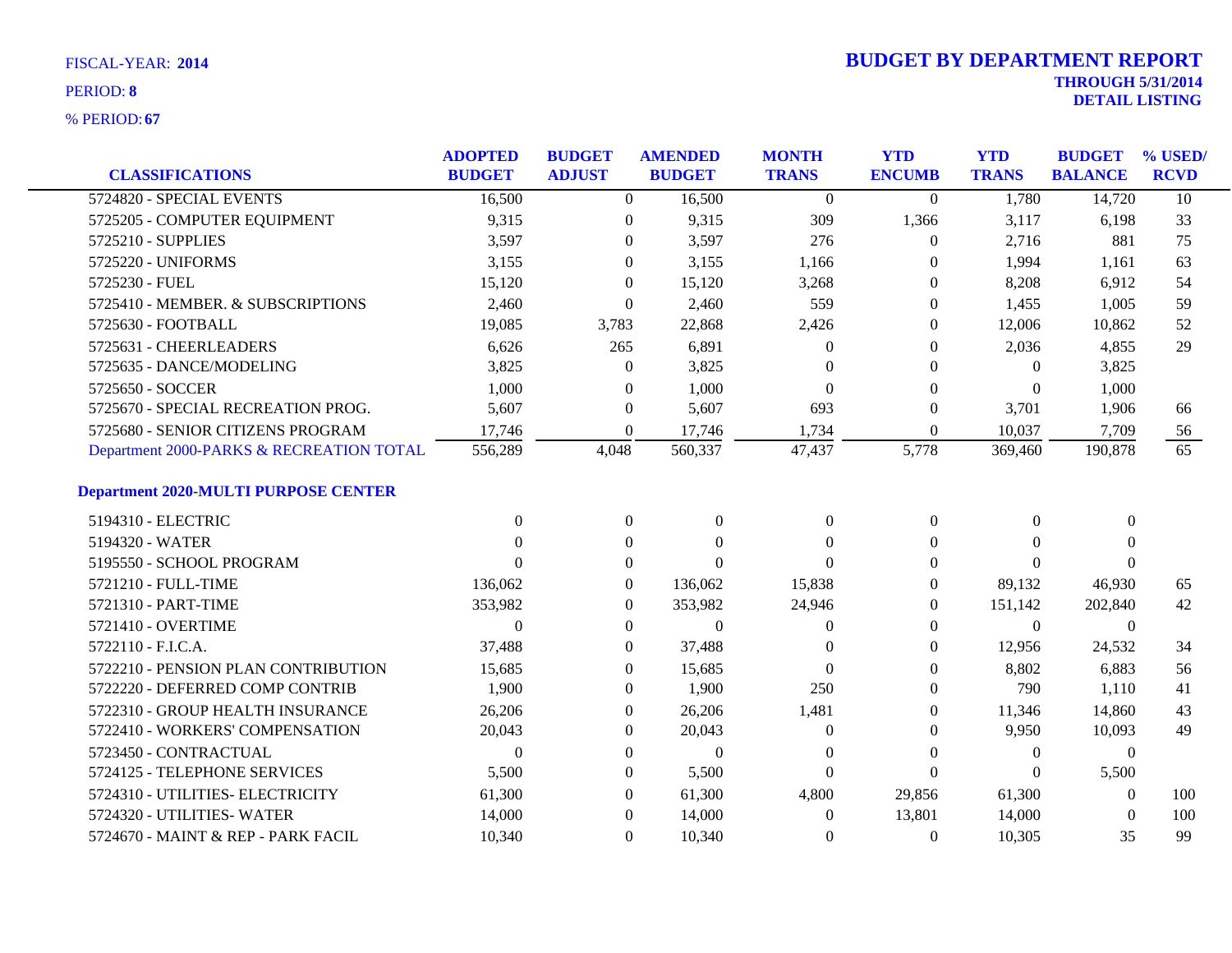FISCAL-YEAR: **2014**

PERIOD: **8**

% PERIOD: **67**

# BUDGET BY DEPARTMENT REPORT

**THROUGH 5/31/2014**
**DETAIL LISTING**

| CLASSIFICATIONS | ADOPTED BUDGET | BUDGET ADJUST | AMENDED BUDGET | MONTH TRANS | YTD ENCUMB | YTD TRANS | BUDGET BALANCE | % USED/ RCVD |
|---|---|---|---|---|---|---|---|---|
| 5724820 - SPECIAL EVENTS | 16,500 | 0 | 16,500 | 0 | 0 | 1,780 | 14,720 | 10 |
| 5725205 - COMPUTER EQUIPMENT | 9,315 | 0 | 9,315 | 309 | 1,366 | 3,117 | 6,198 | 33 |
| 5725210 - SUPPLIES | 3,597 | 0 | 3,597 | 276 | 0 | 2,716 | 881 | 75 |
| 5725220 - UNIFORMS | 3,155 | 0 | 3,155 | 1,166 | 0 | 1,994 | 1,161 | 63 |
| 5725230 - FUEL | 15,120 | 0 | 15,120 | 3,268 | 0 | 8,208 | 6,912 | 54 |
| 5725410 - MEMBER. & SUBSCRIPTIONS | 2,460 | 0 | 2,460 | 559 | 0 | 1,455 | 1,005 | 59 |
| 5725630 - FOOTBALL | 19,085 | 3,783 | 22,868 | 2,426 | 0 | 12,006 | 10,862 | 52 |
| 5725631 - CHEERLEADERS | 6,626 | 265 | 6,891 | 0 | 0 | 2,036 | 4,855 | 29 |
| 5725635 - DANCE/MODELING | 3,825 | 0 | 3,825 | 0 | 0 | 0 | 3,825 | |
| 5725650 - SOCCER | 1,000 | 0 | 1,000 | 0 | 0 | 0 | 1,000 | |
| 5725670 - SPECIAL RECREATION PROG. | 5,607 | 0 | 5,607 | 693 | 0 | 3,701 | 1,906 | 66 |
| 5725680 - SENIOR CITIZENS PROGRAM | 17,746 | 0 | 17,746 | 1,734 | 0 | 10,037 | 7,709 | 56 |
| Department 2000-PARKS & RECREATION TOTAL | 556,289 | 4,048 | 560,337 | 47,437 | 5,778 | 369,460 | 190,878 | 65 |
| **Department 2020-MULTI PURPOSE CENTER** | | | | | | | | |
| 5194310 - ELECTRIC | 0 | 0 | 0 | 0 | 0 | 0 | 0 | |
| 5194320 - WATER | 0 | 0 | 0 | 0 | 0 | 0 | 0 | |
| 5195550 - SCHOOL PROGRAM | 0 | 0 | 0 | 0 | 0 | 0 | 0 | |
| 5721210 - FULL-TIME | 136,062 | 0 | 136,062 | 15,838 | 0 | 89,132 | 46,930 | 65 |
| 5721310 - PART-TIME | 353,982 | 0 | 353,982 | 24,946 | 0 | 151,142 | 202,840 | 42 |
| 5721410 - OVERTIME | 0 | 0 | 0 | 0 | 0 | 0 | 0 | |
| 5722110 - F.I.C.A. | 37,488 | 0 | 37,488 | 0 | 0 | 12,956 | 24,532 | 34 |
| 5722210 - PENSION PLAN CONTRIBUTION | 15,685 | 0 | 15,685 | 0 | 0 | 8,802 | 6,883 | 56 |
| 5722220 - DEFERRED COMP CONTRIB | 1,900 | 0 | 1,900 | 250 | 0 | 790 | 1,110 | 41 |
| 5722310 - GROUP HEALTH INSURANCE | 26,206 | 0 | 26,206 | 1,481 | 0 | 11,346 | 14,860 | 43 |
| 5722410 - WORKERS' COMPENSATION | 20,043 | 0 | 20,043 | 0 | 0 | 9,950 | 10,093 | 49 |
| 5723450 - CONTRACTUAL | 0 | 0 | 0 | 0 | 0 | 0 | 0 | |
| 5724125 - TELEPHONE SERVICES | 5,500 | 0 | 5,500 | 0 | 0 | 0 | 5,500 | |
| 5724310 - UTILITIES- ELECTRICITY | 61,300 | 0 | 61,300 | 4,800 | 29,856 | 61,300 | 0 | 100 |
| 5724320 - UTILITIES- WATER | 14,000 | 0 | 14,000 | 0 | 13,801 | 14,000 | 0 | 100 |
| 5724670 - MAINT & REP - PARK FACIL | 10,340 | 0 | 10,340 | 0 | 0 | 10,305 | 35 | 99 |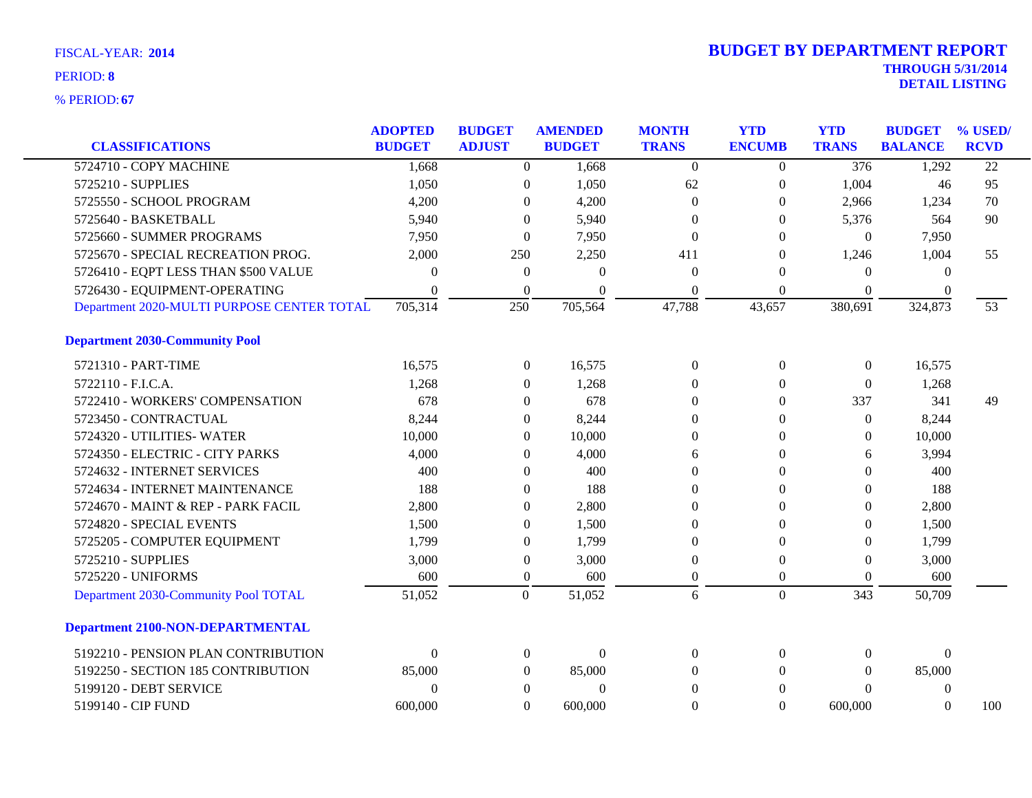FISCAL-YEAR: **2014**

PERIOD: **8**

% PERIOD: **67**

# BUDGET BY DEPARTMENT REPORT

**THROUGH 5/31/2014**
**DETAIL LISTING**

| CLASSIFICATIONS | ADOPTED BUDGET | BUDGET ADJUST | AMENDED BUDGET | MONTH TRANS | YTD ENCUMB | YTD TRANS | BUDGET BALANCE | % USED/ RCVD |
|---|---|---|---|---|---|---|---|---|
| 5724710 - COPY MACHINE | 1,668 | 0 | 1,668 | 0 | 0 | 376 | 1,292 | 22 |
| 5725210 - SUPPLIES | 1,050 | 0 | 1,050 | 62 | 0 | 1,004 | 46 | 95 |
| 5725550 - SCHOOL PROGRAM | 4,200 | 0 | 4,200 | 0 | 0 | 2,966 | 1,234 | 70 |
| 5725640 - BASKETBALL | 5,940 | 0 | 5,940 | 0 | 0 | 5,376 | 564 | 90 |
| 5725660 - SUMMER PROGRAMS | 7,950 | 0 | 7,950 | 0 | 0 | 0 | 7,950 | |
| 5725670 - SPECIAL RECREATION PROG. | 2,000 | 250 | 2,250 | 411 | 0 | 1,246 | 1,004 | 55 |
| 5726410 - EQPT LESS THAN $500 VALUE | 0 | 0 | 0 | 0 | 0 | 0 | 0 | |
| 5726430 - EQUIPMENT-OPERATING | 0 | 0 | 0 | 0 | 0 | 0 | 0 | |
| Department 2020-MULTI PURPOSE CENTER TOTAL | 705,314 | 250 | 705,564 | 47,788 | 43,657 | 380,691 | 324,873 | 53 |
| **Department 2030-Community Pool** | | | | | | | | |
| 5721310 - PART-TIME | 16,575 | 0 | 16,575 | 0 | 0 | 0 | 16,575 | |
| 5722110 - F.I.C.A. | 1,268 | 0 | 1,268 | 0 | 0 | 0 | 1,268 | |
| 5722410 - WORKERS' COMPENSATION | 678 | 0 | 678 | 0 | 0 | 337 | 341 | 49 |
| 5723450 - CONTRACTUAL | 8,244 | 0 | 8,244 | 0 | 0 | 0 | 8,244 | |
| 5724320 - UTILITIES- WATER | 10,000 | 0 | 10,000 | 0 | 0 | 0 | 10,000 | |
| 5724350 - ELECTRIC - CITY PARKS | 4,000 | 0 | 4,000 | 6 | 0 | 6 | 3,994 | |
| 5724632 - INTERNET SERVICES | 400 | 0 | 400 | 0 | 0 | 0 | 400 | |
| 5724634 - INTERNET MAINTENANCE | 188 | 0 | 188 | 0 | 0 | 0 | 188 | |
| 5724670 - MAINT & REP - PARK FACIL | 2,800 | 0 | 2,800 | 0 | 0 | 0 | 2,800 | |
| 5724820 - SPECIAL EVENTS | 1,500 | 0 | 1,500 | 0 | 0 | 0 | 1,500 | |
| 5725205 - COMPUTER EQUIPMENT | 1,799 | 0 | 1,799 | 0 | 0 | 0 | 1,799 | |
| 5725210 - SUPPLIES | 3,000 | 0 | 3,000 | 0 | 0 | 0 | 3,000 | |
| 5725220 - UNIFORMS | 600 | 0 | 600 | 0 | 0 | 0 | 600 | |
| Department 2030-Community Pool TOTAL | 51,052 | 0 | 51,052 | 6 | 0 | 343 | 50,709 | |
| **Department 2100-NON-DEPARTMENTAL** | | | | | | | | |
| 5192210 - PENSION PLAN CONTRIBUTION | 0 | 0 | 0 | 0 | 0 | 0 | 0 | |
| 5192250 - SECTION 185 CONTRIBUTION | 85,000 | 0 | 85,000 | 0 | 0 | 0 | 85,000 | |
| 5199120 - DEBT SERVICE | 0 | 0 | 0 | 0 | 0 | 0 | 0 | |
| 5199140 - CIP FUND | 600,000 | 0 | 600,000 | 0 | 0 | 600,000 | 0 | 100 |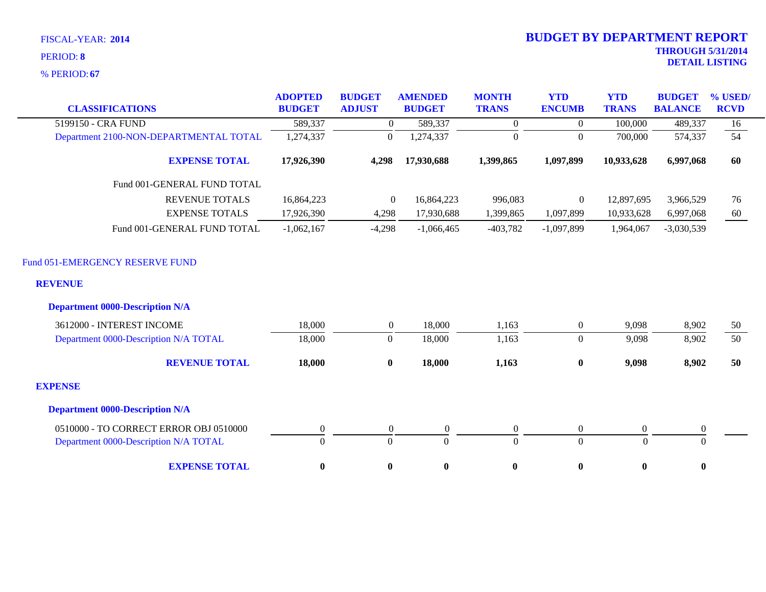FISCAL-YEAR: **2014**

PERIOD: **8**

% PERIOD: **67**

# BUDGET BY DEPARTMENT REPORT

**THROUGH 5/31/2014**

**DETAIL LISTING**

| CLASSIFICATIONS | ADOPTED BUDGET | BUDGET ADJUST | AMENDED BUDGET | MONTH TRANS | YTD ENCUMB | YTD TRANS | BUDGET BALANCE | % USED/ RCVD |
|---|---|---|---|---|---|---|---|---|
| 5199150 - CRA FUND | 589,337 | 0 | 589,337 | 0 | 0 | 100,000 | 489,337 | 16 |
| Department 2100-NON-DEPARTMENTAL TOTAL | 1,274,337 | 0 | 1,274,337 | 0 | 0 | 700,000 | 574,337 | 54 |
| **EXPENSE TOTAL** | **17,926,390** | **4,298** | **17,930,688** | **1,399,865** | **1,097,899** | **10,933,628** | **6,997,068** | **60** |
| Fund 001-GENERAL FUND TOTAL | | | | | | | | |
| REVENUE TOTALS | 16,864,223 | 0 | 16,864,223 | 996,083 | 0 | 12,897,695 | 3,966,529 | 76 |
| EXPENSE TOTALS | 17,926,390 | 4,298 | 17,930,688 | 1,399,865 | 1,097,899 | 10,933,628 | 6,997,068 | 60 |
| Fund 001-GENERAL FUND TOTAL | -1,062,167 | -4,298 | -1,066,465 | -403,782 | -1,097,899 | 1,964,067 | -3,030,539 | |

## Fund 051-EMERGENCY RESERVE FUND

### REVENUE

#### Department 0000-Description N/A

| CLASSIFICATIONS | ADOPTED BUDGET | BUDGET ADJUST | AMENDED BUDGET | MONTH TRANS | YTD ENCUMB | YTD TRANS | BUDGET BALANCE | % USED/ RCVD |
|---|---|---|---|---|---|---|---|---|
| 3612000 - INTEREST INCOME | 18,000 | 0 | 18,000 | 1,163 | 0 | 9,098 | 8,902 | 50 |
| Department 0000-Description N/A TOTAL | 18,000 | 0 | 18,000 | 1,163 | 0 | 9,098 | 8,902 | 50 |
| **REVENUE TOTAL** | **18,000** | **0** | **18,000** | **1,163** | **0** | **9,098** | **8,902** | **50** |

### EXPENSE

#### Department 0000-Description N/A

| CLASSIFICATIONS | ADOPTED BUDGET | BUDGET ADJUST | AMENDED BUDGET | MONTH TRANS | YTD ENCUMB | YTD TRANS | BUDGET BALANCE | % USED/ RCVD |
|---|---|---|---|---|---|---|---|---|
| 0510000 - TO CORRECT ERROR OBJ 0510000 | 0 | 0 | 0 | 0 | 0 | 0 | 0 | |
| Department 0000-Description N/A TOTAL | 0 | 0 | 0 | 0 | 0 | 0 | 0 | |
| **EXPENSE TOTAL** | **0** | **0** | **0** | **0** | **0** | **0** | **0** | |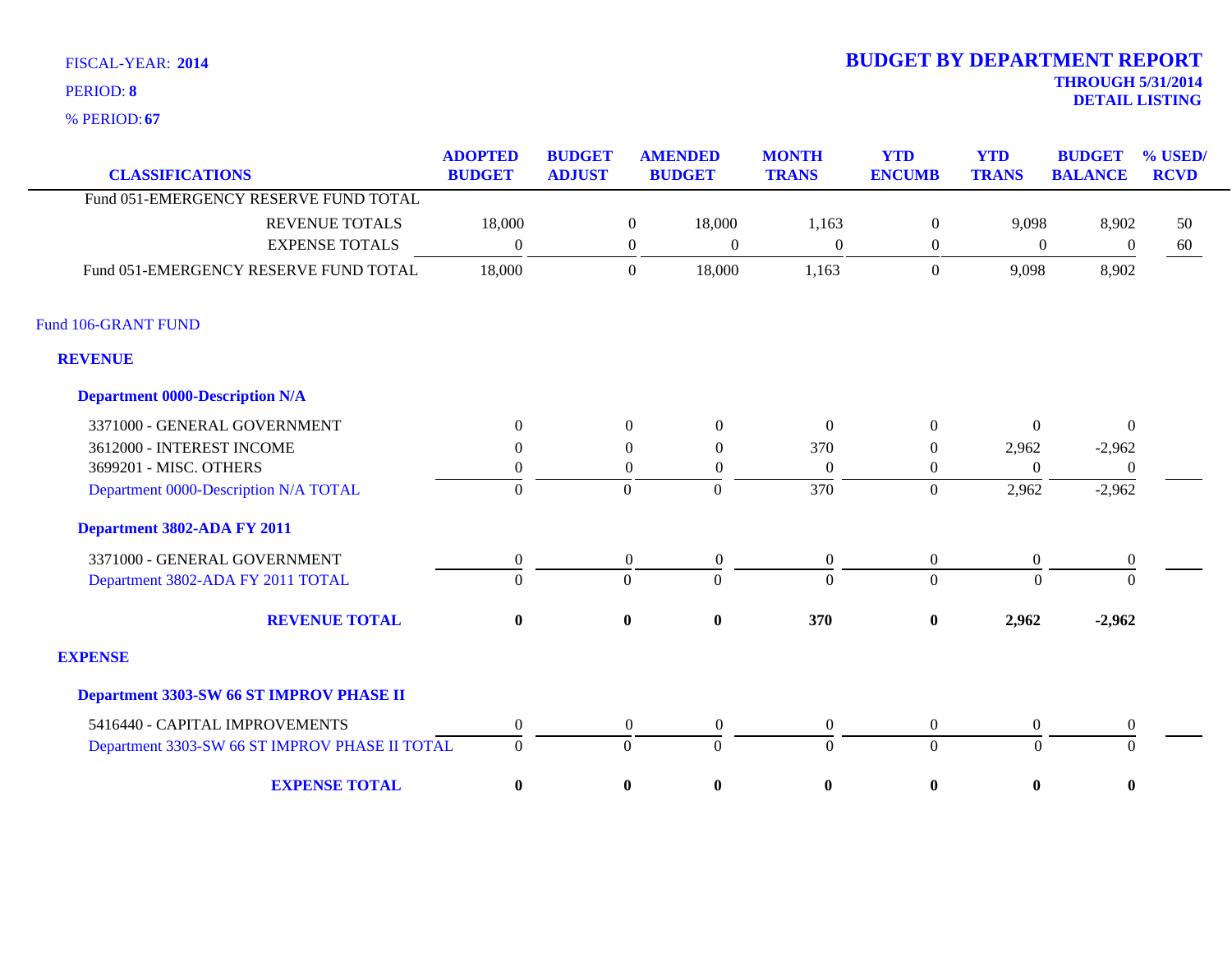FISCAL-YEAR: **2014**

PERIOD: **8**

% PERIOD: **67**

# BUDGET BY DEPARTMENT REPORT

**THROUGH 5/31/2014**

**DETAIL LISTING**

| CLASSIFICATIONS | ADOPTED BUDGET | BUDGET ADJUST | AMENDED BUDGET | MONTH TRANS | YTD ENCUMB | YTD TRANS | BUDGET BALANCE | % USED/ RCVD |
|---|---|---|---|---|---|---|---|---|
| Fund 051-EMERGENCY RESERVE FUND TOTAL | | | | | | | | |
| REVENUE TOTALS | 18,000 | 0 | 18,000 | 1,163 | 0 | 9,098 | 8,902 | 50 |
| EXPENSE TOTALS | 0 | 0 | 0 | 0 | 0 | 0 | 0 | 60 |
| Fund 051-EMERGENCY RESERVE FUND TOTAL | 18,000 | 0 | 18,000 | 1,163 | 0 | 9,098 | 8,902 | |

## Fund 106-GRANT FUND

### REVENUE

**Department 0000-Description N/A**

| CLASSIFICATIONS | ADOPTED BUDGET | BUDGET ADJUST | AMENDED BUDGET | MONTH TRANS | YTD ENCUMB | YTD TRANS | BUDGET BALANCE | % USED/ RCVD |
|---|---|---|---|---|---|---|---|---|
| 3371000 - GENERAL GOVERNMENT | 0 | 0 | 0 | 0 | 0 | 0 | 0 | |
| 3612000 - INTEREST INCOME | 0 | 0 | 0 | 370 | 0 | 2,962 | -2,962 | |
| 3699201 - MISC. OTHERS | 0 | 0 | 0 | 0 | 0 | 0 | 0 | |
| Department 0000-Description N/A TOTAL | 0 | 0 | 0 | 370 | 0 | 2,962 | -2,962 | |

**Department 3802-ADA FY 2011**

| CLASSIFICATIONS | ADOPTED BUDGET | BUDGET ADJUST | AMENDED BUDGET | MONTH TRANS | YTD ENCUMB | YTD TRANS | BUDGET BALANCE | % USED/ RCVD |
|---|---|---|---|---|---|---|---|---|
| 3371000 - GENERAL GOVERNMENT | 0 | 0 | 0 | 0 | 0 | 0 | 0 | |
| Department 3802-ADA FY 2011 TOTAL | 0 | 0 | 0 | 0 | 0 | 0 | 0 | |
| **REVENUE TOTAL** | **0** | **0** | **0** | **370** | **0** | **2,962** | **-2,962** | |

### EXPENSE

**Department 3303-SW 66 ST IMPROV PHASE II**

| CLASSIFICATIONS | ADOPTED BUDGET | BUDGET ADJUST | AMENDED BUDGET | MONTH TRANS | YTD ENCUMB | YTD TRANS | BUDGET BALANCE | % USED/ RCVD |
|---|---|---|---|---|---|---|---|---|
| 5416440 - CAPITAL IMPROVEMENTS | 0 | 0 | 0 | 0 | 0 | 0 | 0 | |
| Department 3303-SW 66 ST IMPROV PHASE II TOTAL | 0 | 0 | 0 | 0 | 0 | 0 | 0 | |
| **EXPENSE TOTAL** | **0** | **0** | **0** | **0** | **0** | **0** | **0** | |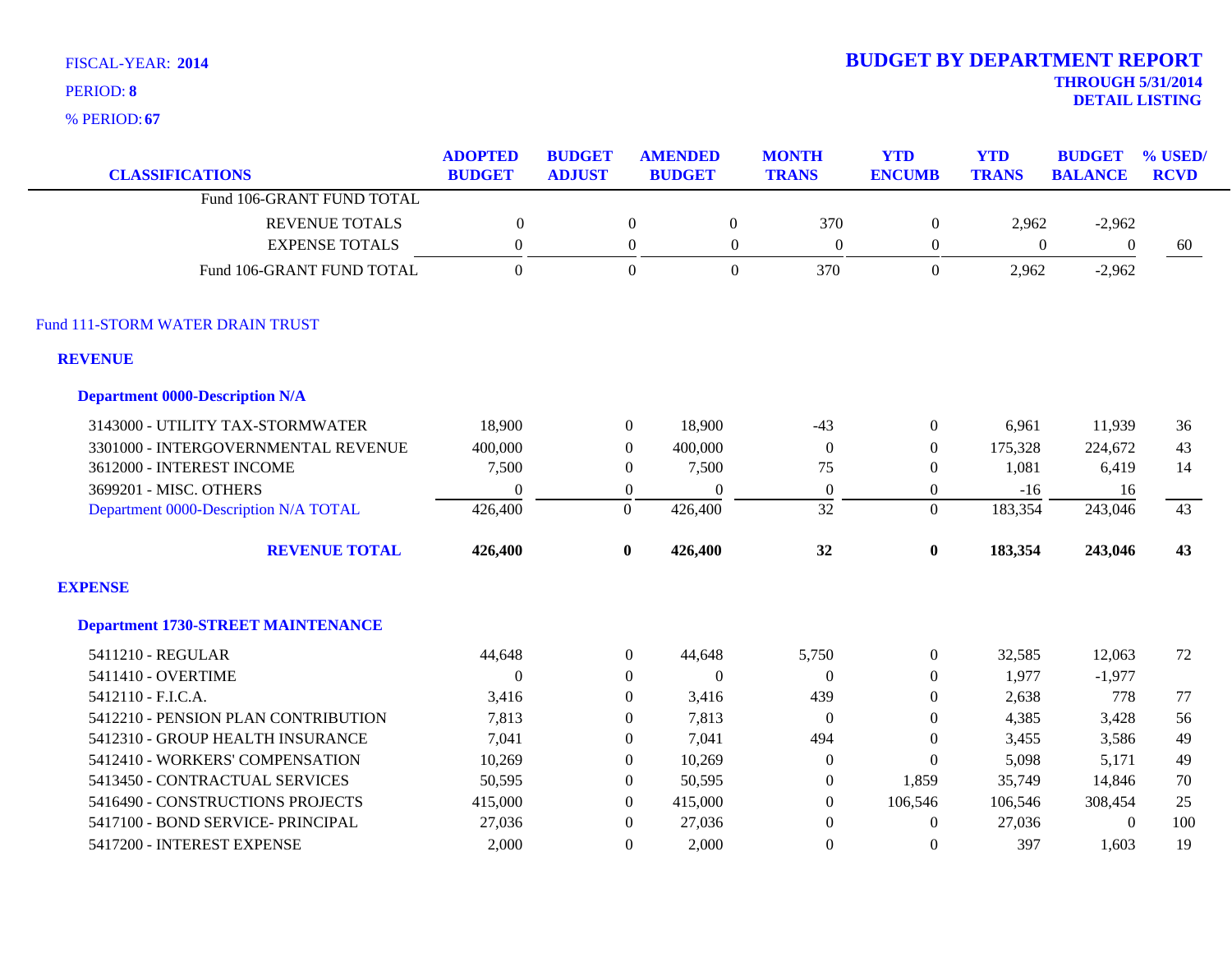FISCAL-YEAR: **2014**

PERIOD: **8**

% PERIOD: **67**

# BUDGET BY DEPARTMENT REPORT

**THROUGH 5/31/2014**

**DETAIL LISTING**

| CLASSIFICATIONS | ADOPTED BUDGET | BUDGET ADJUST | AMENDED BUDGET | MONTH TRANS | YTD ENCUMB | YTD TRANS | BUDGET BALANCE | % USED/ RCVD |
|---|---|---|---|---|---|---|---|---|
| Fund 106-GRANT FUND TOTAL | | | | | | | | |
| REVENUE TOTALS | 0 | 0 | 0 | 370 | 0 | 2,962 | -2,962 | |
| EXPENSE TOTALS | 0 | 0 | 0 | 0 | 0 | 0 | 0 | 60 |
| Fund 106-GRANT FUND TOTAL | 0 | 0 | 0 | 370 | 0 | 2,962 | -2,962 | |
| **Fund 111-STORM WATER DRAIN TRUST** | | | | | | | | |
| **REVENUE** | | | | | | | | |
| **Department 0000-Description N/A** | | | | | | | | |
| 3143000 - UTILITY TAX-STORMWATER | 18,900 | 0 | 18,900 | -43 | 0 | 6,961 | 11,939 | 36 |
| 3301000 - INTERGOVERNMENTAL REVENUE | 400,000 | 0 | 400,000 | 0 | 0 | 175,328 | 224,672 | 43 |
| 3612000 - INTEREST INCOME | 7,500 | 0 | 7,500 | 75 | 0 | 1,081 | 6,419 | 14 |
| 3699201 - MISC. OTHERS | 0 | 0 | 0 | 0 | 0 | -16 | 16 | |
| Department 0000-Description N/A TOTAL | 426,400 | 0 | 426,400 | 32 | 0 | 183,354 | 243,046 | 43 |
| **REVENUE TOTAL** | **426,400** | **0** | **426,400** | **32** | **0** | **183,354** | **243,046** | **43** |
| **EXPENSE** | | | | | | | | |
| **Department 1730-STREET MAINTENANCE** | | | | | | | | |
| 5411210 - REGULAR | 44,648 | 0 | 44,648 | 5,750 | 0 | 32,585 | 12,063 | 72 |
| 5411410 - OVERTIME | 0 | 0 | 0 | 0 | 0 | 1,977 | -1,977 | |
| 5412110 - F.I.C.A. | 3,416 | 0 | 3,416 | 439 | 0 | 2,638 | 778 | 77 |
| 5412210 - PENSION PLAN CONTRIBUTION | 7,813 | 0 | 7,813 | 0 | 0 | 4,385 | 3,428 | 56 |
| 5412310 - GROUP HEALTH INSURANCE | 7,041 | 0 | 7,041 | 494 | 0 | 3,455 | 3,586 | 49 |
| 5412410 - WORKERS' COMPENSATION | 10,269 | 0 | 10,269 | 0 | 0 | 5,098 | 5,171 | 49 |
| 5413450 - CONTRACTUAL SERVICES | 50,595 | 0 | 50,595 | 0 | 1,859 | 35,749 | 14,846 | 70 |
| 5416490 - CONSTRUCTIONS PROJECTS | 415,000 | 0 | 415,000 | 0 | 106,546 | 106,546 | 308,454 | 25 |
| 5417100 - BOND SERVICE- PRINCIPAL | 27,036 | 0 | 27,036 | 0 | 0 | 27,036 | 0 | 100 |
| 5417200 - INTEREST EXPENSE | 2,000 | 0 | 2,000 | 0 | 0 | 397 | 1,603 | 19 |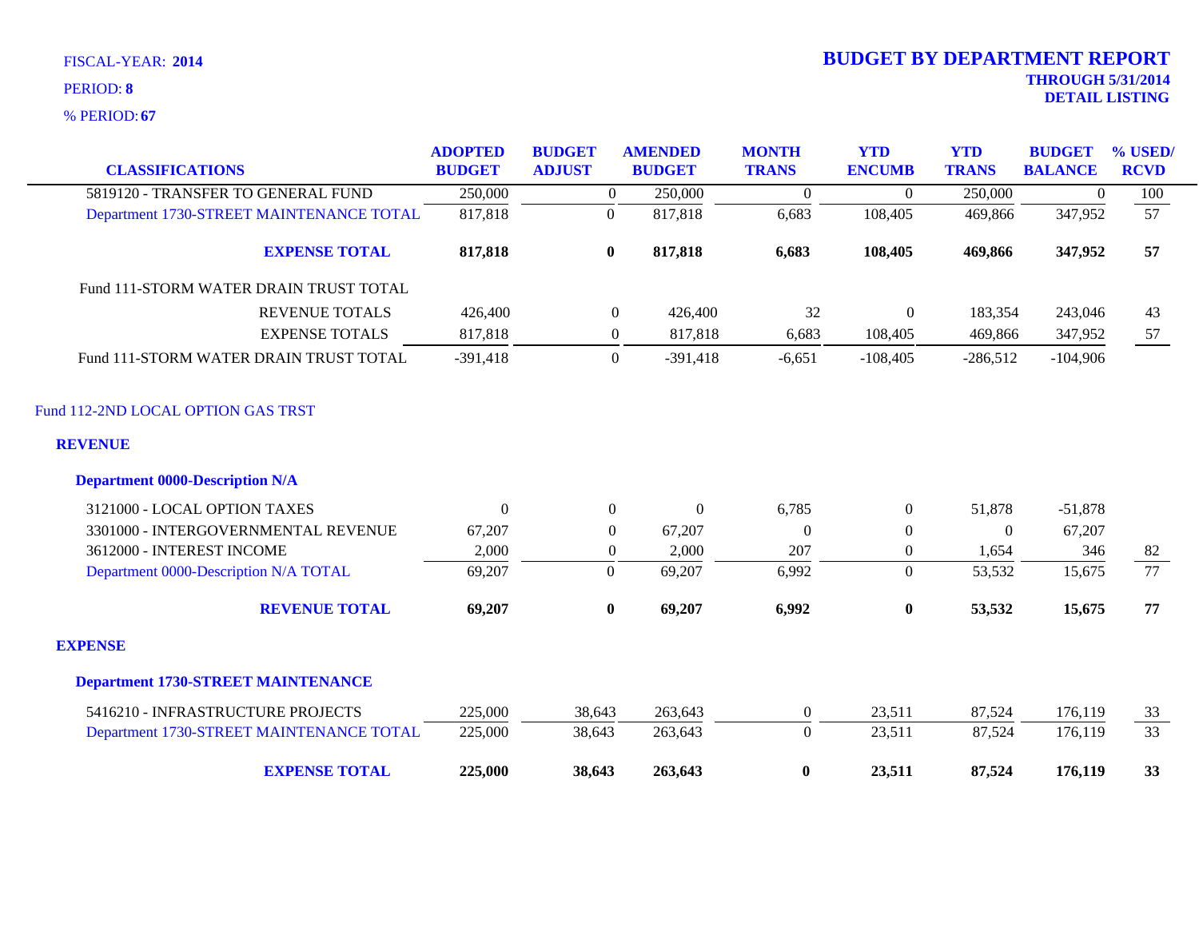FISCAL-YEAR: **2014**

PERIOD: **8**

% PERIOD: **67**

# BUDGET BY DEPARTMENT REPORT

**THROUGH 5/31/2014**
**DETAIL LISTING**

| CLASSIFICATIONS | ADOPTED BUDGET | BUDGET ADJUST | AMENDED BUDGET | MONTH TRANS | YTD ENCUMB | YTD TRANS | BUDGET BALANCE | % USED/ RCVD |
|---|---|---|---|---|---|---|---|---|
| 5819120 - TRANSFER TO GENERAL FUND | 250,000 | 0 | 250,000 | 0 | 0 | 250,000 | 0 | 100 |
| Department 1730-STREET MAINTENANCE TOTAL | 817,818 | 0 | 817,818 | 6,683 | 108,405 | 469,866 | 347,952 | 57 |
| **EXPENSE TOTAL** | **817,818** | **0** | **817,818** | **6,683** | **108,405** | **469,866** | **347,952** | **57** |
| Fund 111-STORM WATER DRAIN TRUST TOTAL | | | | | | | | |
| REVENUE TOTALS | 426,400 | 0 | 426,400 | 32 | 0 | 183,354 | 243,046 | 43 |
| EXPENSE TOTALS | 817,818 | 0 | 817,818 | 6,683 | 108,405 | 469,866 | 347,952 | 57 |
| Fund 111-STORM WATER DRAIN TRUST TOTAL | -391,418 | 0 | -391,418 | -6,651 | -108,405 | -286,512 | -104,906 | |
| Fund 112-2ND LOCAL OPTION GAS TRST | | | | | | | | |
| **REVENUE** | | | | | | | | |
| **Department 0000-Description N/A** | | | | | | | | |
| 3121000 - LOCAL OPTION TAXES | 0 | 0 | 0 | 6,785 | 0 | 51,878 | -51,878 | |
| 3301000 - INTERGOVERNMENTAL REVENUE | 67,207 | 0 | 67,207 | 0 | 0 | 0 | 67,207 | |
| 3612000 - INTEREST INCOME | 2,000 | 0 | 2,000 | 207 | 0 | 1,654 | 346 | 82 |
| Department 0000-Description N/A TOTAL | 69,207 | 0 | 69,207 | 6,992 | 0 | 53,532 | 15,675 | 77 |
| **REVENUE TOTAL** | **69,207** | **0** | **69,207** | **6,992** | **0** | **53,532** | **15,675** | **77** |
| **EXPENSE** | | | | | | | | |
| **Department 1730-STREET MAINTENANCE** | | | | | | | | |
| 5416210 - INFRASTRUCTURE PROJECTS | 225,000 | 38,643 | 263,643 | 0 | 23,511 | 87,524 | 176,119 | 33 |
| Department 1730-STREET MAINTENANCE TOTAL | 225,000 | 38,643 | 263,643 | 0 | 23,511 | 87,524 | 176,119 | 33 |
| **EXPENSE TOTAL** | **225,000** | **38,643** | **263,643** | **0** | **23,511** | **87,524** | **176,119** | **33** |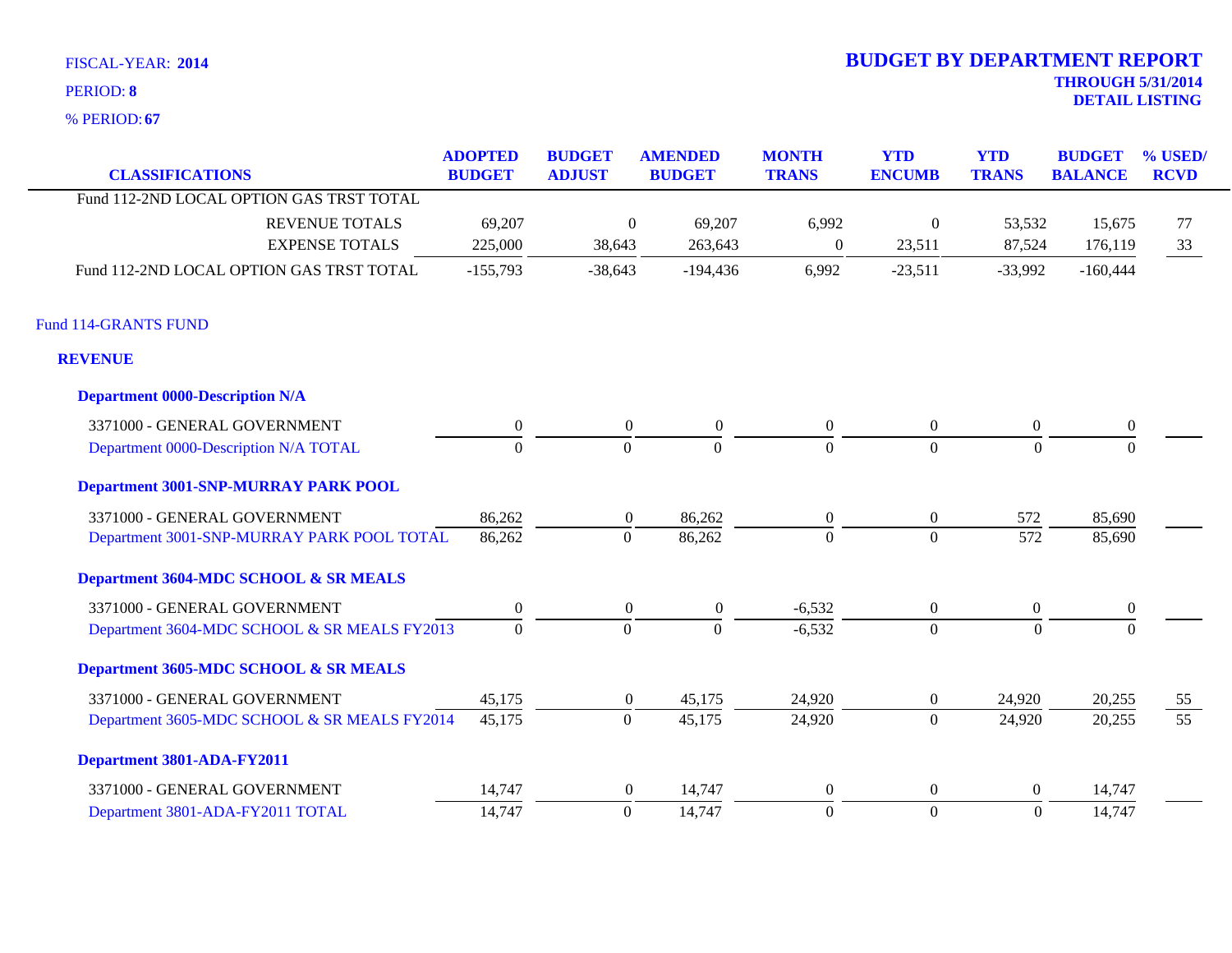FISCAL-YEAR: **2014**

PERIOD: **8**

% PERIOD: **67**

# BUDGET BY DEPARTMENT REPORT

**THROUGH 5/31/2014**
**DETAIL LISTING**

| CLASSIFICATIONS | ADOPTED BUDGET | BUDGET ADJUST | AMENDED BUDGET | MONTH TRANS | YTD ENCUMB | YTD TRANS | BUDGET BALANCE | % USED/ RCVD |
|---|---|---|---|---|---|---|---|---|
| Fund 112-2ND LOCAL OPTION GAS TRST TOTAL | | | | | | | | |
| REVENUE TOTALS | 69,207 | 0 | 69,207 | 6,992 | 0 | 53,532 | 15,675 | 77 |
| EXPENSE TOTALS | 225,000 | 38,643 | 263,643 | 0 | 23,511 | 87,524 | 176,119 | 33 |
| Fund 112-2ND LOCAL OPTION GAS TRST TOTAL | -155,793 | -38,643 | -194,436 | 6,992 | -23,511 | -33,992 | -160,444 | |
| **Fund 114-GRANTS FUND** | | | | | | | | |
| **REVENUE** | | | | | | | | |
| **Department 0000-Description N/A** | | | | | | | | |
| 3371000 - GENERAL GOVERNMENT | 0 | 0 | 0 | 0 | 0 | 0 | 0 | |
| Department 0000-Description N/A TOTAL | 0 | 0 | 0 | 0 | 0 | 0 | 0 | |
| **Department 3001-SNP-MURRAY PARK POOL** | | | | | | | | |
| 3371000 - GENERAL GOVERNMENT | 86,262 | 0 | 86,262 | 0 | 0 | 572 | 85,690 | |
| Department 3001-SNP-MURRAY PARK POOL TOTAL | 86,262 | 0 | 86,262 | 0 | 0 | 572 | 85,690 | |
| **Department 3604-MDC SCHOOL & SR MEALS** | | | | | | | | |
| 3371000 - GENERAL GOVERNMENT | 0 | 0 | 0 | -6,532 | 0 | 0 | 0 | |
| Department 3604-MDC SCHOOL & SR MEALS FY2013 | 0 | 0 | 0 | -6,532 | 0 | 0 | 0 | |
| **Department 3605-MDC SCHOOL & SR MEALS** | | | | | | | | |
| 3371000 - GENERAL GOVERNMENT | 45,175 | 0 | 45,175 | 24,920 | 0 | 24,920 | 20,255 | 55 |
| Department 3605-MDC SCHOOL & SR MEALS FY2014 | 45,175 | 0 | 45,175 | 24,920 | 0 | 24,920 | 20,255 | 55 |
| **Department 3801-ADA-FY2011** | | | | | | | | |
| 3371000 - GENERAL GOVERNMENT | 14,747 | 0 | 14,747 | 0 | 0 | 0 | 14,747 | |
| Department 3801-ADA-FY2011 TOTAL | 14,747 | 0 | 14,747 | 0 | 0 | 0 | 14,747 | |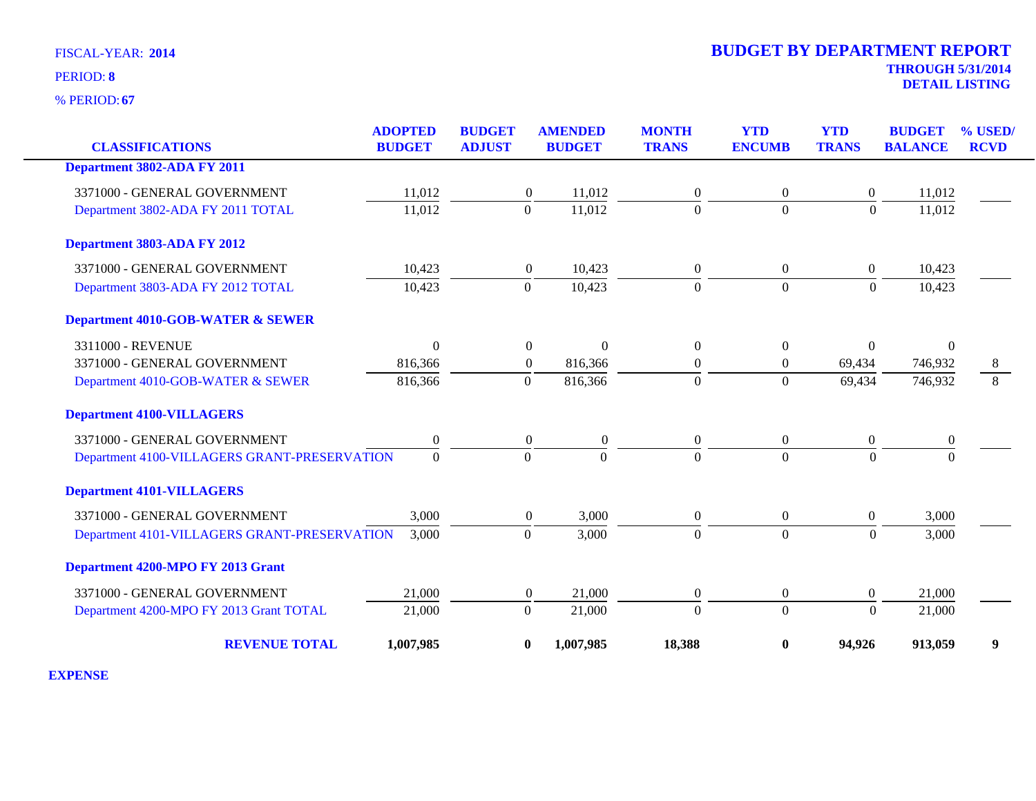FISCAL-YEAR: **2014**

PERIOD: **8**

% PERIOD: **67**

# BUDGET BY DEPARTMENT REPORT

**THROUGH 5/31/2014**

**DETAIL LISTING**

| CLASSIFICATIONS | ADOPTED BUDGET | BUDGET ADJUST | AMENDED BUDGET | MONTH TRANS | YTD ENCUMB | YTD TRANS | BUDGET BALANCE | % USED/ RCVD |
|---|---|---|---|---|---|---|---|---|
| **Department 3802-ADA FY 2011** | | | | | | | | |
| 3371000 - GENERAL GOVERNMENT | 11,012 | 0 | 11,012 | 0 | 0 | 0 | 11,012 | |
| Department 3802-ADA FY 2011 TOTAL | 11,012 | 0 | 11,012 | 0 | 0 | 0 | 11,012 | |
| **Department 3803-ADA FY 2012** | | | | | | | | |
| 3371000 - GENERAL GOVERNMENT | 10,423 | 0 | 10,423 | 0 | 0 | 0 | 10,423 | |
| Department 3803-ADA FY 2012 TOTAL | 10,423 | 0 | 10,423 | 0 | 0 | 0 | 10,423 | |
| **Department 4010-GOB-WATER & SEWER** | | | | | | | | |
| 3311000 - REVENUE | 0 | 0 | 0 | 0 | 0 | 0 | 0 | |
| 3371000 - GENERAL GOVERNMENT | 816,366 | 0 | 816,366 | 0 | 0 | 69,434 | 746,932 | 8 |
| Department 4010-GOB-WATER & SEWER | 816,366 | 0 | 816,366 | 0 | 0 | 69,434 | 746,932 | 8 |
| **Department 4100-VILLAGERS** | | | | | | | | |
| 3371000 - GENERAL GOVERNMENT | 0 | 0 | 0 | 0 | 0 | 0 | 0 | |
| Department 4100-VILLAGERS GRANT-PRESERVATION | 0 | 0 | 0 | 0 | 0 | 0 | 0 | |
| **Department 4101-VILLAGERS** | | | | | | | | |
| 3371000 - GENERAL GOVERNMENT | 3,000 | 0 | 3,000 | 0 | 0 | 0 | 3,000 | |
| Department 4101-VILLAGERS GRANT-PRESERVATION | 3,000 | 0 | 3,000 | 0 | 0 | 0 | 3,000 | |
| **Department 4200-MPO FY 2013 Grant** | | | | | | | | |
| 3371000 - GENERAL GOVERNMENT | 21,000 | 0 | 21,000 | 0 | 0 | 0 | 21,000 | |
| Department 4200-MPO FY 2013 Grant TOTAL | 21,000 | 0 | 21,000 | 0 | 0 | 0 | 21,000 | |
| **REVENUE TOTAL** | **1,007,985** | **0** | **1,007,985** | **18,388** | **0** | **94,926** | **913,059** | **9** |

**EXPENSE**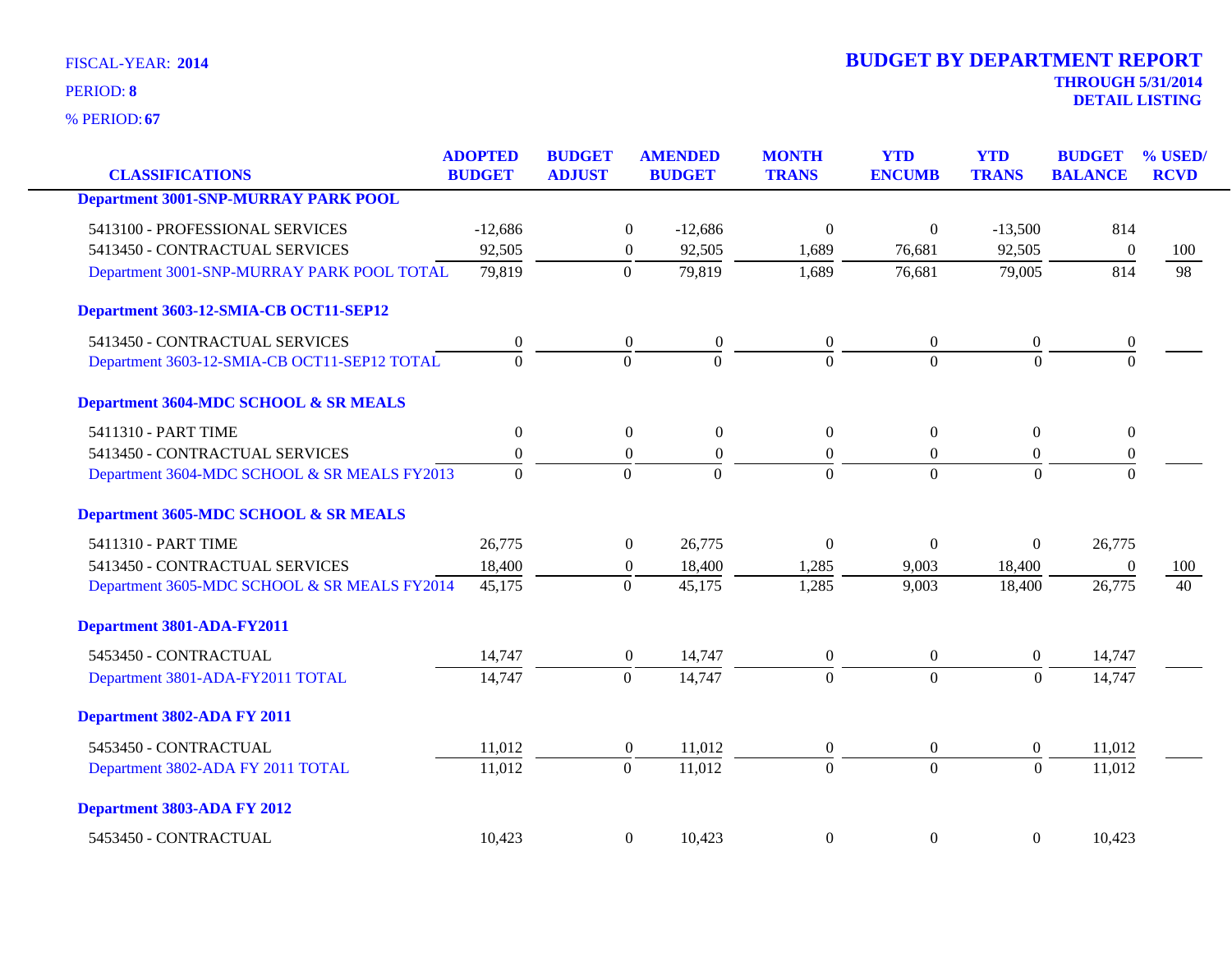FISCAL-YEAR: **2014**

PERIOD: **8**

% PERIOD: **67**

# BUDGET BY DEPARTMENT REPORT

**THROUGH 5/31/2014**

**DETAIL LISTING**

| CLASSIFICATIONS | ADOPTED BUDGET | BUDGET ADJUST | AMENDED BUDGET | MONTH TRANS | YTD ENCUMB | YTD TRANS | BUDGET BALANCE | % USED/ RCVD |
|---|---|---|---|---|---|---|---|---|
| **Department 3001-SNP-MURRAY PARK POOL** | | | | | | | | |
| 5413100 - PROFESSIONAL SERVICES | -12,686 | 0 | -12,686 | 0 | 0 | -13,500 | 814 | |
| 5413450 - CONTRACTUAL SERVICES | 92,505 | 0 | 92,505 | 1,689 | 76,681 | 92,505 | 0 | 100 |
| Department 3001-SNP-MURRAY PARK POOL TOTAL | 79,819 | 0 | 79,819 | 1,689 | 76,681 | 79,005 | 814 | 98 |
| **Department 3603-12-SMIA-CB OCT11-SEP12** | | | | | | | | |
| 5413450 - CONTRACTUAL SERVICES | 0 | 0 | 0 | 0 | 0 | 0 | 0 | |
| Department 3603-12-SMIA-CB OCT11-SEP12 TOTAL | 0 | 0 | 0 | 0 | 0 | 0 | 0 | |
| **Department 3604-MDC SCHOOL & SR MEALS** | | | | | | | | |
| 5411310 - PART TIME | 0 | 0 | 0 | 0 | 0 | 0 | 0 | |
| 5413450 - CONTRACTUAL SERVICES | 0 | 0 | 0 | 0 | 0 | 0 | 0 | |
| Department 3604-MDC SCHOOL & SR MEALS FY2013 | 0 | 0 | 0 | 0 | 0 | 0 | 0 | |
| **Department 3605-MDC SCHOOL & SR MEALS** | | | | | | | | |
| 5411310 - PART TIME | 26,775 | 0 | 26,775 | 0 | 0 | 0 | 26,775 | |
| 5413450 - CONTRACTUAL SERVICES | 18,400 | 0 | 18,400 | 1,285 | 9,003 | 18,400 | 0 | 100 |
| Department 3605-MDC SCHOOL & SR MEALS FY2014 | 45,175 | 0 | 45,175 | 1,285 | 9,003 | 18,400 | 26,775 | 40 |
| **Department 3801-ADA-FY2011** | | | | | | | | |
| 5453450 - CONTRACTUAL | 14,747 | 0 | 14,747 | 0 | 0 | 0 | 14,747 | |
| Department 3801-ADA-FY2011 TOTAL | 14,747 | 0 | 14,747 | 0 | 0 | 0 | 14,747 | |
| **Department 3802-ADA FY 2011** | | | | | | | | |
| 5453450 - CONTRACTUAL | 11,012 | 0 | 11,012 | 0 | 0 | 0 | 11,012 | |
| Department 3802-ADA FY 2011 TOTAL | 11,012 | 0 | 11,012 | 0 | 0 | 0 | 11,012 | |
| **Department 3803-ADA FY 2012** | | | | | | | | |
| 5453450 - CONTRACTUAL | 10,423 | 0 | 10,423 | 0 | 0 | 0 | 10,423 | |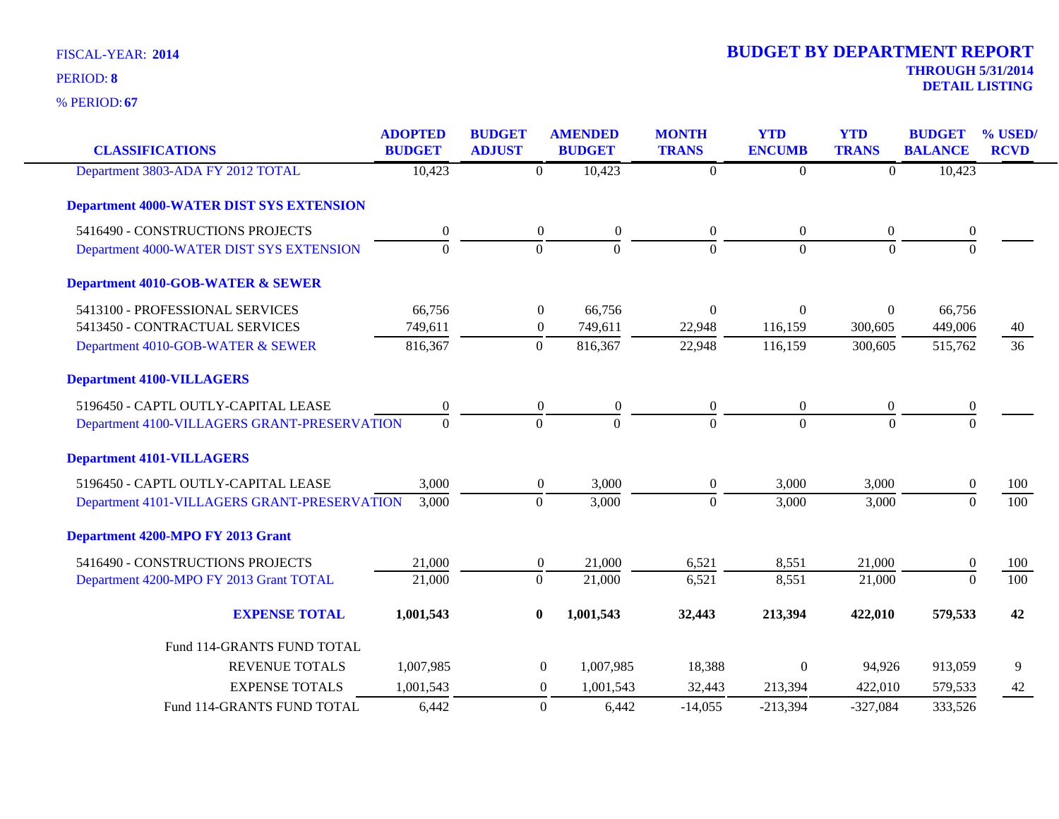FISCAL-YEAR: **2014**

PERIOD: **8**

% PERIOD: **67**

# BUDGET BY DEPARTMENT REPORT

**THROUGH 5/31/2014**
**DETAIL LISTING**

| CLASSIFICATIONS | ADOPTED BUDGET | BUDGET ADJUST | AMENDED BUDGET | MONTH TRANS | YTD ENCUMB | YTD TRANS | BUDGET BALANCE | % USED/ RCVD |
|---|---|---|---|---|---|---|---|---|
| Department 3803-ADA FY 2012 TOTAL | 10,423 | 0 | 10,423 | 0 | 0 | 0 | 10,423 | |
| **Department 4000-WATER DIST SYS EXTENSION** | | | | | | | | |
| 5416490 - CONSTRUCTIONS PROJECTS | 0 | 0 | 0 | 0 | 0 | 0 | 0 | |
| Department 4000-WATER DIST SYS EXTENSION | 0 | 0 | 0 | 0 | 0 | 0 | 0 | |
| **Department 4010-GOB-WATER & SEWER** | | | | | | | | |
| 5413100 - PROFESSIONAL SERVICES | 66,756 | 0 | 66,756 | 0 | 0 | 0 | 66,756 | |
| 5413450 - CONTRACTUAL SERVICES | 749,611 | 0 | 749,611 | 22,948 | 116,159 | 300,605 | 449,006 | 40 |
| Department 4010-GOB-WATER & SEWER | 816,367 | 0 | 816,367 | 22,948 | 116,159 | 300,605 | 515,762 | 36 |
| **Department 4100-VILLAGERS** | | | | | | | | |
| 5196450 - CAPTL OUTLY-CAPITAL LEASE | 0 | 0 | 0 | 0 | 0 | 0 | 0 | |
| Department 4100-VILLAGERS GRANT-PRESERVATION | 0 | 0 | 0 | 0 | 0 | 0 | 0 | |
| **Department 4101-VILLAGERS** | | | | | | | | |
| 5196450 - CAPTL OUTLY-CAPITAL LEASE | 3,000 | 0 | 3,000 | 0 | 3,000 | 3,000 | 0 | 100 |
| Department 4101-VILLAGERS GRANT-PRESERVATION | 3,000 | 0 | 3,000 | 0 | 3,000 | 3,000 | 0 | 100 |
| **Department 4200-MPO FY 2013 Grant** | | | | | | | | |
| 5416490 - CONSTRUCTIONS PROJECTS | 21,000 | 0 | 21,000 | 6,521 | 8,551 | 21,000 | 0 | 100 |
| Department 4200-MPO FY 2013 Grant TOTAL | 21,000 | 0 | 21,000 | 6,521 | 8,551 | 21,000 | 0 | 100 |
| **EXPENSE TOTAL** | **1,001,543** | **0** | **1,001,543** | **32,443** | **213,394** | **422,010** | **579,533** | **42** |
| Fund 114-GRANTS FUND TOTAL | | | | | | | | |
| REVENUE TOTALS | 1,007,985 | 0 | 1,007,985 | 18,388 | 0 | 94,926 | 913,059 | 9 |
| EXPENSE TOTALS | 1,001,543 | 0 | 1,001,543 | 32,443 | 213,394 | 422,010 | 579,533 | 42 |
| Fund 114-GRANTS FUND TOTAL | 6,442 | 0 | 6,442 | -14,055 | -213,394 | -327,084 | 333,526 | |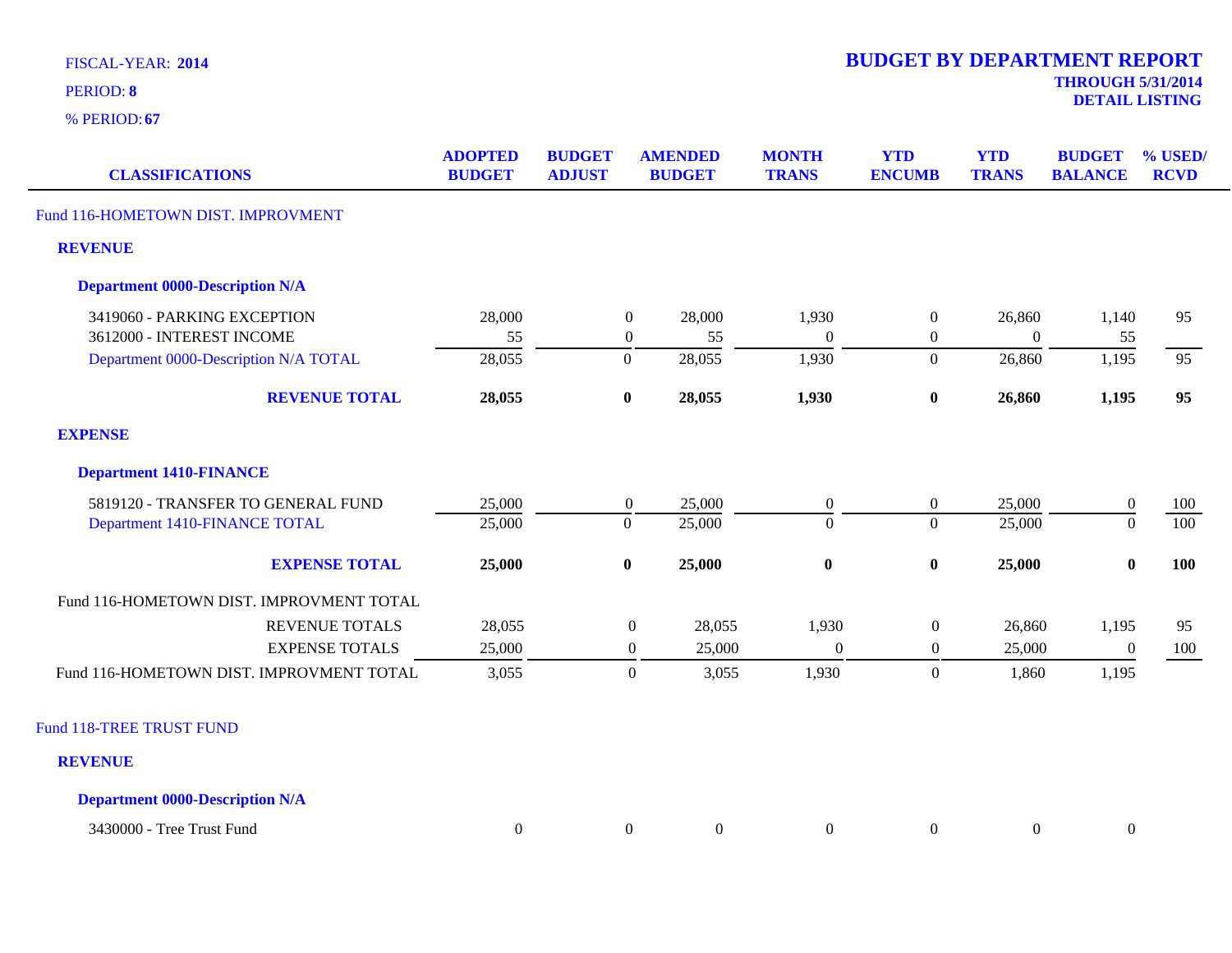FISCAL-YEAR: **2014**

PERIOD: **8**

% PERIOD: **67**

# BUDGET BY DEPARTMENT REPORT

**THROUGH 5/31/2014**
**DETAIL LISTING**

| CLASSIFICATIONS | ADOPTED BUDGET | BUDGET ADJUST | AMENDED BUDGET | MONTH TRANS | YTD ENCUMB | YTD TRANS | BUDGET BALANCE | % USED/ RCVD |
|---|---|---|---|---|---|---|---|---|
| Fund 116-HOMETOWN DIST. IMPROVMENT | | | | | | | | |
| **REVENUE** | | | | | | | | |
| **Department 0000-Description N/A** | | | | | | | | |
| 3419060 - PARKING EXCEPTION | 28,000 | 0 | 28,000 | 1,930 | 0 | 26,860 | 1,140 | 95 |
| 3612000 - INTEREST INCOME | 55 | 0 | 55 | 0 | 0 | 0 | 55 | |
| Department 0000-Description N/A TOTAL | 28,055 | 0 | 28,055 | 1,930 | 0 | 26,860 | 1,195 | 95 |
| **REVENUE TOTAL** | **28,055** | **0** | **28,055** | **1,930** | **0** | **26,860** | **1,195** | **95** |
| **EXPENSE** | | | | | | | | |
| **Department 1410-FINANCE** | | | | | | | | |
| 5819120 - TRANSFER TO GENERAL FUND | 25,000 | 0 | 25,000 | 0 | 0 | 25,000 | 0 | 100 |
| Department 1410-FINANCE TOTAL | 25,000 | 0 | 25,000 | 0 | 0 | 25,000 | 0 | 100 |
| **EXPENSE TOTAL** | **25,000** | **0** | **25,000** | **0** | **0** | **25,000** | **0** | **100** |
| Fund 116-HOMETOWN DIST. IMPROVMENT TOTAL | | | | | | | | |
| REVENUE TOTALS | 28,055 | 0 | 28,055 | 1,930 | 0 | 26,860 | 1,195 | 95 |
| EXPENSE TOTALS | 25,000 | 0 | 25,000 | 0 | 0 | 25,000 | 0 | 100 |
| Fund 116-HOMETOWN DIST. IMPROVMENT TOTAL | 3,055 | 0 | 3,055 | 1,930 | 0 | 1,860 | 1,195 | |
| Fund 118-TREE TRUST FUND | | | | | | | | |
| **REVENUE** | | | | | | | | |
| **Department 0000-Description N/A** | | | | | | | | |
| 3430000 - Tree Trust Fund | 0 | 0 | 0 | 0 | 0 | 0 | 0 | |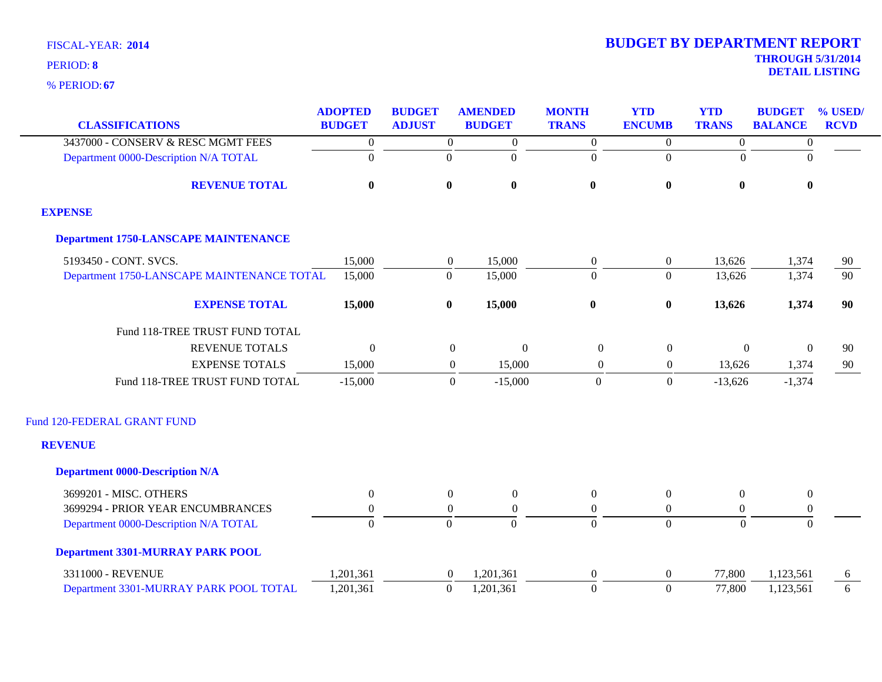FISCAL-YEAR: **2014**

PERIOD: **8**

% PERIOD: **67**

# BUDGET BY DEPARTMENT REPORT

**THROUGH 5/31/2014**
**DETAIL LISTING**

| CLASSIFICATIONS | ADOPTED BUDGET | BUDGET ADJUST | AMENDED BUDGET | MONTH TRANS | YTD ENCUMB | YTD TRANS | BUDGET BALANCE | % USED/ RCVD |
|---|---|---|---|---|---|---|---|---|
| 3437000 - CONSERV & RESC MGMT FEES | 0 | 0 | 0 | 0 | 0 | 0 | 0 | |
| Department 0000-Description N/A TOTAL | 0 | 0 | 0 | 0 | 0 | 0 | 0 | |
| **REVENUE TOTAL** | **0** | **0** | **0** | **0** | **0** | **0** | **0** | |
| **EXPENSE** | | | | | | | | |
| **Department 1750-LANSCAPE MAINTENANCE** | | | | | | | | |
| 5193450 - CONT. SVCS. | 15,000 | 0 | 15,000 | 0 | 0 | 13,626 | 1,374 | 90 |
| Department 1750-LANSCAPE MAINTENANCE TOTAL | 15,000 | 0 | 15,000 | 0 | 0 | 13,626 | 1,374 | 90 |
| **EXPENSE TOTAL** | **15,000** | **0** | **15,000** | **0** | **0** | **13,626** | **1,374** | **90** |
| Fund 118-TREE TRUST FUND TOTAL | | | | | | | | |
| REVENUE TOTALS | 0 | 0 | 0 | 0 | 0 | 0 | 0 | 90 |
| EXPENSE TOTALS | 15,000 | 0 | 15,000 | 0 | 0 | 13,626 | 1,374 | 90 |
| Fund 118-TREE TRUST FUND TOTAL | -15,000 | 0 | -15,000 | 0 | 0 | -13,626 | -1,374 | |
| Fund 120-FEDERAL GRANT FUND | | | | | | | | |
| **REVENUE** | | | | | | | | |
| **Department 0000-Description N/A** | | | | | | | | |
| 3699201 - MISC. OTHERS | 0 | 0 | 0 | 0 | 0 | 0 | 0 | |
| 3699294 - PRIOR YEAR ENCUMBRANCES | 0 | 0 | 0 | 0 | 0 | 0 | 0 | |
| Department 0000-Description N/A TOTAL | 0 | 0 | 0 | 0 | 0 | 0 | 0 | |
| **Department 3301-MURRAY PARK POOL** | | | | | | | | |
| 3311000 - REVENUE | 1,201,361 | 0 | 1,201,361 | 0 | 0 | 77,800 | 1,123,561 | 6 |
| Department 3301-MURRAY PARK POOL TOTAL | 1,201,361 | 0 | 1,201,361 | 0 | 0 | 77,800 | 1,123,561 | 6 |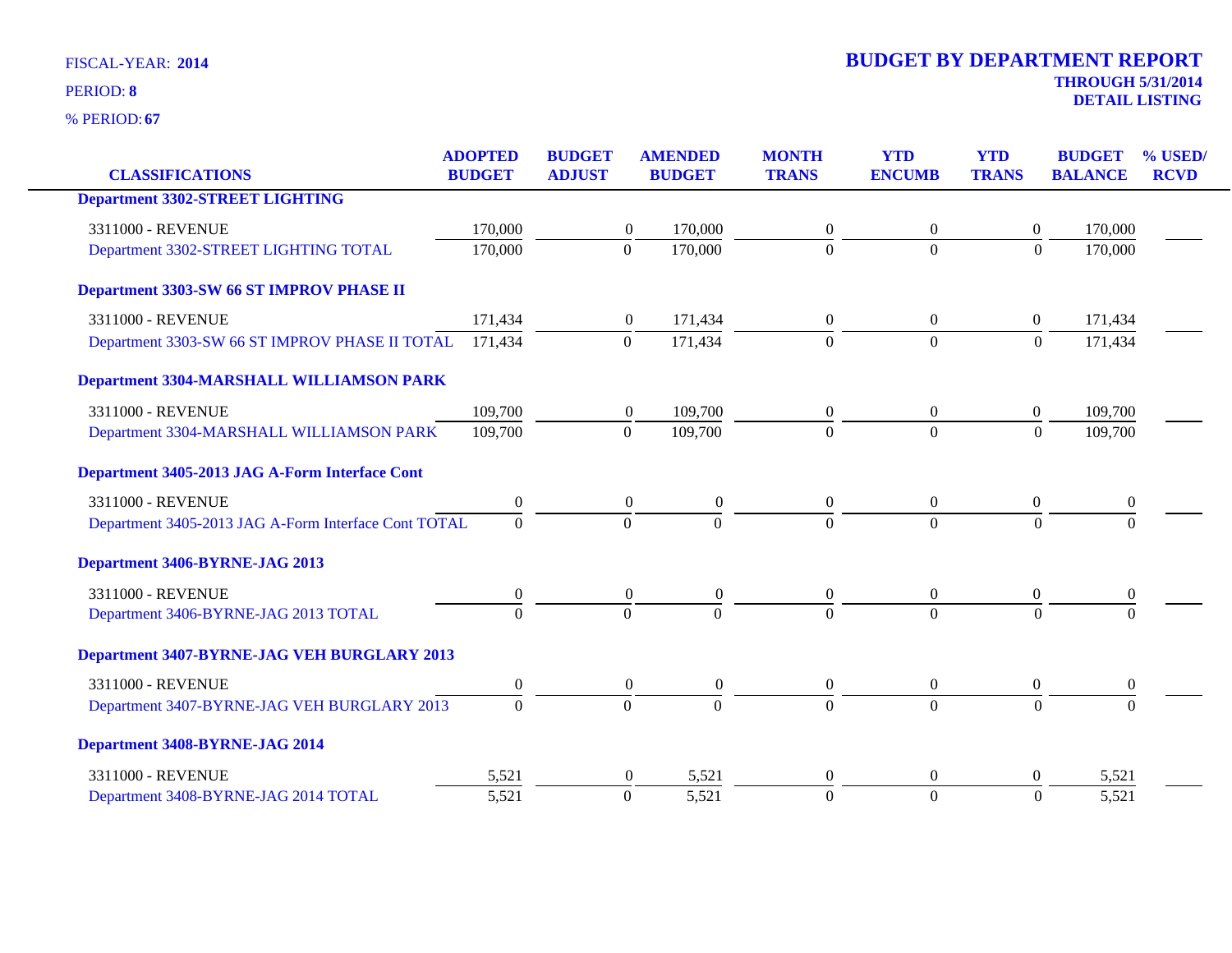FISCAL-YEAR: **2014**

PERIOD: **8**

% PERIOD: **67**

# BUDGET BY DEPARTMENT REPORT

**THROUGH 5/31/2014**

**DETAIL LISTING**

| CLASSIFICATIONS | ADOPTED BUDGET | BUDGET ADJUST | AMENDED BUDGET | MONTH TRANS | YTD ENCUMB | YTD TRANS | BUDGET BALANCE | % USED/ RCVD |
|---|---|---|---|---|---|---|---|---|
| **Department 3302-STREET LIGHTING** | | | | | | | | |
| 3311000 - REVENUE | 170,000 | 0 | 170,000 | 0 | 0 | 0 | 170,000 | |
| Department 3302-STREET LIGHTING TOTAL | 170,000 | 0 | 170,000 | 0 | 0 | 0 | 170,000 | |
| **Department 3303-SW 66 ST IMPROV PHASE II** | | | | | | | | |
| 3311000 - REVENUE | 171,434 | 0 | 171,434 | 0 | 0 | 0 | 171,434 | |
| Department 3303-SW 66 ST IMPROV PHASE II TOTAL | 171,434 | 0 | 171,434 | 0 | 0 | 0 | 171,434 | |
| **Department 3304-MARSHALL WILLIAMSON PARK** | | | | | | | | |
| 3311000 - REVENUE | 109,700 | 0 | 109,700 | 0 | 0 | 0 | 109,700 | |
| Department 3304-MARSHALL WILLIAMSON PARK | 109,700 | 0 | 109,700 | 0 | 0 | 0 | 109,700 | |
| **Department 3405-2013 JAG A-Form Interface Cont** | | | | | | | | |
| 3311000 - REVENUE | 0 | 0 | 0 | 0 | 0 | 0 | 0 | |
| Department 3405-2013 JAG A-Form Interface Cont TOTAL | 0 | 0 | 0 | 0 | 0 | 0 | 0 | |
| **Department 3406-BYRNE-JAG 2013** | | | | | | | | |
| 3311000 - REVENUE | 0 | 0 | 0 | 0 | 0 | 0 | 0 | |
| Department 3406-BYRNE-JAG 2013 TOTAL | 0 | 0 | 0 | 0 | 0 | 0 | 0 | |
| **Department 3407-BYRNE-JAG VEH BURGLARY 2013** | | | | | | | | |
| 3311000 - REVENUE | 0 | 0 | 0 | 0 | 0 | 0 | 0 | |
| Department 3407-BYRNE-JAG VEH BURGLARY 2013 | 0 | 0 | 0 | 0 | 0 | 0 | 0 | |
| **Department 3408-BYRNE-JAG 2014** | | | | | | | | |
| 3311000 - REVENUE | 5,521 | 0 | 5,521 | 0 | 0 | 0 | 5,521 | |
| Department 3408-BYRNE-JAG 2014 TOTAL | 5,521 | 0 | 5,521 | 0 | 0 | 0 | 5,521 | |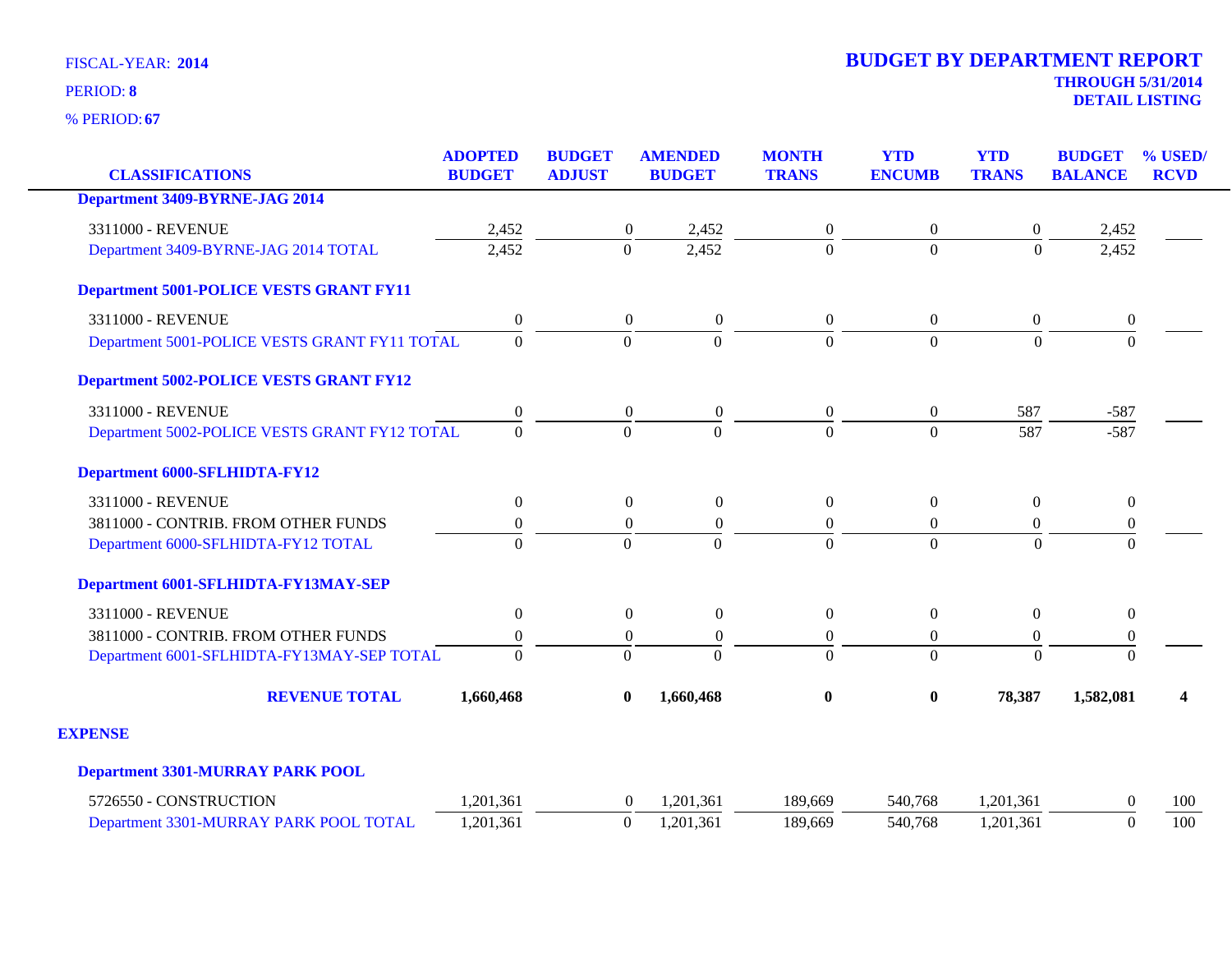FISCAL-YEAR: **2014**

PERIOD: **8**

% PERIOD: **67**

# BUDGET BY DEPARTMENT REPORT

**THROUGH 5/31/2014**
**DETAIL LISTING**

| CLASSIFICATIONS | ADOPTED BUDGET | BUDGET ADJUST | AMENDED BUDGET | MONTH TRANS | YTD ENCUMB | YTD TRANS | BUDGET BALANCE | % USED/ RCVD |
|---|---|---|---|---|---|---|---|---|
| **Department 3409-BYRNE-JAG 2014** | | | | | | | | |
| 3311000 - REVENUE | 2,452 | 0 | 2,452 | 0 | 0 | 0 | 2,452 | |
| Department 3409-BYRNE-JAG 2014 TOTAL | 2,452 | 0 | 2,452 | 0 | 0 | 0 | 2,452 | |
| **Department 5001-POLICE VESTS GRANT FY11** | | | | | | | | |
| 3311000 - REVENUE | 0 | 0 | 0 | 0 | 0 | 0 | 0 | |
| Department 5001-POLICE VESTS GRANT FY11 TOTAL | 0 | 0 | 0 | 0 | 0 | 0 | 0 | |
| **Department 5002-POLICE VESTS GRANT FY12** | | | | | | | | |
| 3311000 - REVENUE | 0 | 0 | 0 | 0 | 0 | 587 | -587 | |
| Department 5002-POLICE VESTS GRANT FY12 TOTAL | 0 | 0 | 0 | 0 | 0 | 587 | -587 | |
| **Department 6000-SFLHIDTA-FY12** | | | | | | | | |
| 3311000 - REVENUE | 0 | 0 | 0 | 0 | 0 | 0 | 0 | |
| 3811000 - CONTRIB. FROM OTHER FUNDS | 0 | 0 | 0 | 0 | 0 | 0 | 0 | |
| Department 6000-SFLHIDTA-FY12 TOTAL | 0 | 0 | 0 | 0 | 0 | 0 | 0 | |
| **Department 6001-SFLHIDTA-FY13MAY-SEP** | | | | | | | | |
| 3311000 - REVENUE | 0 | 0 | 0 | 0 | 0 | 0 | 0 | |
| 3811000 - CONTRIB. FROM OTHER FUNDS | 0 | 0 | 0 | 0 | 0 | 0 | 0 | |
| Department 6001-SFLHIDTA-FY13MAY-SEP TOTAL | 0 | 0 | 0 | 0 | 0 | 0 | 0 | |
| **REVENUE TOTAL** | **1,660,468** | **0** | **1,660,468** | **0** | **0** | **78,387** | **1,582,081** | **4** |
| **EXPENSE** | | | | | | | | |
| **Department 3301-MURRAY PARK POOL** | | | | | | | | |
| 5726550 - CONSTRUCTION | 1,201,361 | 0 | 1,201,361 | 189,669 | 540,768 | 1,201,361 | 0 | 100 |
| Department 3301-MURRAY PARK POOL TOTAL | 1,201,361 | 0 | 1,201,361 | 189,669 | 540,768 | 1,201,361 | 0 | 100 |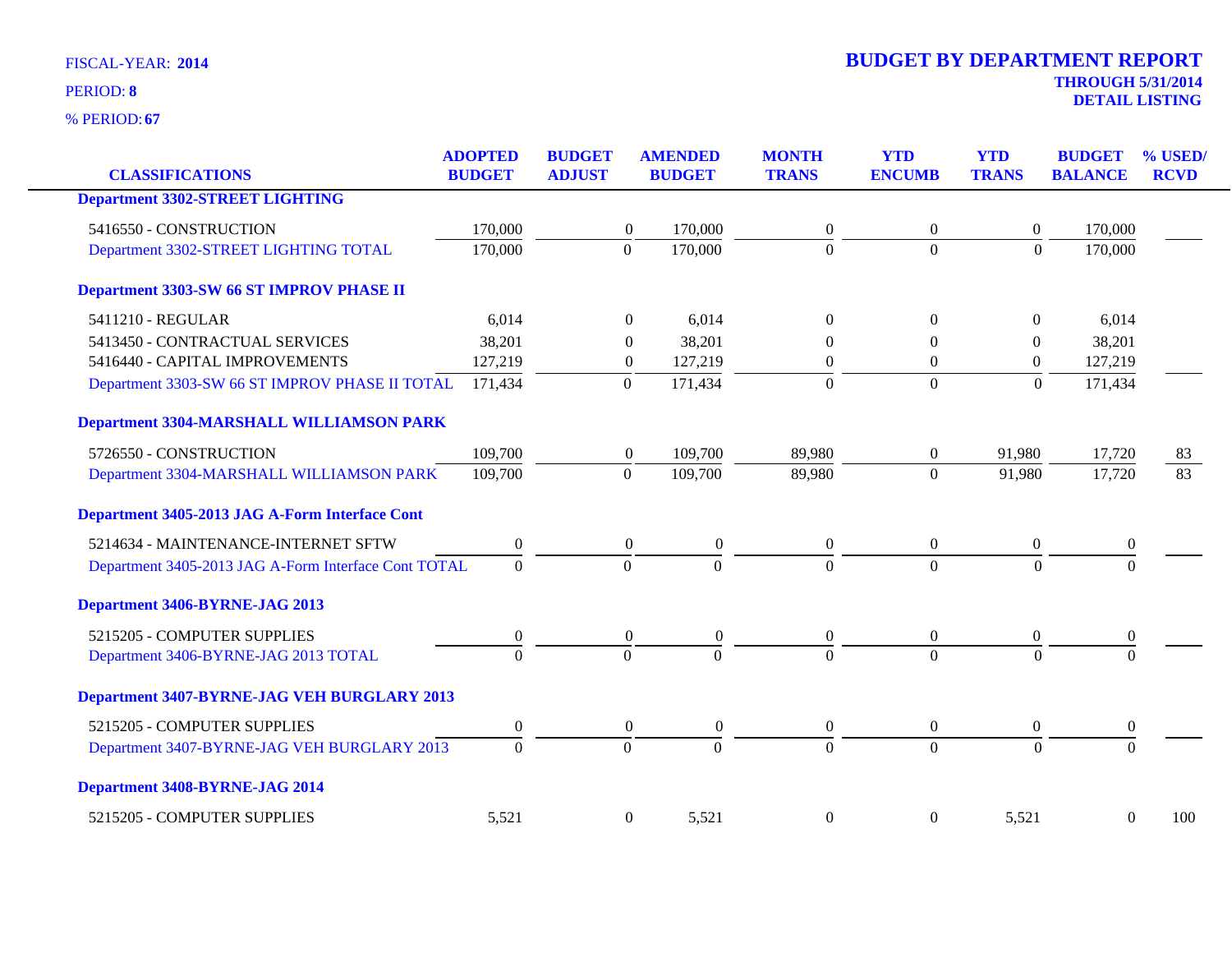FISCAL-YEAR: **2014**

PERIOD: **8**

% PERIOD: **67**

# BUDGET BY DEPARTMENT REPORT

**THROUGH 5/31/2014**

**DETAIL LISTING**

| CLASSIFICATIONS | ADOPTED BUDGET | BUDGET ADJUST | AMENDED BUDGET | MONTH TRANS | YTD ENCUMB | YTD TRANS | BUDGET BALANCE | % USED/ RCVD |
|---|---|---|---|---|---|---|---|---|
| **Department 3302-STREET LIGHTING** | | | | | | | | |
| 5416550 - CONSTRUCTION | 170,000 | 0 | 170,000 | 0 | 0 | 0 | 170,000 | |
| Department 3302-STREET LIGHTING TOTAL | 170,000 | 0 | 170,000 | 0 | 0 | 0 | 170,000 | |
| **Department 3303-SW 66 ST IMPROV PHASE II** | | | | | | | | |
| 5411210 - REGULAR | 6,014 | 0 | 6,014 | 0 | 0 | 0 | 6,014 | |
| 5413450 - CONTRACTUAL SERVICES | 38,201 | 0 | 38,201 | 0 | 0 | 0 | 38,201 | |
| 5416440 - CAPITAL IMPROVEMENTS | 127,219 | 0 | 127,219 | 0 | 0 | 0 | 127,219 | |
| Department 3303-SW 66 ST IMPROV PHASE II TOTAL | 171,434 | 0 | 171,434 | 0 | 0 | 0 | 171,434 | |
| **Department 3304-MARSHALL WILLIAMSON PARK** | | | | | | | | |
| 5726550 - CONSTRUCTION | 109,700 | 0 | 109,700 | 89,980 | 0 | 91,980 | 17,720 | 83 |
| Department 3304-MARSHALL WILLIAMSON PARK | 109,700 | 0 | 109,700 | 89,980 | 0 | 91,980 | 17,720 | 83 |
| **Department 3405-2013 JAG A-Form Interface Cont** | | | | | | | | |
| 5214634 - MAINTENANCE-INTERNET SFTW | 0 | 0 | 0 | 0 | 0 | 0 | 0 | |
| Department 3405-2013 JAG A-Form Interface Cont TOTAL | 0 | 0 | 0 | 0 | 0 | 0 | 0 | |
| **Department 3406-BYRNE-JAG 2013** | | | | | | | | |
| 5215205 - COMPUTER SUPPLIES | 0 | 0 | 0 | 0 | 0 | 0 | 0 | |
| Department 3406-BYRNE-JAG 2013 TOTAL | 0 | 0 | 0 | 0 | 0 | 0 | 0 | |
| **Department 3407-BYRNE-JAG VEH BURGLARY 2013** | | | | | | | | |
| 5215205 - COMPUTER SUPPLIES | 0 | 0 | 0 | 0 | 0 | 0 | 0 | |
| Department 3407-BYRNE-JAG VEH BURGLARY 2013 | 0 | 0 | 0 | 0 | 0 | 0 | 0 | |
| **Department 3408-BYRNE-JAG 2014** | | | | | | | | |
| 5215205 - COMPUTER SUPPLIES | 5,521 | 0 | 5,521 | 0 | 0 | 5,521 | 0 | 100 |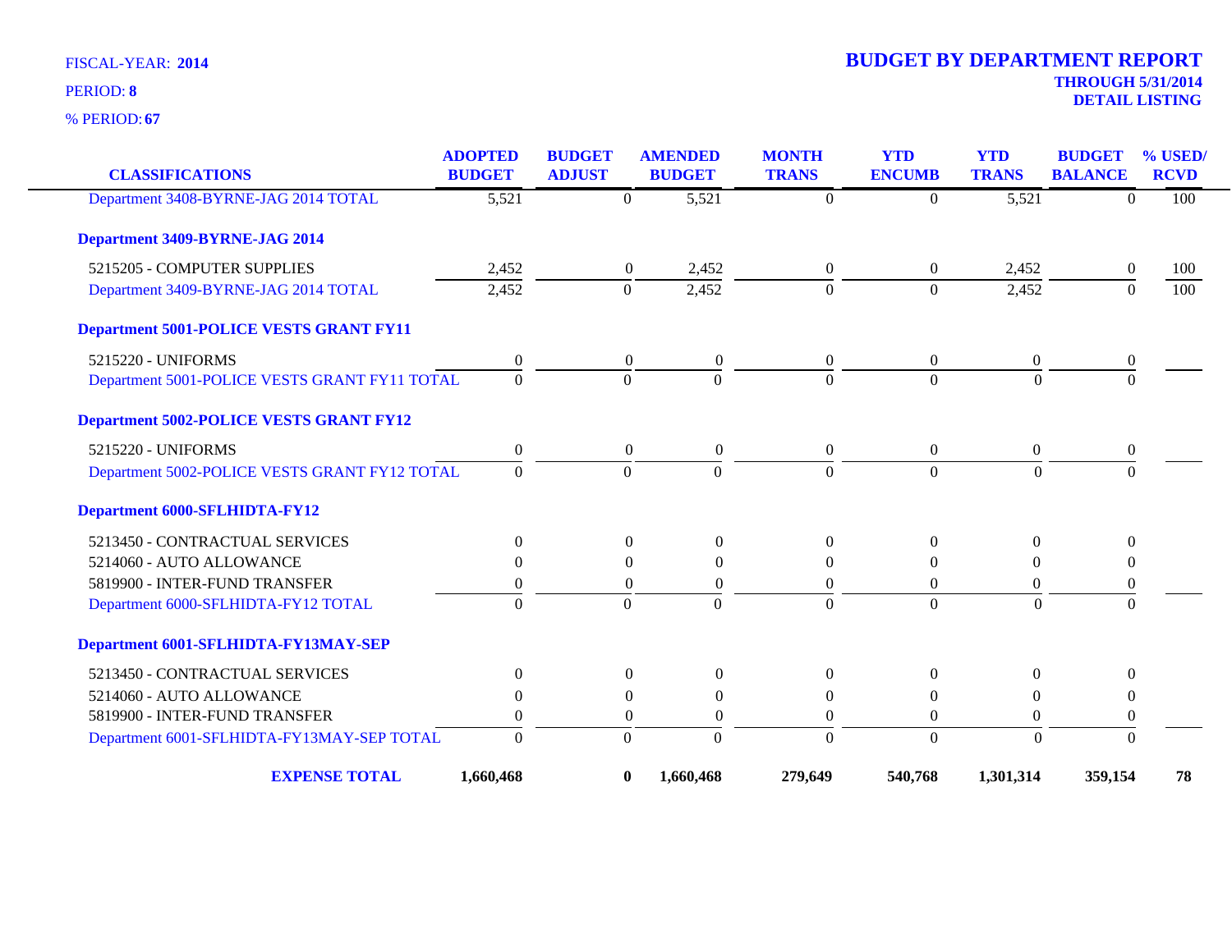FISCAL-YEAR: **2014**

PERIOD: **8**

% PERIOD: **67**

# BUDGET BY DEPARTMENT REPORT

**THROUGH 5/31/2014**
**DETAIL LISTING**

| CLASSIFICATIONS | ADOPTED BUDGET | BUDGET ADJUST | AMENDED BUDGET | MONTH TRANS | YTD ENCUMB | YTD TRANS | BUDGET BALANCE | % USED/ RCVD |
|---|---|---|---|---|---|---|---|---|
| Department 3408-BYRNE-JAG 2014 TOTAL | 5,521 | 0 | 5,521 | 0 | 0 | 5,521 | 0 | 100 |
| **Department 3409-BYRNE-JAG 2014** | | | | | | | | |
| 5215205 - COMPUTER SUPPLIES | 2,452 | 0 | 2,452 | 0 | 0 | 2,452 | 0 | 100 |
| Department 3409-BYRNE-JAG 2014 TOTAL | 2,452 | 0 | 2,452 | 0 | 0 | 2,452 | 0 | 100 |
| **Department 5001-POLICE VESTS GRANT FY11** | | | | | | | | |
| 5215220 - UNIFORMS | 0 | 0 | 0 | 0 | 0 | 0 | 0 | |
| Department 5001-POLICE VESTS GRANT FY11 TOTAL | 0 | 0 | 0 | 0 | 0 | 0 | 0 | |
| **Department 5002-POLICE VESTS GRANT FY12** | | | | | | | | |
| 5215220 - UNIFORMS | 0 | 0 | 0 | 0 | 0 | 0 | 0 | |
| Department 5002-POLICE VESTS GRANT FY12 TOTAL | 0 | 0 | 0 | 0 | 0 | 0 | 0 | |
| **Department 6000-SFLHIDTA-FY12** | | | | | | | | |
| 5213450 - CONTRACTUAL SERVICES | 0 | 0 | 0 | 0 | 0 | 0 | 0 | |
| 5214060 - AUTO ALLOWANCE | 0 | 0 | 0 | 0 | 0 | 0 | 0 | |
| 5819900 - INTER-FUND TRANSFER | 0 | 0 | 0 | 0 | 0 | 0 | 0 | |
| Department 6000-SFLHIDTA-FY12 TOTAL | 0 | 0 | 0 | 0 | 0 | 0 | 0 | |
| **Department 6001-SFLHIDTA-FY13MAY-SEP** | | | | | | | | |
| 5213450 - CONTRACTUAL SERVICES | 0 | 0 | 0 | 0 | 0 | 0 | 0 | |
| 5214060 - AUTO ALLOWANCE | 0 | 0 | 0 | 0 | 0 | 0 | 0 | |
| 5819900 - INTER-FUND TRANSFER | 0 | 0 | 0 | 0 | 0 | 0 | 0 | |
| Department 6001-SFLHIDTA-FY13MAY-SEP TOTAL | 0 | 0 | 0 | 0 | 0 | 0 | 0 | |
| **EXPENSE TOTAL** | **1,660,468** | **0** | **1,660,468** | **279,649** | **540,768** | **1,301,314** | **359,154** | **78** |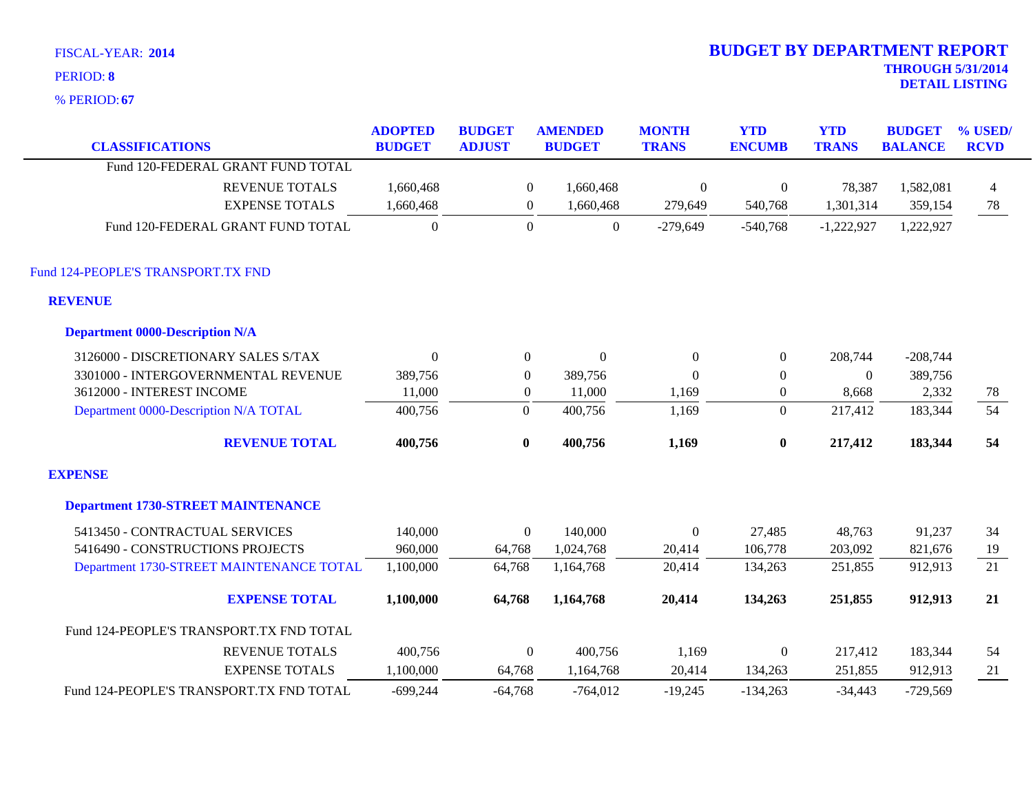FISCAL-YEAR: **2014**

PERIOD: **8**

% PERIOD: **67**

# BUDGET BY DEPARTMENT REPORT

**THROUGH 5/31/2014**

**DETAIL LISTING**

| CLASSIFICATIONS | ADOPTED BUDGET | BUDGET ADJUST | AMENDED BUDGET | MONTH TRANS | YTD ENCUMB | YTD TRANS | BUDGET BALANCE | % USED/ RCVD |
|---|---|---|---|---|---|---|---|---|
| Fund 120-FEDERAL GRANT FUND TOTAL | | | | | | | | |
| REVENUE TOTALS | 1,660,468 | 0 | 1,660,468 | 0 | 0 | 78,387 | 1,582,081 | 4 |
| EXPENSE TOTALS | 1,660,468 | 0 | 1,660,468 | 279,649 | 540,768 | 1,301,314 | 359,154 | 78 |
| Fund 120-FEDERAL GRANT FUND TOTAL | 0 | 0 | 0 | -279,649 | -540,768 | -1,222,927 | 1,222,927 | |
| **Fund 124-PEOPLE'S TRANSPORT.TX FND** | | | | | | | | |
| **REVENUE** | | | | | | | | |
| **Department 0000-Description N/A** | | | | | | | | |
| 3126000 - DISCRETIONARY SALES S/TAX | 0 | 0 | 0 | 0 | 0 | 208,744 | -208,744 | |
| 3301000 - INTERGOVERNMENTAL REVENUE | 389,756 | 0 | 389,756 | 0 | 0 | 0 | 389,756 | |
| 3612000 - INTEREST INCOME | 11,000 | 0 | 11,000 | 1,169 | 0 | 8,668 | 2,332 | 78 |
| Department 0000-Description N/A TOTAL | 400,756 | 0 | 400,756 | 1,169 | 0 | 217,412 | 183,344 | 54 |
| **REVENUE TOTAL** | **400,756** | **0** | **400,756** | **1,169** | **0** | **217,412** | **183,344** | **54** |
| **EXPENSE** | | | | | | | | |
| **Department 1730-STREET MAINTENANCE** | | | | | | | | |
| 5413450 - CONTRACTUAL SERVICES | 140,000 | 0 | 140,000 | 0 | 27,485 | 48,763 | 91,237 | 34 |
| 5416490 - CONSTRUCTIONS PROJECTS | 960,000 | 64,768 | 1,024,768 | 20,414 | 106,778 | 203,092 | 821,676 | 19 |
| Department 1730-STREET MAINTENANCE TOTAL | 1,100,000 | 64,768 | 1,164,768 | 20,414 | 134,263 | 251,855 | 912,913 | 21 |
| **EXPENSE TOTAL** | **1,100,000** | **64,768** | **1,164,768** | **20,414** | **134,263** | **251,855** | **912,913** | **21** |
| Fund 124-PEOPLE'S TRANSPORT.TX FND TOTAL | | | | | | | | |
| REVENUE TOTALS | 400,756 | 0 | 400,756 | 1,169 | 0 | 217,412 | 183,344 | 54 |
| EXPENSE TOTALS | 1,100,000 | 64,768 | 1,164,768 | 20,414 | 134,263 | 251,855 | 912,913 | 21 |
| Fund 124-PEOPLE'S TRANSPORT.TX FND TOTAL | -699,244 | -64,768 | -764,012 | -19,245 | -134,263 | -34,443 | -729,569 | |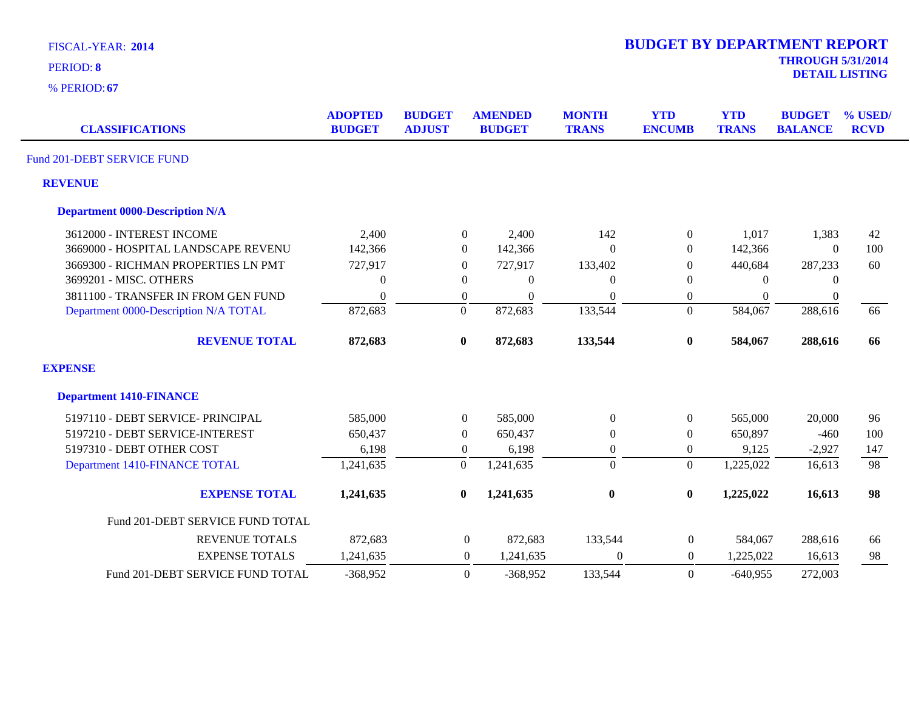FISCAL-YEAR: **2014**

PERIOD: **8**

% PERIOD: **67**

# BUDGET BY DEPARTMENT REPORT

**THROUGH 5/31/2014**

**DETAIL LISTING**

| CLASSIFICATIONS | ADOPTED BUDGET | BUDGET ADJUST | AMENDED BUDGET | MONTH TRANS | YTD ENCUMB | YTD TRANS | BUDGET BALANCE | % USED/ RCVD |
|---|---|---|---|---|---|---|---|---|
| Fund 201-DEBT SERVICE FUND | | | | | | | | |
| **REVENUE** | | | | | | | | |
| **Department 0000-Description N/A** | | | | | | | | |
| 3612000 - INTEREST INCOME | 2,400 | 0 | 2,400 | 142 | 0 | 1,017 | 1,383 | 42 |
| 3669000 - HOSPITAL LANDSCAPE REVENU | 142,366 | 0 | 142,366 | 0 | 0 | 142,366 | 0 | 100 |
| 3669300 - RICHMAN PROPERTIES LN PMT | 727,917 | 0 | 727,917 | 133,402 | 0 | 440,684 | 287,233 | 60 |
| 3699201 - MISC. OTHERS | 0 | 0 | 0 | 0 | 0 | 0 | 0 | |
| 3811100 - TRANSFER IN FROM GEN FUND | 0 | 0 | 0 | 0 | 0 | 0 | 0 | |
| Department 0000-Description N/A TOTAL | 872,683 | 0 | 872,683 | 133,544 | 0 | 584,067 | 288,616 | 66 |
| **REVENUE TOTAL** | **872,683** | **0** | **872,683** | **133,544** | **0** | **584,067** | **288,616** | **66** |
| **EXPENSE** | | | | | | | | |
| **Department 1410-FINANCE** | | | | | | | | |
| 5197110 - DEBT SERVICE- PRINCIPAL | 585,000 | 0 | 585,000 | 0 | 0 | 565,000 | 20,000 | 96 |
| 5197210 - DEBT SERVICE-INTEREST | 650,437 | 0 | 650,437 | 0 | 0 | 650,897 | -460 | 100 |
| 5197310 - DEBT OTHER COST | 6,198 | 0 | 6,198 | 0 | 0 | 9,125 | -2,927 | 147 |
| Department 1410-FINANCE TOTAL | 1,241,635 | 0 | 1,241,635 | 0 | 0 | 1,225,022 | 16,613 | 98 |
| **EXPENSE TOTAL** | **1,241,635** | **0** | **1,241,635** | **0** | **0** | **1,225,022** | **16,613** | **98** |
| Fund 201-DEBT SERVICE FUND TOTAL | | | | | | | | |
| REVENUE TOTALS | 872,683 | 0 | 872,683 | 133,544 | 0 | 584,067 | 288,616 | 66 |
| EXPENSE TOTALS | 1,241,635 | 0 | 1,241,635 | 0 | 0 | 1,225,022 | 16,613 | 98 |
| Fund 201-DEBT SERVICE FUND TOTAL | -368,952 | 0 | -368,952 | 133,544 | 0 | -640,955 | 272,003 | |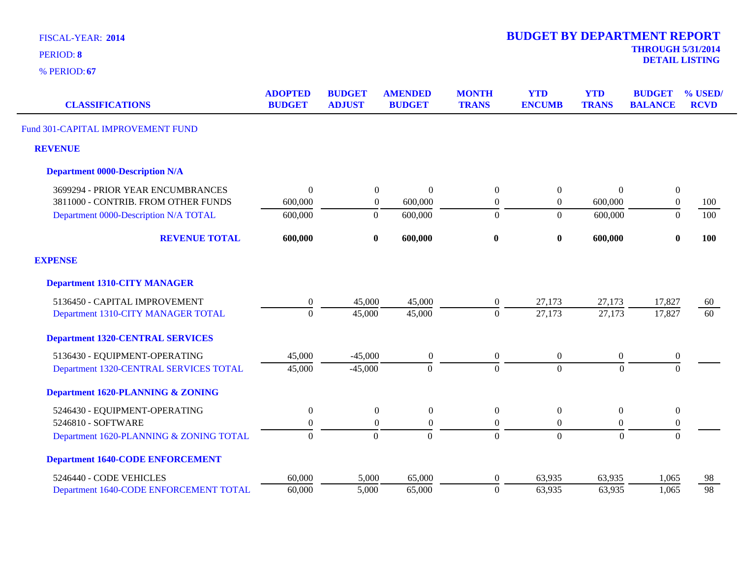FISCAL-YEAR: **2014**

PERIOD: **8**

% PERIOD: **67**

# BUDGET BY DEPARTMENT REPORT

**THROUGH 5/31/2014**
**DETAIL LISTING**

| CLASSIFICATIONS | ADOPTED BUDGET | BUDGET ADJUST | AMENDED BUDGET | MONTH TRANS | YTD ENCUMB | YTD TRANS | BUDGET BALANCE | % USED/ RCVD |
|---|---|---|---|---|---|---|---|---|
| Fund 301-CAPITAL IMPROVEMENT FUND | | | | | | | | |
| **REVENUE** | | | | | | | | |
| **Department 0000-Description N/A** | | | | | | | | |
| 3699294 - PRIOR YEAR ENCUMBRANCES | 0 | 0 | 0 | 0 | 0 | 0 | 0 | |
| 3811000 - CONTRIB. FROM OTHER FUNDS | 600,000 | 0 | 600,000 | 0 | 0 | 600,000 | 0 | 100 |
| Department 0000-Description N/A TOTAL | 600,000 | 0 | 600,000 | 0 | 0 | 600,000 | 0 | 100 |
| **REVENUE TOTAL** | **600,000** | **0** | **600,000** | **0** | **0** | **600,000** | **0** | **100** |
| **EXPENSE** | | | | | | | | |
| **Department 1310-CITY MANAGER** | | | | | | | | |
| 5136450 - CAPITAL IMPROVEMENT | 0 | 45,000 | 45,000 | 0 | 27,173 | 27,173 | 17,827 | 60 |
| Department 1310-CITY MANAGER TOTAL | 0 | 45,000 | 45,000 | 0 | 27,173 | 27,173 | 17,827 | 60 |
| **Department 1320-CENTRAL SERVICES** | | | | | | | | |
| 5136430 - EQUIPMENT-OPERATING | 45,000 | -45,000 | 0 | 0 | 0 | 0 | 0 | |
| Department 1320-CENTRAL SERVICES TOTAL | 45,000 | -45,000 | 0 | 0 | 0 | 0 | 0 | |
| **Department 1620-PLANNING & ZONING** | | | | | | | | |
| 5246430 - EQUIPMENT-OPERATING | 0 | 0 | 0 | 0 | 0 | 0 | 0 | |
| 5246810 - SOFTWARE | 0 | 0 | 0 | 0 | 0 | 0 | 0 | |
| Department 1620-PLANNING & ZONING TOTAL | 0 | 0 | 0 | 0 | 0 | 0 | 0 | |
| **Department 1640-CODE ENFORCEMENT** | | | | | | | | |
| 5246440 - CODE VEHICLES | 60,000 | 5,000 | 65,000 | 0 | 63,935 | 63,935 | 1,065 | 98 |
| Department 1640-CODE ENFORCEMENT TOTAL | 60,000 | 5,000 | 65,000 | 0 | 63,935 | 63,935 | 1,065 | 98 |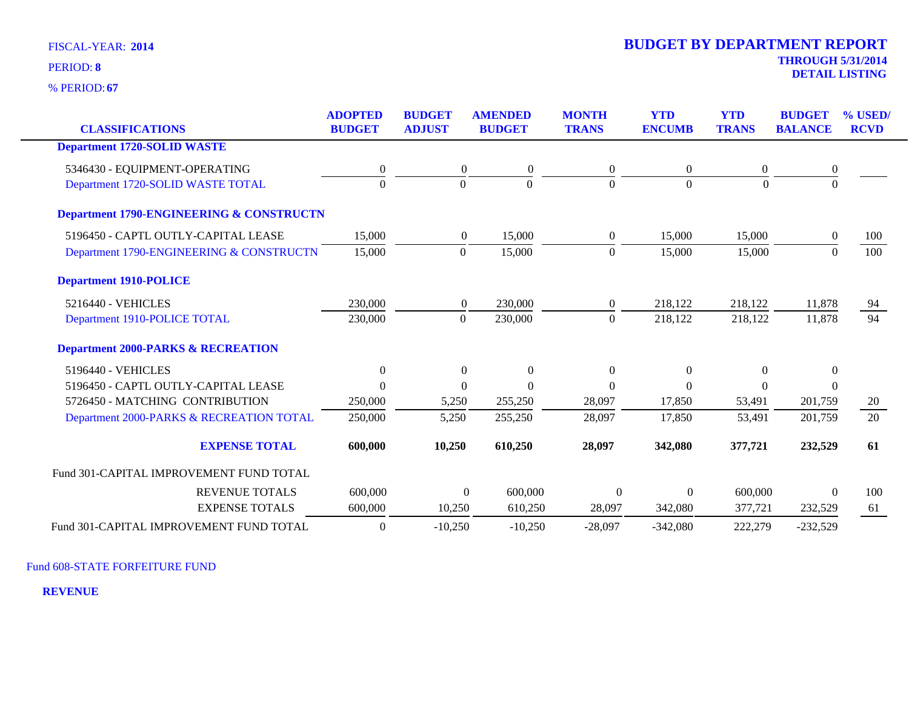FISCAL-YEAR: **2014**

PERIOD: **8**

% PERIOD: **67**

# BUDGET BY DEPARTMENT REPORT

**THROUGH 5/31/2014**

**DETAIL LISTING**

| CLASSIFICATIONS | ADOPTED BUDGET | BUDGET ADJUST | AMENDED BUDGET | MONTH TRANS | YTD ENCUMB | YTD TRANS | BUDGET BALANCE | % USED/ RCVD |
|---|---|---|---|---|---|---|---|---|
| **Department 1720-SOLID WASTE** | | | | | | | | |
| 5346430 - EQUIPMENT-OPERATING | 0 | 0 | 0 | 0 | 0 | 0 | 0 | |
| Department 1720-SOLID WASTE TOTAL | 0 | 0 | 0 | 0 | 0 | 0 | 0 | |
| **Department 1790-ENGINEERING & CONSTRUCTN** | | | | | | | | |
| 5196450 - CAPTL OUTLY-CAPITAL LEASE | 15,000 | 0 | 15,000 | 0 | 15,000 | 15,000 | 0 | 100 |
| Department 1790-ENGINEERING & CONSTRUCTN | 15,000 | 0 | 15,000 | 0 | 15,000 | 15,000 | 0 | 100 |
| **Department 1910-POLICE** | | | | | | | | |
| 5216440 - VEHICLES | 230,000 | 0 | 230,000 | 0 | 218,122 | 218,122 | 11,878 | 94 |
| Department 1910-POLICE TOTAL | 230,000 | 0 | 230,000 | 0 | 218,122 | 218,122 | 11,878 | 94 |
| **Department 2000-PARKS & RECREATION** | | | | | | | | |
| 5196440 - VEHICLES | 0 | 0 | 0 | 0 | 0 | 0 | 0 | |
| 5196450 - CAPTL OUTLY-CAPITAL LEASE | 0 | 0 | 0 | 0 | 0 | 0 | 0 | |
| 5726450 - MATCHING CONTRIBUTION | 250,000 | 5,250 | 255,250 | 28,097 | 17,850 | 53,491 | 201,759 | 20 |
| Department 2000-PARKS & RECREATION TOTAL | 250,000 | 5,250 | 255,250 | 28,097 | 17,850 | 53,491 | 201,759 | 20 |
| **EXPENSE TOTAL** | **600,000** | **10,250** | **610,250** | **28,097** | **342,080** | **377,721** | **232,529** | **61** |
| Fund 301-CAPITAL IMPROVEMENT FUND TOTAL | | | | | | | | |
| REVENUE TOTALS | 600,000 | 0 | 600,000 | 0 | 0 | 600,000 | 0 | 100 |
| EXPENSE TOTALS | 600,000 | 10,250 | 610,250 | 28,097 | 342,080 | 377,721 | 232,529 | 61 |
| Fund 301-CAPITAL IMPROVEMENT FUND TOTAL | 0 | -10,250 | -10,250 | -28,097 | -342,080 | 222,279 | -232,529 | |

Fund 608-STATE FORFEITURE FUND

**REVENUE**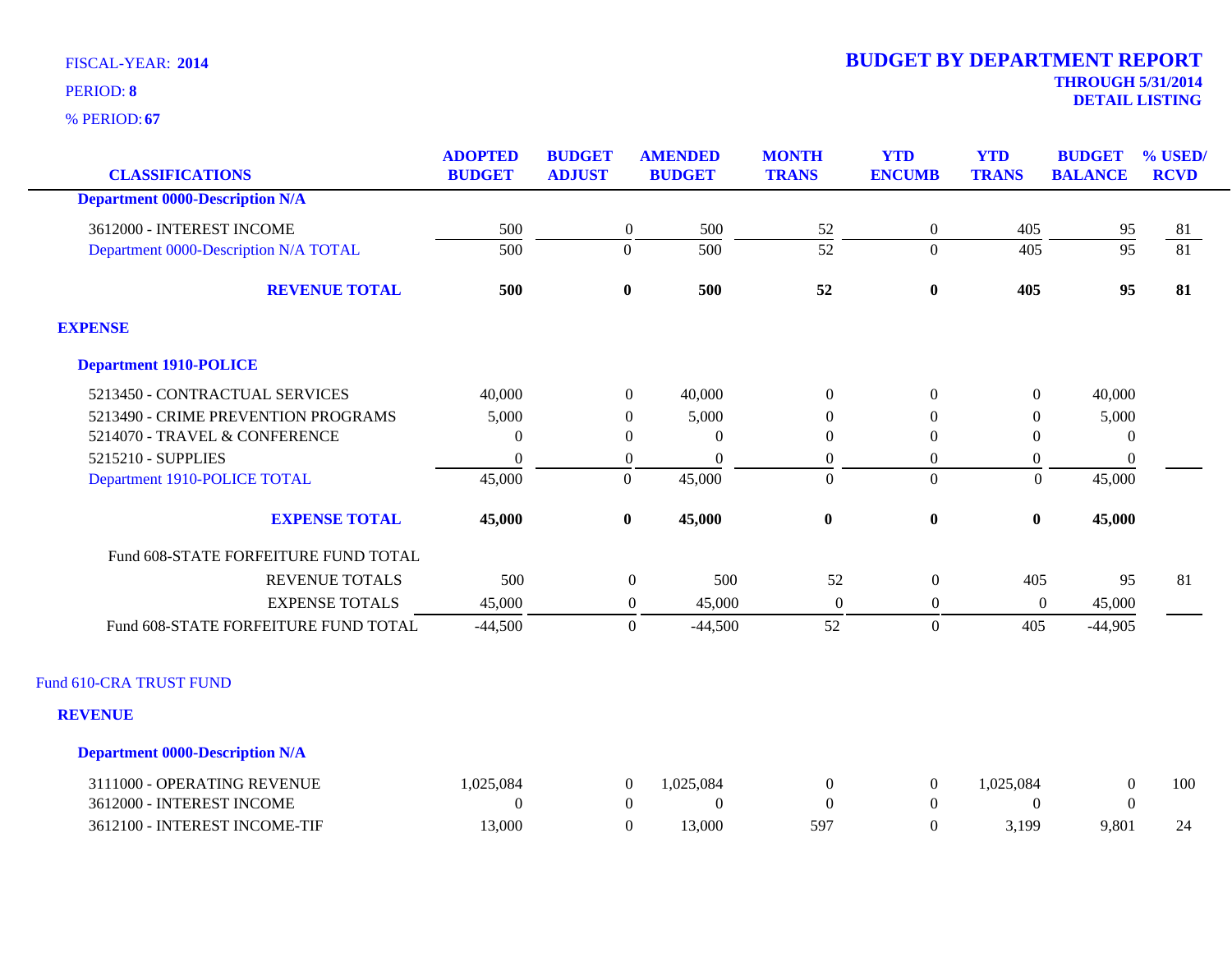FISCAL-YEAR: **2014**

PERIOD: **8**

% PERIOD: **67**

# BUDGET BY DEPARTMENT REPORT

**THROUGH 5/31/2014**

**DETAIL LISTING**

| CLASSIFICATIONS | ADOPTED BUDGET | BUDGET ADJUST | AMENDED BUDGET | MONTH TRANS | YTD ENCUMB | YTD TRANS | BUDGET BALANCE | % USED/ RCVD |
|---|---|---|---|---|---|---|---|---|
| **Department 0000-Description N/A** | | | | | | | | |
| 3612000 - INTEREST INCOME | 500 | 0 | 500 | 52 | 0 | 405 | 95 | 81 |
| Department 0000-Description N/A TOTAL | 500 | 0 | 500 | 52 | 0 | 405 | 95 | 81 |
| **REVENUE TOTAL** | **500** | **0** | **500** | **52** | **0** | **405** | **95** | **81** |
| **EXPENSE** | | | | | | | | |
| **Department 1910-POLICE** | | | | | | | | |
| 5213450 - CONTRACTUAL SERVICES | 40,000 | 0 | 40,000 | 0 | 0 | 0 | 40,000 | |
| 5213490 - CRIME PREVENTION PROGRAMS | 5,000 | 0 | 5,000 | 0 | 0 | 0 | 5,000 | |
| 5214070 - TRAVEL & CONFERENCE | 0 | 0 | 0 | 0 | 0 | 0 | 0 | |
| 5215210 - SUPPLIES | 0 | 0 | 0 | 0 | 0 | 0 | 0 | |
| Department 1910-POLICE TOTAL | 45,000 | 0 | 45,000 | 0 | 0 | 0 | 45,000 | |
| **EXPENSE TOTAL** | **45,000** | **0** | **45,000** | **0** | **0** | **0** | **45,000** | |
| Fund 608-STATE FORFEITURE FUND TOTAL | | | | | | | | |
| REVENUE TOTALS | 500 | 0 | 500 | 52 | 0 | 405 | 95 | 81 |
| EXPENSE TOTALS | 45,000 | 0 | 45,000 | 0 | 0 | 0 | 45,000 | |
| Fund 608-STATE FORFEITURE FUND TOTAL | -44,500 | 0 | -44,500 | 52 | 0 | 405 | -44,905 | |
| Fund 610-CRA TRUST FUND | | | | | | | | |
| **REVENUE** | | | | | | | | |
| **Department 0000-Description N/A** | | | | | | | | |
| 3111000 - OPERATING REVENUE | 1,025,084 | 0 | 1,025,084 | 0 | 0 | 1,025,084 | 0 | 100 |
| 3612000 - INTEREST INCOME | 0 | 0 | 0 | 0 | 0 | 0 | 0 | |
| 3612100 - INTEREST INCOME-TIF | 13,000 | 0 | 13,000 | 597 | 0 | 3,199 | 9,801 | 24 |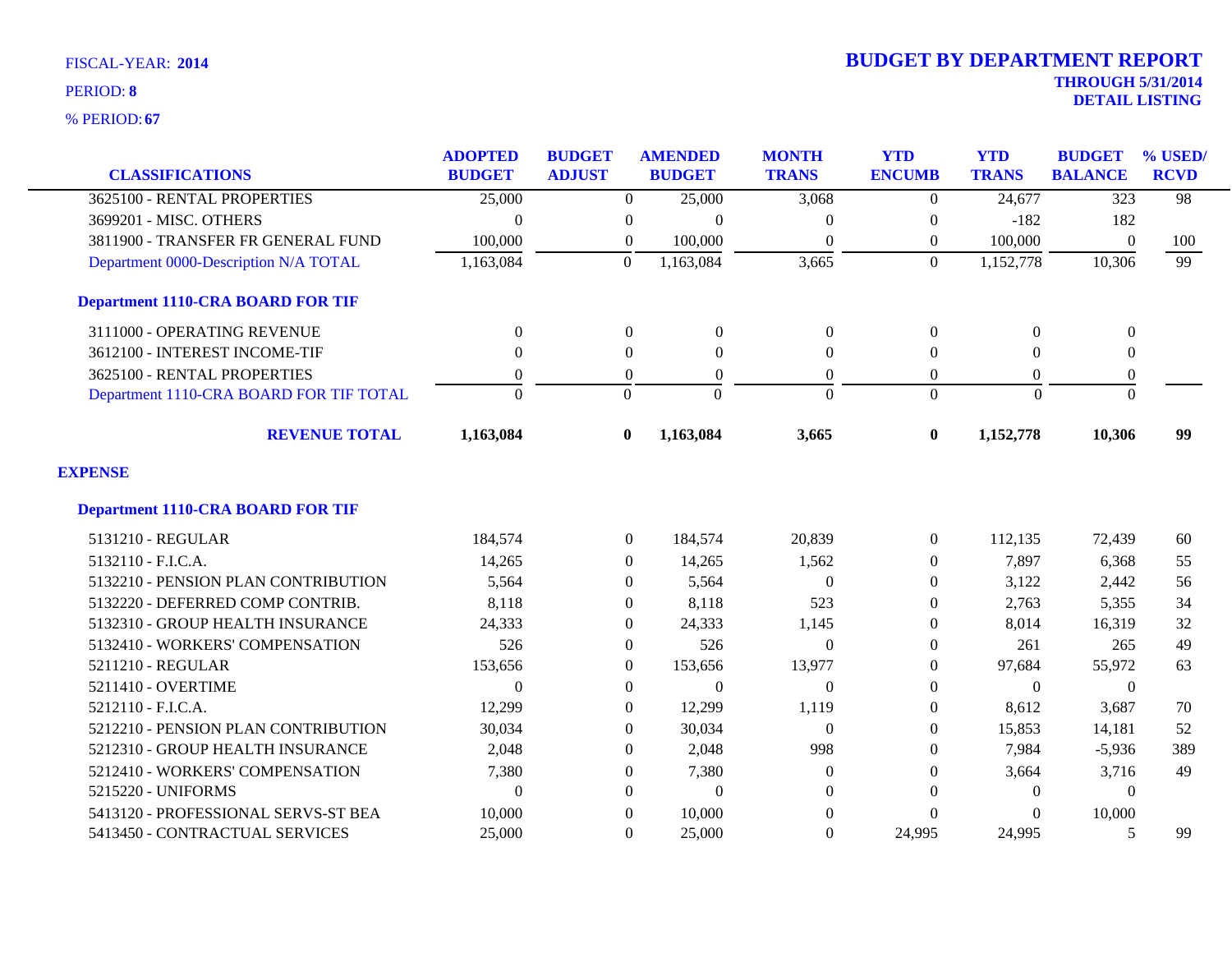FISCAL-YEAR: **2014**

PERIOD: **8**

% PERIOD: **67**

# BUDGET BY DEPARTMENT REPORT

**THROUGH 5/31/2014**

**DETAIL LISTING**

| CLASSIFICATIONS | ADOPTED BUDGET | BUDGET ADJUST | AMENDED BUDGET | MONTH TRANS | YTD ENCUMB | YTD TRANS | BUDGET BALANCE | % USED/ RCVD |
|---|---|---|---|---|---|---|---|---|
| 3625100 - RENTAL PROPERTIES | 25,000 | 0 | 25,000 | 3,068 | 0 | 24,677 | 323 | 98 |
| 3699201 - MISC. OTHERS | 0 | 0 | 0 | 0 | 0 | -182 | 182 | |
| 3811900 - TRANSFER FR GENERAL FUND | 100,000 | 0 | 100,000 | 0 | 0 | 100,000 | 0 | 100 |
| Department 0000-Description N/A TOTAL | 1,163,084 | 0 | 1,163,084 | 3,665 | 0 | 1,152,778 | 10,306 | 99 |
| **Department 1110-CRA BOARD FOR TIF** | | | | | | | | |
| 3111000 - OPERATING REVENUE | 0 | 0 | 0 | 0 | 0 | 0 | 0 | |
| 3612100 - INTEREST INCOME-TIF | 0 | 0 | 0 | 0 | 0 | 0 | 0 | |
| 3625100 - RENTAL PROPERTIES | 0 | 0 | 0 | 0 | 0 | 0 | 0 | |
| Department 1110-CRA BOARD FOR TIF TOTAL | 0 | 0 | 0 | 0 | 0 | 0 | 0 | |
| **REVENUE TOTAL** | **1,163,084** | **0** | **1,163,084** | **3,665** | **0** | **1,152,778** | **10,306** | **99** |
| **EXPENSE** | | | | | | | | |
| **Department 1110-CRA BOARD FOR TIF** | | | | | | | | |
| 5131210 - REGULAR | 184,574 | 0 | 184,574 | 20,839 | 0 | 112,135 | 72,439 | 60 |
| 5132110 - F.I.C.A. | 14,265 | 0 | 14,265 | 1,562 | 0 | 7,897 | 6,368 | 55 |
| 5132210 - PENSION PLAN CONTRIBUTION | 5,564 | 0 | 5,564 | 0 | 0 | 3,122 | 2,442 | 56 |
| 5132220 - DEFERRED COMP CONTRIB. | 8,118 | 0 | 8,118 | 523 | 0 | 2,763 | 5,355 | 34 |
| 5132310 - GROUP HEALTH INSURANCE | 24,333 | 0 | 24,333 | 1,145 | 0 | 8,014 | 16,319 | 32 |
| 5132410 - WORKERS' COMPENSATION | 526 | 0 | 526 | 0 | 0 | 261 | 265 | 49 |
| 5211210 - REGULAR | 153,656 | 0 | 153,656 | 13,977 | 0 | 97,684 | 55,972 | 63 |
| 5211410 - OVERTIME | 0 | 0 | 0 | 0 | 0 | 0 | 0 | |
| 5212110 - F.I.C.A. | 12,299 | 0 | 12,299 | 1,119 | 0 | 8,612 | 3,687 | 70 |
| 5212210 - PENSION PLAN CONTRIBUTION | 30,034 | 0 | 30,034 | 0 | 0 | 15,853 | 14,181 | 52 |
| 5212310 - GROUP HEALTH INSURANCE | 2,048 | 0 | 2,048 | 998 | 0 | 7,984 | -5,936 | 389 |
| 5212410 - WORKERS' COMPENSATION | 7,380 | 0 | 7,380 | 0 | 0 | 3,664 | 3,716 | 49 |
| 5215220 - UNIFORMS | 0 | 0 | 0 | 0 | 0 | 0 | 0 | |
| 5413120 - PROFESSIONAL SERVS-ST BEA | 10,000 | 0 | 10,000 | 0 | 0 | 0 | 10,000 | |
| 5413450 - CONTRACTUAL SERVICES | 25,000 | 0 | 25,000 | 0 | 24,995 | 24,995 | 5 | 99 |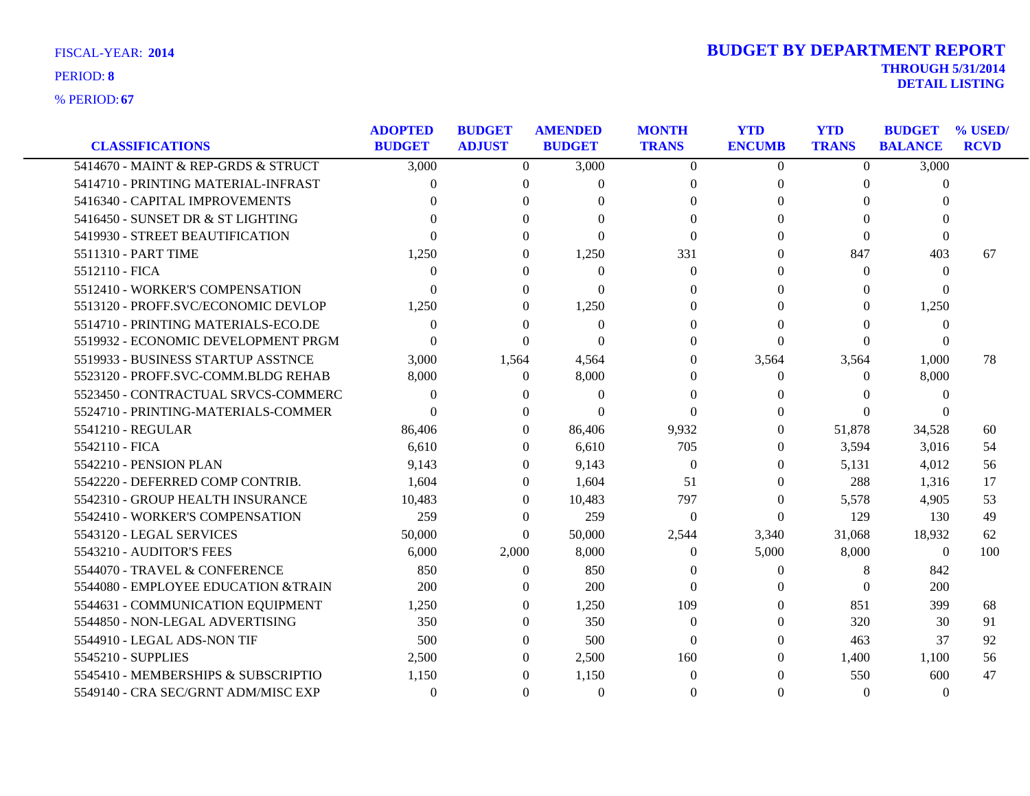FISCAL-YEAR: **2014**
PERIOD: **8**
% PERIOD: **67**

# BUDGET BY DEPARTMENT REPORT

**THROUGH 5/31/2014**
**DETAIL LISTING**

| CLASSIFICATIONS | ADOPTED BUDGET | BUDGET ADJUST | AMENDED BUDGET | MONTH TRANS | YTD ENCUMB | YTD TRANS | BUDGET BALANCE | % USED/ RCVD |
|---|---|---|---|---|---|---|---|---|
| 5414670 - MAINT & REP-GRDS & STRUCT | 3,000 | 0 | 3,000 | 0 | 0 | 0 | 3,000 | |
| 5414710 - PRINTING MATERIAL-INFRAST | 0 | 0 | 0 | 0 | 0 | 0 | 0 | |
| 5416340 - CAPITAL IMPROVEMENTS | 0 | 0 | 0 | 0 | 0 | 0 | 0 | |
| 5416450 - SUNSET DR & ST LIGHTING | 0 | 0 | 0 | 0 | 0 | 0 | 0 | |
| 5419930 - STREET BEAUTIFICATION | 0 | 0 | 0 | 0 | 0 | 0 | 0 | |
| 5511310 - PART TIME | 1,250 | 0 | 1,250 | 331 | 0 | 847 | 403 | 67 |
| 5512110 - FICA | 0 | 0 | 0 | 0 | 0 | 0 | 0 | |
| 5512410 - WORKER'S COMPENSATION | 0 | 0 | 0 | 0 | 0 | 0 | 0 | |
| 5513120 - PROFF.SVC/ECONOMIC DEVLOP | 1,250 | 0 | 1,250 | 0 | 0 | 0 | 1,250 | |
| 5514710 - PRINTING MATERIALS-ECO.DE | 0 | 0 | 0 | 0 | 0 | 0 | 0 | |
| 5519932 - ECONOMIC DEVELOPMENT PRGM | 0 | 0 | 0 | 0 | 0 | 0 | 0 | |
| 5519933 - BUSINESS STARTUP ASSTNCE | 3,000 | 1,564 | 4,564 | 0 | 3,564 | 3,564 | 1,000 | 78 |
| 5523120 - PROFF.SVC-COMM.BLDG REHAB | 8,000 | 0 | 8,000 | 0 | 0 | 0 | 8,000 | |
| 5523450 - CONTRACTUAL SRVCS-COMMERC | 0 | 0 | 0 | 0 | 0 | 0 | 0 | |
| 5524710 - PRINTING-MATERIALS-COMMER | 0 | 0 | 0 | 0 | 0 | 0 | 0 | |
| 5541210 - REGULAR | 86,406 | 0 | 86,406 | 9,932 | 0 | 51,878 | 34,528 | 60 |
| 5542110 - FICA | 6,610 | 0 | 6,610 | 705 | 0 | 3,594 | 3,016 | 54 |
| 5542210 - PENSION PLAN | 9,143 | 0 | 9,143 | 0 | 0 | 5,131 | 4,012 | 56 |
| 5542220 - DEFERRED COMP CONTRIB. | 1,604 | 0 | 1,604 | 51 | 0 | 288 | 1,316 | 17 |
| 5542310 - GROUP HEALTH INSURANCE | 10,483 | 0 | 10,483 | 797 | 0 | 5,578 | 4,905 | 53 |
| 5542410 - WORKER'S COMPENSATION | 259 | 0 | 259 | 0 | 0 | 129 | 130 | 49 |
| 5543120 - LEGAL SERVICES | 50,000 | 0 | 50,000 | 2,544 | 3,340 | 31,068 | 18,932 | 62 |
| 5543210 - AUDITOR'S FEES | 6,000 | 2,000 | 8,000 | 0 | 5,000 | 8,000 | 0 | 100 |
| 5544070 - TRAVEL & CONFERENCE | 850 | 0 | 850 | 0 | 0 | 8 | 842 | |
| 5544080 - EMPLOYEE EDUCATION &TRAIN | 200 | 0 | 200 | 0 | 0 | 0 | 200 | |
| 5544631 - COMMUNICATION EQUIPMENT | 1,250 | 0 | 1,250 | 109 | 0 | 851 | 399 | 68 |
| 5544850 - NON-LEGAL ADVERTISING | 350 | 0 | 350 | 0 | 0 | 320 | 30 | 91 |
| 5544910 - LEGAL ADS-NON TIF | 500 | 0 | 500 | 0 | 0 | 463 | 37 | 92 |
| 5545210 - SUPPLIES | 2,500 | 0 | 2,500 | 160 | 0 | 1,400 | 1,100 | 56 |
| 5545410 - MEMBERSHIPS & SUBSCRIPTIO | 1,150 | 0 | 1,150 | 0 | 0 | 550 | 600 | 47 |
| 5549140 - CRA SEC/GRNT ADM/MISC EXP | 0 | 0 | 0 | 0 | 0 | 0 | 0 | |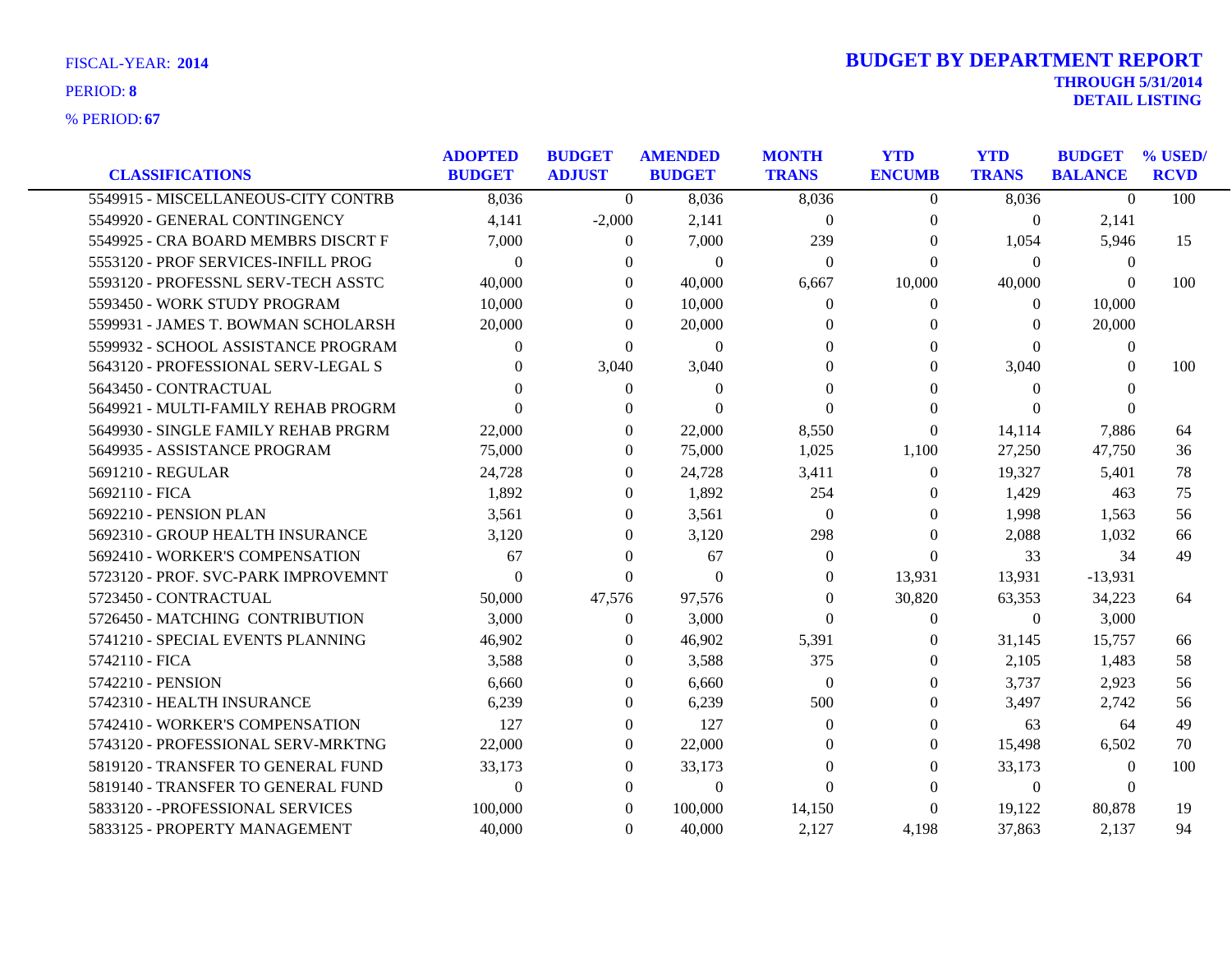FISCAL-YEAR: **2014**
PERIOD: **8**
% PERIOD: **67**

# BUDGET BY DEPARTMENT REPORT

**THROUGH 5/31/2014**
**DETAIL LISTING**

| CLASSIFICATIONS | ADOPTED BUDGET | BUDGET ADJUST | AMENDED BUDGET | MONTH TRANS | YTD ENCUMB | YTD TRANS | BUDGET BALANCE | % USED/ RCVD |
|---|---|---|---|---|---|---|---|---|
| 5549915 - MISCELLANEOUS-CITY CONTRB | 8,036 | 0 | 8,036 | 8,036 | 0 | 8,036 | 0 | 100 |
| 5549920 - GENERAL CONTINGENCY | 4,141 | -2,000 | 2,141 | 0 | 0 | 0 | 2,141 | |
| 5549925 - CRA BOARD MEMBRS DISCRT F | 7,000 | 0 | 7,000 | 239 | 0 | 1,054 | 5,946 | 15 |
| 5553120 - PROF SERVICES-INFILL PROG | 0 | 0 | 0 | 0 | 0 | 0 | 0 | |
| 5593120 - PROFESSNL SERV-TECH ASSTC | 40,000 | 0 | 40,000 | 6,667 | 10,000 | 40,000 | 0 | 100 |
| 5593450 - WORK STUDY PROGRAM | 10,000 | 0 | 10,000 | 0 | 0 | 0 | 10,000 | |
| 5599931 - JAMES T. BOWMAN SCHOLARSH | 20,000 | 0 | 20,000 | 0 | 0 | 0 | 20,000 | |
| 5599932 - SCHOOL ASSISTANCE PROGRAM | 0 | 0 | 0 | 0 | 0 | 0 | 0 | |
| 5643120 - PROFESSIONAL SERV-LEGAL S | 0 | 3,040 | 3,040 | 0 | 0 | 3,040 | 0 | 100 |
| 5643450 - CONTRACTUAL | 0 | 0 | 0 | 0 | 0 | 0 | 0 | |
| 5649921 - MULTI-FAMILY REHAB PROGRM | 0 | 0 | 0 | 0 | 0 | 0 | 0 | |
| 5649930 - SINGLE FAMILY REHAB PRGRM | 22,000 | 0 | 22,000 | 8,550 | 0 | 14,114 | 7,886 | 64 |
| 5649935 - ASSISTANCE PROGRAM | 75,000 | 0 | 75,000 | 1,025 | 1,100 | 27,250 | 47,750 | 36 |
| 5691210 - REGULAR | 24,728 | 0 | 24,728 | 3,411 | 0 | 19,327 | 5,401 | 78 |
| 5692110 - FICA | 1,892 | 0 | 1,892 | 254 | 0 | 1,429 | 463 | 75 |
| 5692210 - PENSION PLAN | 3,561 | 0 | 3,561 | 0 | 0 | 1,998 | 1,563 | 56 |
| 5692310 - GROUP HEALTH INSURANCE | 3,120 | 0 | 3,120 | 298 | 0 | 2,088 | 1,032 | 66 |
| 5692410 - WORKER'S COMPENSATION | 67 | 0 | 67 | 0 | 0 | 33 | 34 | 49 |
| 5723120 - PROF. SVC-PARK IMPROVEMNT | 0 | 0 | 0 | 0 | 13,931 | 13,931 | -13,931 | |
| 5723450 - CONTRACTUAL | 50,000 | 47,576 | 97,576 | 0 | 30,820 | 63,353 | 34,223 | 64 |
| 5726450 - MATCHING CONTRIBUTION | 3,000 | 0 | 3,000 | 0 | 0 | 0 | 3,000 | |
| 5741210 - SPECIAL EVENTS PLANNING | 46,902 | 0 | 46,902 | 5,391 | 0 | 31,145 | 15,757 | 66 |
| 5742110 - FICA | 3,588 | 0 | 3,588 | 375 | 0 | 2,105 | 1,483 | 58 |
| 5742210 - PENSION | 6,660 | 0 | 6,660 | 0 | 0 | 3,737 | 2,923 | 56 |
| 5742310 - HEALTH INSURANCE | 6,239 | 0 | 6,239 | 500 | 0 | 3,497 | 2,742 | 56 |
| 5742410 - WORKER'S COMPENSATION | 127 | 0 | 127 | 0 | 0 | 63 | 64 | 49 |
| 5743120 - PROFESSIONAL SERV-MRKTNG | 22,000 | 0 | 22,000 | 0 | 0 | 15,498 | 6,502 | 70 |
| 5819120 - TRANSFER TO GENERAL FUND | 33,173 | 0 | 33,173 | 0 | 0 | 33,173 | 0 | 100 |
| 5819140 - TRANSFER TO GENERAL FUND | 0 | 0 | 0 | 0 | 0 | 0 | 0 | |
| 5833120 - -PROFESSIONAL SERVICES | 100,000 | 0 | 100,000 | 14,150 | 0 | 19,122 | 80,878 | 19 |
| 5833125 - PROPERTY MANAGEMENT | 40,000 | 0 | 40,000 | 2,127 | 4,198 | 37,863 | 2,137 | 94 |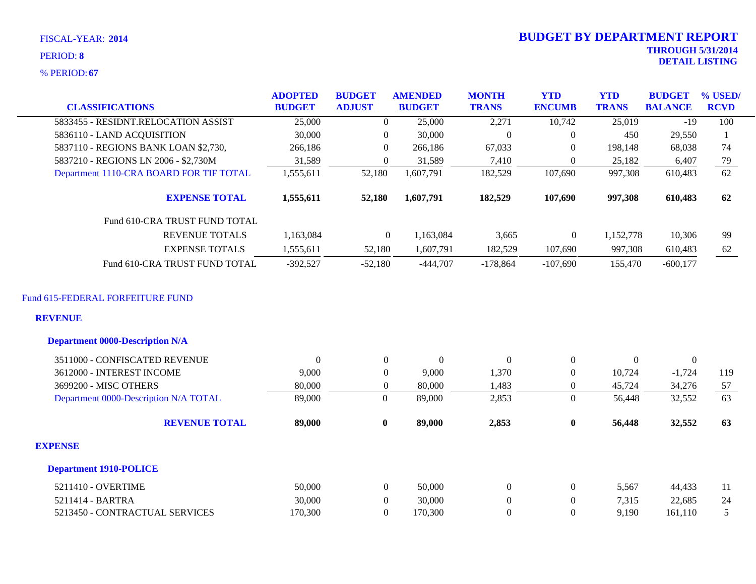FISCAL-YEAR: **2014**

PERIOD: **8**

% PERIOD: **67**

# BUDGET BY DEPARTMENT REPORT

**THROUGH 5/31/2014**

**DETAIL LISTING**

| CLASSIFICATIONS | ADOPTED BUDGET | BUDGET ADJUST | AMENDED BUDGET | MONTH TRANS | YTD ENCUMB | YTD TRANS | BUDGET BALANCE | % USED/ RCVD |
|---|---|---|---|---|---|---|---|---|
| 5833455 - RESIDNT.RELOCATION ASSIST | 25,000 | 0 | 25,000 | 2,271 | 10,742 | 25,019 | -19 | 100 |
| 5836110 - LAND ACQUISITION | 30,000 | 0 | 30,000 | 0 | 0 | 450 | 29,550 | 1 |
| 5837110 - REGIONS BANK LOAN $2,730, | 266,186 | 0 | 266,186 | 67,033 | 0 | 198,148 | 68,038 | 74 |
| 5837210 - REGIONS LN 2006 - $2,730M | 31,589 | 0 | 31,589 | 7,410 | 0 | 25,182 | 6,407 | 79 |
| Department 1110-CRA BOARD FOR TIF TOTAL | 1,555,611 | 52,180 | 1,607,791 | 182,529 | 107,690 | 997,308 | 610,483 | 62 |
| **EXPENSE TOTAL** | **1,555,611** | **52,180** | **1,607,791** | **182,529** | **107,690** | **997,308** | **610,483** | **62** |
| Fund 610-CRA TRUST FUND TOTAL | | | | | | | | |
| REVENUE TOTALS | 1,163,084 | 0 | 1,163,084 | 3,665 | 0 | 1,152,778 | 10,306 | 99 |
| EXPENSE TOTALS | 1,555,611 | 52,180 | 1,607,791 | 182,529 | 107,690 | 997,308 | 610,483 | 62 |
| Fund 610-CRA TRUST FUND TOTAL | -392,527 | -52,180 | -444,707 | -178,864 | -107,690 | 155,470 | -600,177 | |

## Fund 615-FEDERAL FORFEITURE FUND

### REVENUE

#### Department 0000-Description N/A

| CLASSIFICATIONS | ADOPTED BUDGET | BUDGET ADJUST | AMENDED BUDGET | MONTH TRANS | YTD ENCUMB | YTD TRANS | BUDGET BALANCE | % USED/ RCVD |
|---|---|---|---|---|---|---|---|---|
| 3511000 - CONFISCATED REVENUE | 0 | 0 | 0 | 0 | 0 | 0 | 0 | |
| 3612000 - INTEREST INCOME | 9,000 | 0 | 9,000 | 1,370 | 0 | 10,724 | -1,724 | 119 |
| 3699200 - MISC OTHERS | 80,000 | 0 | 80,000 | 1,483 | 0 | 45,724 | 34,276 | 57 |
| Department 0000-Description N/A TOTAL | 89,000 | 0 | 89,000 | 2,853 | 0 | 56,448 | 32,552 | 63 |
| **REVENUE TOTAL** | **89,000** | **0** | **89,000** | **2,853** | **0** | **56,448** | **32,552** | **63** |

### EXPENSE

#### Department 1910-POLICE

| CLASSIFICATIONS | ADOPTED BUDGET | BUDGET ADJUST | AMENDED BUDGET | MONTH TRANS | YTD ENCUMB | YTD TRANS | BUDGET BALANCE | % USED/ RCVD |
|---|---|---|---|---|---|---|---|---|
| 5211410 - OVERTIME | 50,000 | 0 | 50,000 | 0 | 0 | 5,567 | 44,433 | 11 |
| 5211414 - BARTRA | 30,000 | 0 | 30,000 | 0 | 0 | 7,315 | 22,685 | 24 |
| 5213450 - CONTRACTUAL SERVICES | 170,300 | 0 | 170,300 | 0 | 0 | 9,190 | 161,110 | 5 |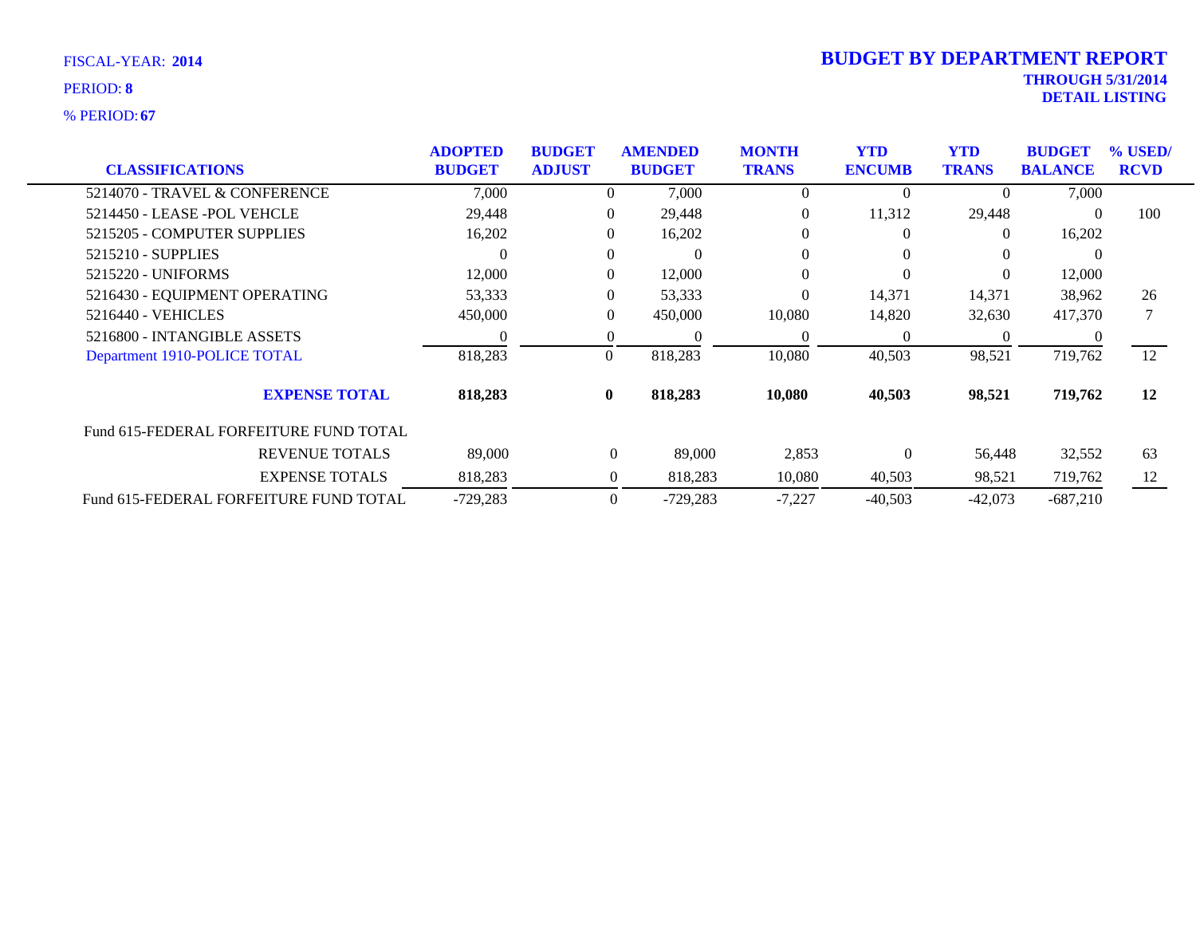FISCAL-YEAR: **2014**

PERIOD: **8**

% PERIOD: **67**

# BUDGET BY DEPARTMENT REPORT

**THROUGH 5/31/2014**

**DETAIL LISTING**

| CLASSIFICATIONS | ADOPTED BUDGET | BUDGET ADJUST | AMENDED BUDGET | MONTH TRANS | YTD ENCUMB | YTD TRANS | BUDGET BALANCE | % USED/ RCVD |
|---|---|---|---|---|---|---|---|---|
| 5214070 - TRAVEL & CONFERENCE | 7,000 | 0 | 7,000 | 0 | 0 | 0 | 7,000 | |
| 5214450 - LEASE -POL VEHCLE | 29,448 | 0 | 29,448 | 0 | 11,312 | 29,448 | 0 | 100 |
| 5215205 - COMPUTER SUPPLIES | 16,202 | 0 | 16,202 | 0 | 0 | 0 | 16,202 | |
| 5215210 - SUPPLIES | 0 | 0 | 0 | 0 | 0 | 0 | 0 | |
| 5215220 - UNIFORMS | 12,000 | 0 | 12,000 | 0 | 0 | 0 | 12,000 | |
| 5216430 - EQUIPMENT OPERATING | 53,333 | 0 | 53,333 | 0 | 14,371 | 14,371 | 38,962 | 26 |
| 5216440 - VEHICLES | 450,000 | 0 | 450,000 | 10,080 | 14,820 | 32,630 | 417,370 | 7 |
| 5216800 - INTANGIBLE ASSETS | 0 | 0 | 0 | 0 | 0 | 0 | 0 | |
| Department 1910-POLICE TOTAL | 818,283 | 0 | 818,283 | 10,080 | 40,503 | 98,521 | 719,762 | 12 |
| **EXPENSE TOTAL** | **818,283** | **0** | **818,283** | **10,080** | **40,503** | **98,521** | **719,762** | **12** |
| Fund 615-FEDERAL FORFEITURE FUND TOTAL | | | | | | | | |
| REVENUE TOTALS | 89,000 | 0 | 89,000 | 2,853 | 0 | 56,448 | 32,552 | 63 |
| EXPENSE TOTALS | 818,283 | 0 | 818,283 | 10,080 | 40,503 | 98,521 | 719,762 | 12 |
| Fund 615-FEDERAL FORFEITURE FUND TOTAL | -729,283 | 0 | -729,283 | -7,227 | -40,503 | -42,073 | -687,210 | |